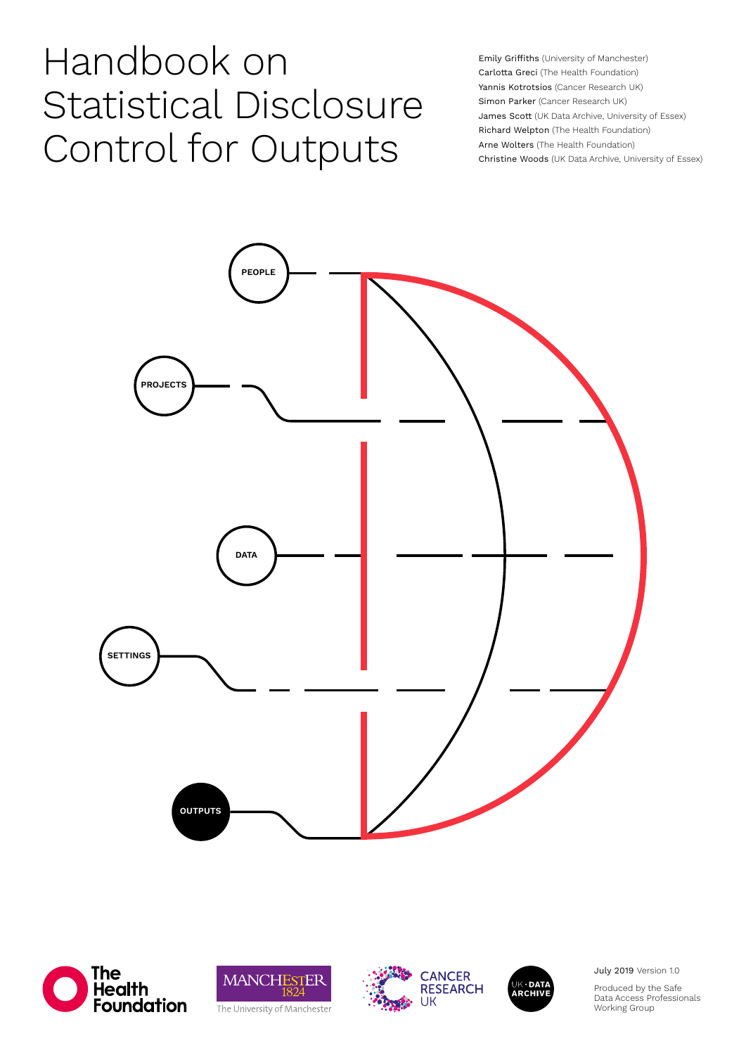# Handbook on Statistical Disclosure Control for Outputs

Emily Griffiths (University of Manchester)
Carlotta Greci (The Health Foundation)
Yannis Kotrotsios (Cancer Research UK)
Simon Parker (Cancer Research UK)
James Scott (UK Data Archive, University of Essex)
Richard Welpton (The Health Foundation)
Arne Wolters (The Health Foundation)
Christine Woods (UK Data Archive, University of Essex)

PEOPLE

PROJECTS

DATA

SETTINGS

OUTPUTS

July 2019 Version 1.0

Produced by the Safe Data Access Professionals Working Group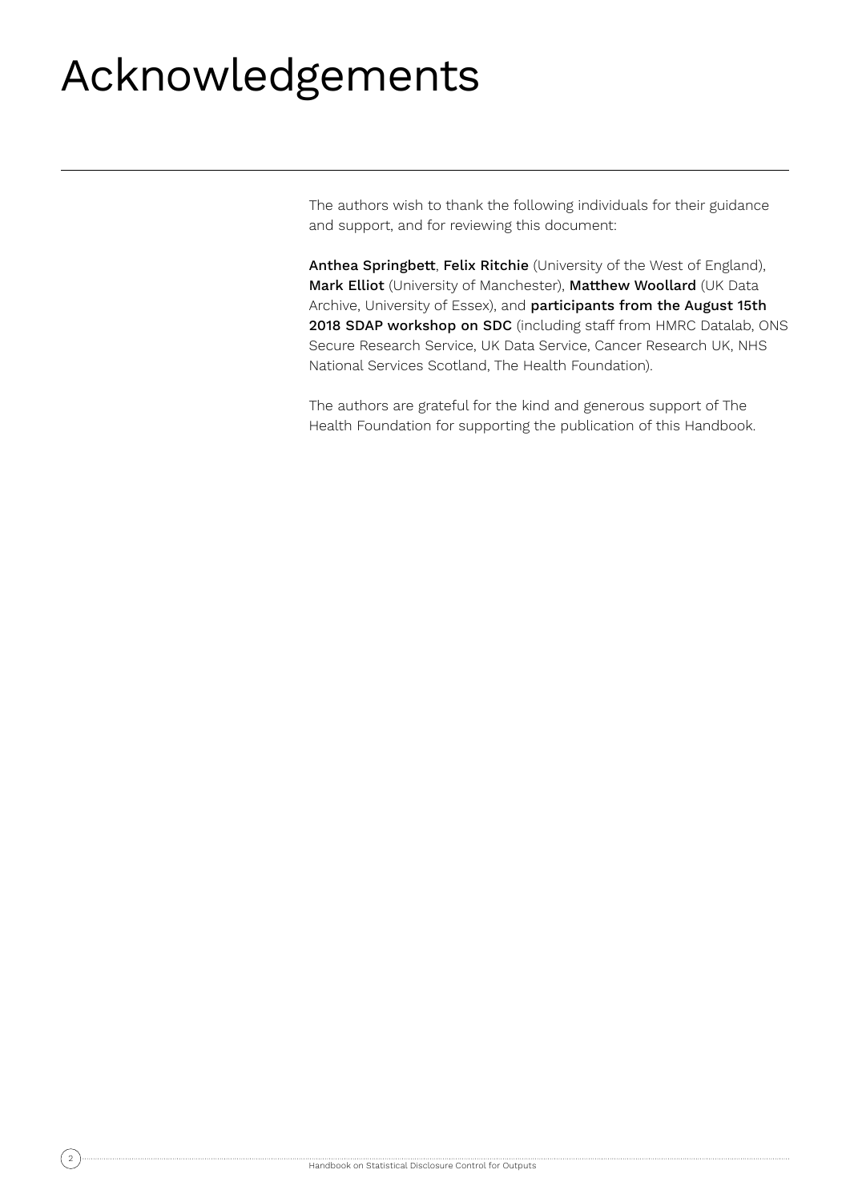# Acknowledgements

The authors wish to thank the following individuals for their guidance and support, and for reviewing this document:

**Anthea Springbett**, **Felix Ritchie** (University of the West of England), **Mark Elliot** (University of Manchester), **Matthew Woollard** (UK Data Archive, University of Essex), and **participants from the August 15th 2018 SDAP workshop on SDC** (including staff from HMRC Datalab, ONS Secure Research Service, UK Data Service, Cancer Research UK, NHS National Services Scotland, The Health Foundation).

The authors are grateful for the kind and generous support of The Health Foundation for supporting the publication of this Handbook.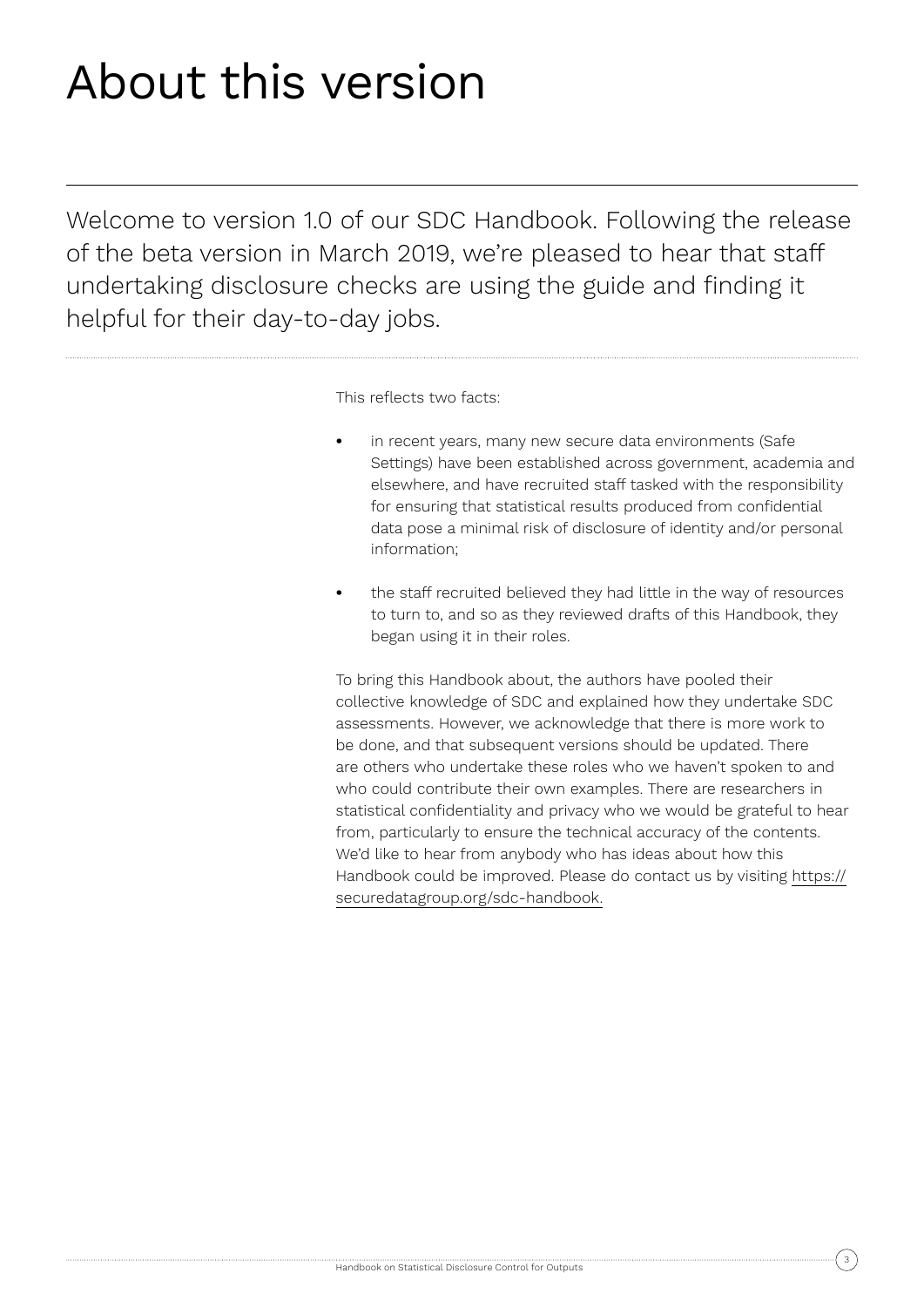# About this version

Welcome to version 1.0 of our SDC Handbook. Following the release of the beta version in March 2019, we're pleased to hear that staff undertaking disclosure checks are using the guide and finding it helpful for their day-to-day jobs.

This reflects two facts:

- in recent years, many new secure data environments (Safe Settings) have been established across government, academia and elsewhere, and have recruited staff tasked with the responsibility for ensuring that statistical results produced from confidential data pose a minimal risk of disclosure of identity and/or personal information;
- the staff recruited believed they had little in the way of resources to turn to, and so as they reviewed drafts of this Handbook, they began using it in their roles.

To bring this Handbook about, the authors have pooled their collective knowledge of SDC and explained how they undertake SDC assessments. However, we acknowledge that there is more work to be done, and that subsequent versions should be updated. There are others who undertake these roles who we haven't spoken to and who could contribute their own examples. There are researchers in statistical confidentiality and privacy who we would be grateful to hear from, particularly to ensure the technical accuracy of the contents. We'd like to hear from anybody who has ideas about how this Handbook could be improved. Please do contact us by visiting https://securedatagroup.org/sdc-handbook.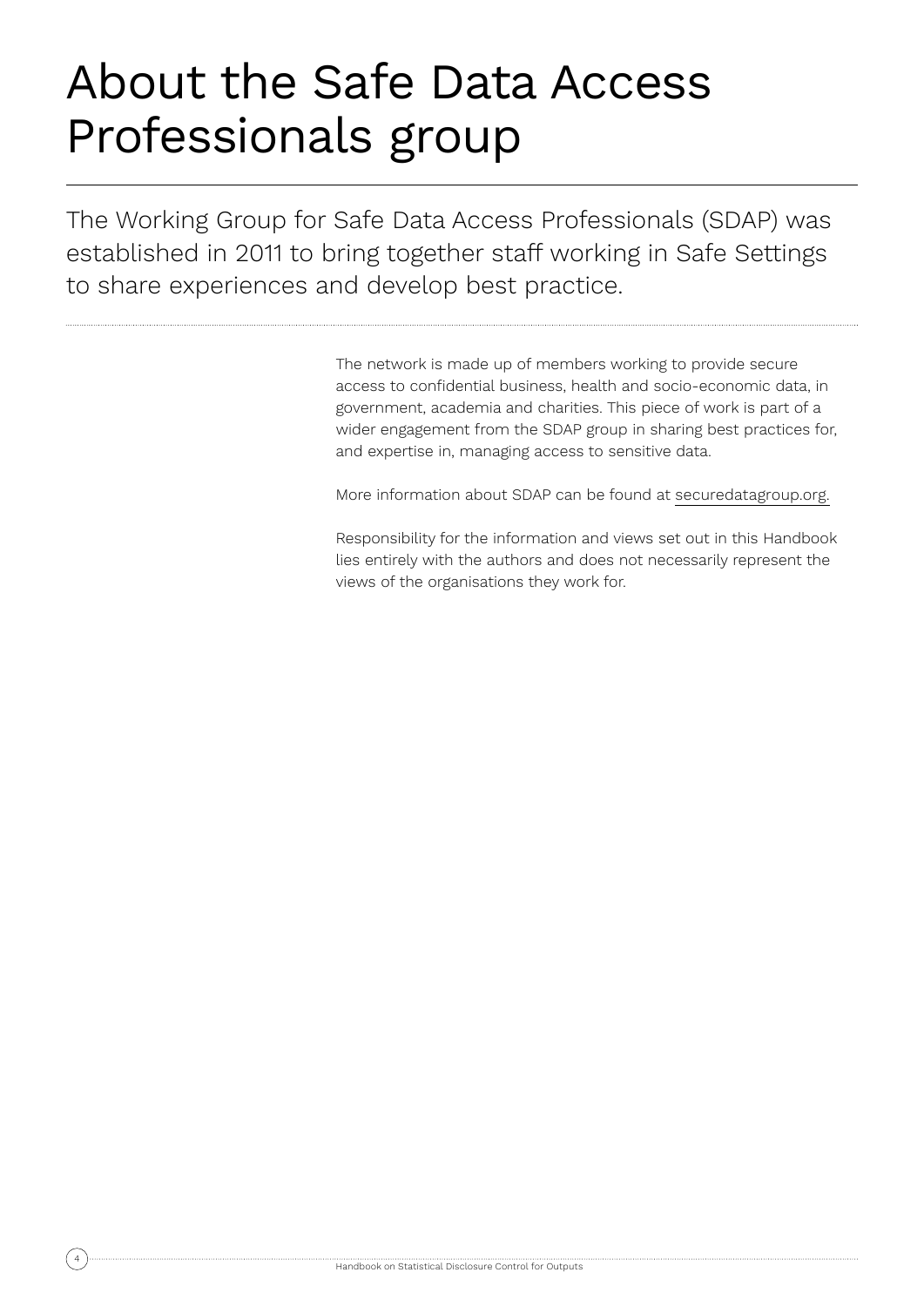# About the Safe Data Access Professionals group

The Working Group for Safe Data Access Professionals (SDAP) was established in 2011 to bring together staff working in Safe Settings to share experiences and develop best practice.

The network is made up of members working to provide secure access to confidential business, health and socio-economic data, in government, academia and charities. This piece of work is part of a wider engagement from the SDAP group in sharing best practices for, and expertise in, managing access to sensitive data.

More information about SDAP can be found at securedatagroup.org.

Responsibility for the information and views set out in this Handbook lies entirely with the authors and does not necessarily represent the views of the organisations they work for.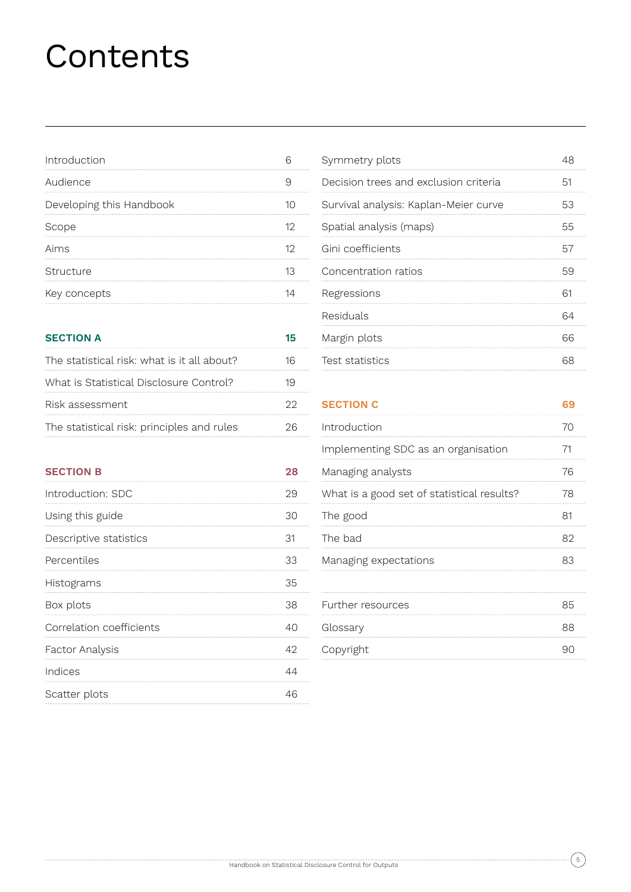# Contents

| | |
|---|---|
| Introduction | 6 |
| Audience | 9 |
| Developing this Handbook | 10 |
| Scope | 12 |
| Aims | 12 |
| Structure | 13 |
| Key concepts | 14 |
| **SECTION A** | **15** |
| The statistical risk: what is it all about? | 16 |
| What is Statistical Disclosure Control? | 19 |
| Risk assessment | 22 |
| The statistical risk: principles and rules | 26 |
| **SECTION B** | **28** |
| Introduction: SDC | 29 |
| Using this guide | 30 |
| Descriptive statistics | 31 |
| Percentiles | 33 |
| Histograms | 35 |
| Box plots | 38 |
| Correlation coefficients | 40 |
| Factor Analysis | 42 |
| Indices | 44 |
| Scatter plots | 46 |
| Symmetry plots | 48 |
| Decision trees and exclusion criteria | 51 |
| Survival analysis: Kaplan-Meier curve | 53 |
| Spatial analysis (maps) | 55 |
| Gini coefficients | 57 |
| Concentration ratios | 59 |
| Regressions | 61 |
| Residuals | 64 |
| Margin plots | 66 |
| Test statistics | 68 |
| **SECTION C** | **69** |
| Introduction | 70 |
| Implementing SDC as an organisation | 71 |
| Managing analysts | 76 |
| What is a good set of statistical results? | 78 |
| The good | 81 |
| The bad | 82 |
| Managing expectations | 83 |
| Further resources | 85 |
| Glossary | 88 |
| Copyright | 90 |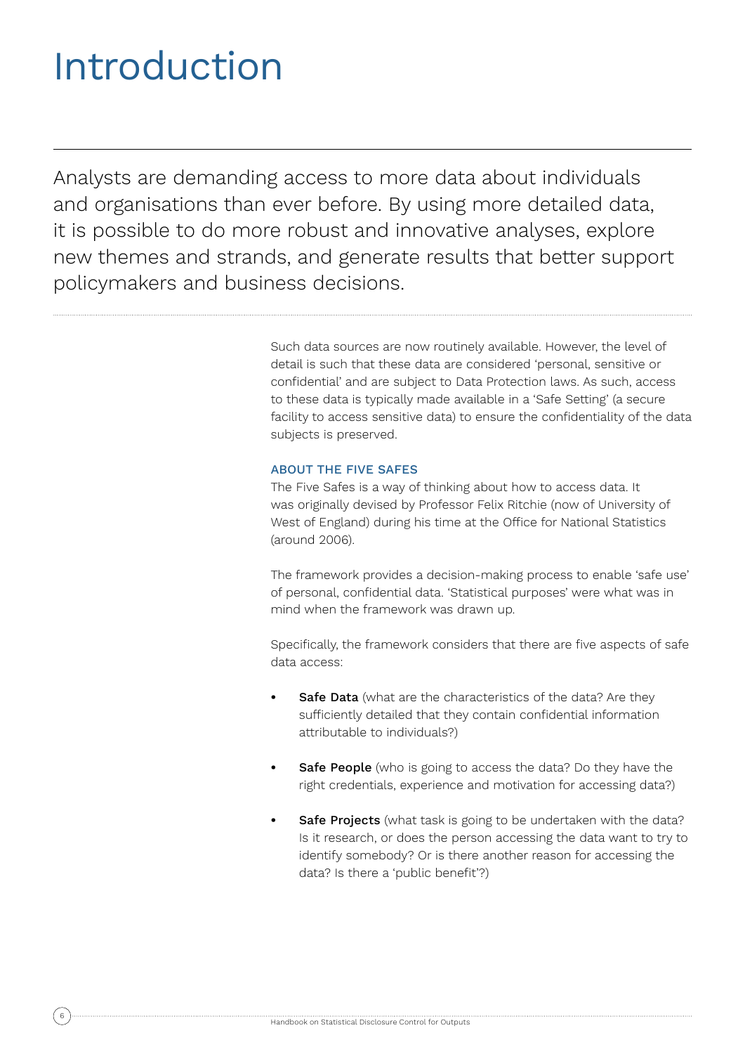# Introduction

Analysts are demanding access to more data about individuals and organisations than ever before. By using more detailed data, it is possible to do more robust and innovative analyses, explore new themes and strands, and generate results that better support policymakers and business decisions.

Such data sources are now routinely available. However, the level of detail is such that these data are considered 'personal, sensitive or confidential' and are subject to Data Protection laws. As such, access to these data is typically made available in a 'Safe Setting' (a secure facility to access sensitive data) to ensure the confidentiality of the data subjects is preserved.

### ABOUT THE FIVE SAFES

The Five Safes is a way of thinking about how to access data. It was originally devised by Professor Felix Ritchie (now of University of West of England) during his time at the Office for National Statistics (around 2006).

The framework provides a decision-making process to enable 'safe use' of personal, confidential data. 'Statistical purposes' were what was in mind when the framework was drawn up.

Specifically, the framework considers that there are five aspects of safe data access:

- **Safe Data** (what are the characteristics of the data? Are they sufficiently detailed that they contain confidential information attributable to individuals?)
- **Safe People** (who is going to access the data? Do they have the right credentials, experience and motivation for accessing data?)
- **Safe Projects** (what task is going to be undertaken with the data? Is it research, or does the person accessing the data want to try to identify somebody? Or is there another reason for accessing the data? Is there a 'public benefit'?)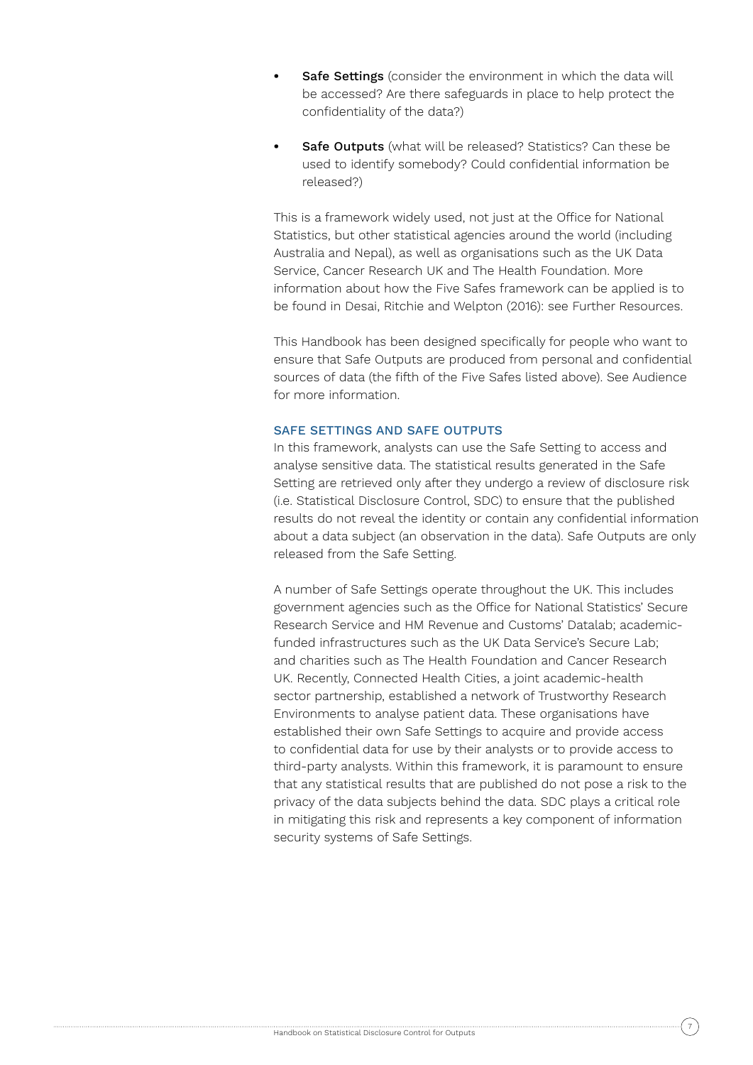- **Safe Settings** (consider the environment in which the data will be accessed? Are there safeguards in place to help protect the confidentiality of the data?)

- **Safe Outputs** (what will be released? Statistics? Can these be used to identify somebody? Could confidential information be released?)

This is a framework widely used, not just at the Office for National Statistics, but other statistical agencies around the world (including Australia and Nepal), as well as organisations such as the UK Data Service, Cancer Research UK and The Health Foundation. More information about how the Five Safes framework can be applied is to be found in Desai, Ritchie and Welpton (2016): see Further Resources.

This Handbook has been designed specifically for people who want to ensure that Safe Outputs are produced from personal and confidential sources of data (the fifth of the Five Safes listed above). See Audience for more information.

### SAFE SETTINGS AND SAFE OUTPUTS

In this framework, analysts can use the Safe Setting to access and analyse sensitive data. The statistical results generated in the Safe Setting are retrieved only after they undergo a review of disclosure risk (i.e. Statistical Disclosure Control, SDC) to ensure that the published results do not reveal the identity or contain any confidential information about a data subject (an observation in the data). Safe Outputs are only released from the Safe Setting.

A number of Safe Settings operate throughout the UK. This includes government agencies such as the Office for National Statistics' Secure Research Service and HM Revenue and Customs' Datalab; academic-funded infrastructures such as the UK Data Service's Secure Lab; and charities such as The Health Foundation and Cancer Research UK. Recently, Connected Health Cities, a joint academic-health sector partnership, established a network of Trustworthy Research Environments to analyse patient data. These organisations have established their own Safe Settings to acquire and provide access to confidential data for use by their analysts or to provide access to third-party analysts. Within this framework, it is paramount to ensure that any statistical results that are published do not pose a risk to the privacy of the data subjects behind the data. SDC plays a critical role in mitigating this risk and represents a key component of information security systems of Safe Settings.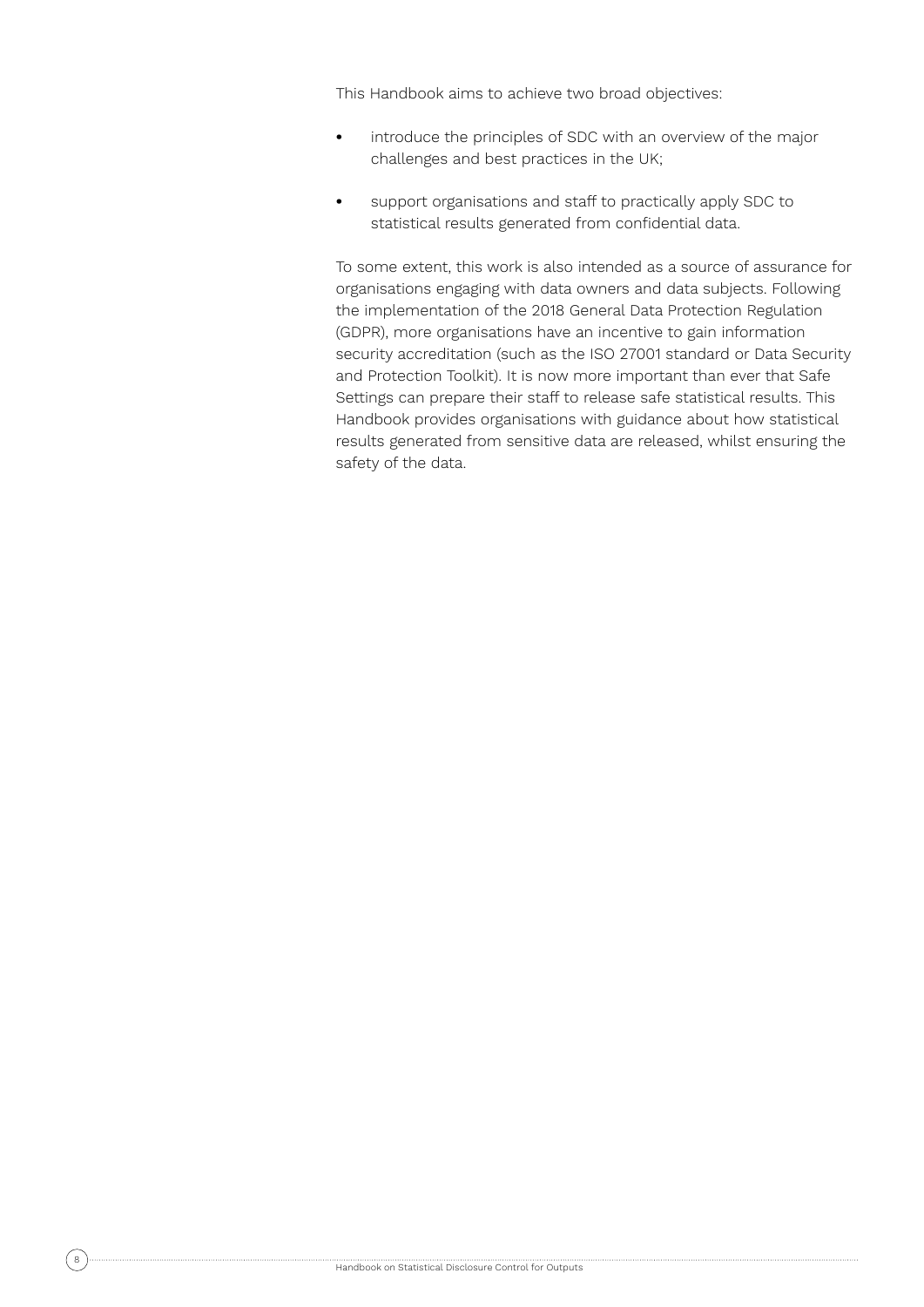This Handbook aims to achieve two broad objectives:

- introduce the principles of SDC with an overview of the major challenges and best practices in the UK;
- support organisations and staff to practically apply SDC to statistical results generated from confidential data.

To some extent, this work is also intended as a source of assurance for organisations engaging with data owners and data subjects. Following the implementation of the 2018 General Data Protection Regulation (GDPR), more organisations have an incentive to gain information security accreditation (such as the ISO 27001 standard or Data Security and Protection Toolkit). It is now more important than ever that Safe Settings can prepare their staff to release safe statistical results. This Handbook provides organisations with guidance about how statistical results generated from sensitive data are released, whilst ensuring the safety of the data.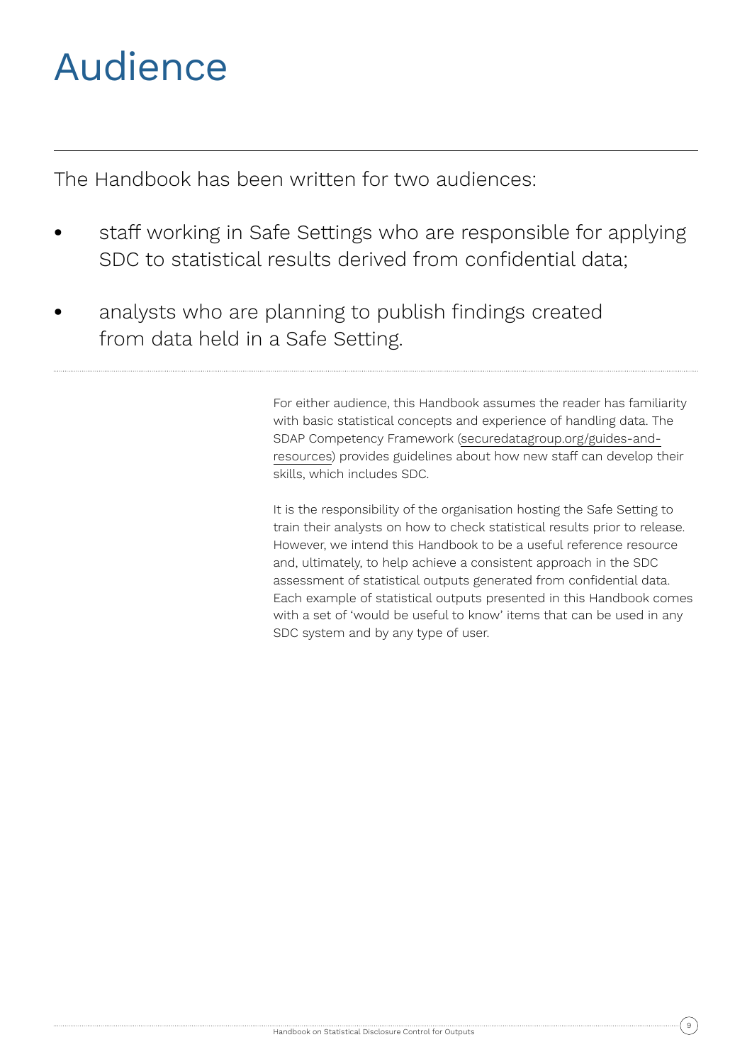# Audience

The Handbook has been written for two audiences:

- staff working in Safe Settings who are responsible for applying SDC to statistical results derived from confidential data;
- analysts who are planning to publish findings created from data held in a Safe Setting.

For either audience, this Handbook assumes the reader has familiarity with basic statistical concepts and experience of handling data. The SDAP Competency Framework (securedatagroup.org/guides-and-resources) provides guidelines about how new staff can develop their skills, which includes SDC.

It is the responsibility of the organisation hosting the Safe Setting to train their analysts on how to check statistical results prior to release. However, we intend this Handbook to be a useful reference resource and, ultimately, to help achieve a consistent approach in the SDC assessment of statistical outputs generated from confidential data. Each example of statistical outputs presented in this Handbook comes with a set of 'would be useful to know' items that can be used in any SDC system and by any type of user.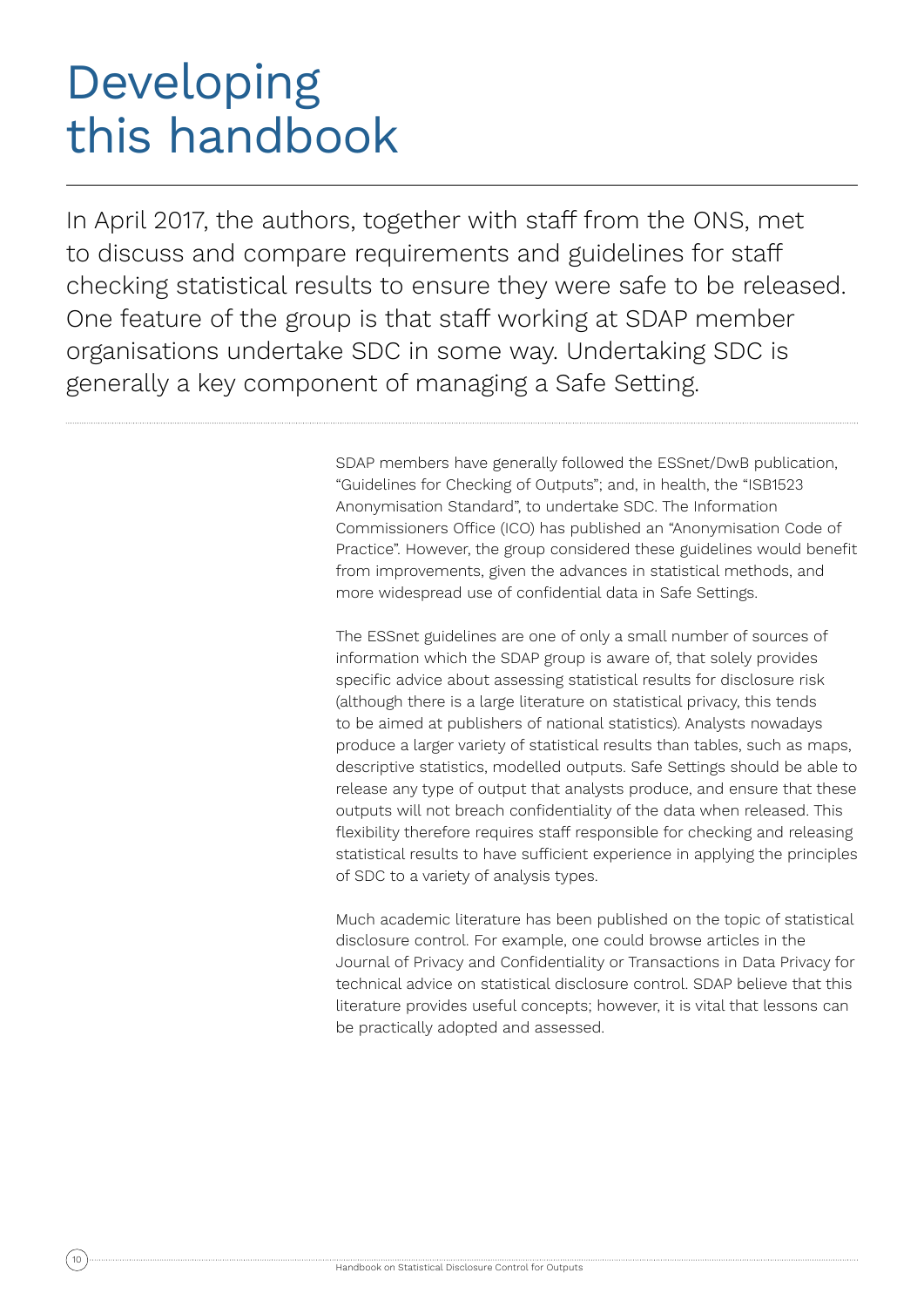# Developing this handbook

In April 2017, the authors, together with staff from the ONS, met to discuss and compare requirements and guidelines for staff checking statistical results to ensure they were safe to be released. One feature of the group is that staff working at SDAP member organisations undertake SDC in some way. Undertaking SDC is generally a key component of managing a Safe Setting.

SDAP members have generally followed the ESSnet/DwB publication, "Guidelines for Checking of Outputs"; and, in health, the "ISB1523 Anonymisation Standard", to undertake SDC. The Information Commissioners Office (ICO) has published an "Anonymisation Code of Practice". However, the group considered these guidelines would benefit from improvements, given the advances in statistical methods, and more widespread use of confidential data in Safe Settings.

The ESSnet guidelines are one of only a small number of sources of information which the SDAP group is aware of, that solely provides specific advice about assessing statistical results for disclosure risk (although there is a large literature on statistical privacy, this tends to be aimed at publishers of national statistics). Analysts nowadays produce a larger variety of statistical results than tables, such as maps, descriptive statistics, modelled outputs. Safe Settings should be able to release any type of output that analysts produce, and ensure that these outputs will not breach confidentiality of the data when released. This flexibility therefore requires staff responsible for checking and releasing statistical results to have sufficient experience in applying the principles of SDC to a variety of analysis types.

Much academic literature has been published on the topic of statistical disclosure control. For example, one could browse articles in the Journal of Privacy and Confidentiality or Transactions in Data Privacy for technical advice on statistical disclosure control. SDAP believe that this literature provides useful concepts; however, it is vital that lessons can be practically adopted and assessed.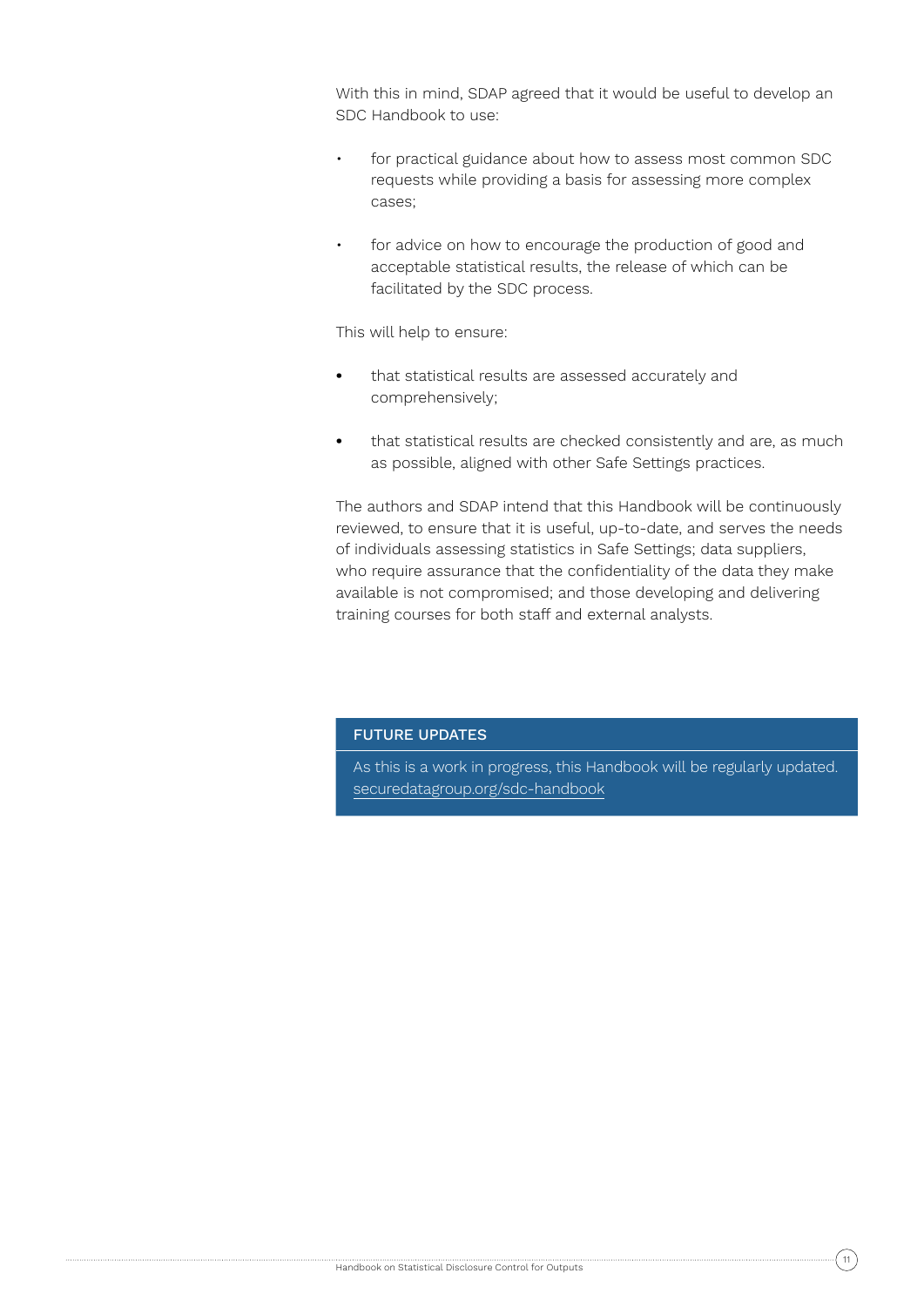With this in mind, SDAP agreed that it would be useful to develop an SDC Handbook to use:

- for practical guidance about how to assess most common SDC requests while providing a basis for assessing more complex cases;
- for advice on how to encourage the production of good and acceptable statistical results, the release of which can be facilitated by the SDC process.

This will help to ensure:

- that statistical results are assessed accurately and comprehensively;
- that statistical results are checked consistently and are, as much as possible, aligned with other Safe Settings practices.

The authors and SDAP intend that this Handbook will be continuously reviewed, to ensure that it is useful, up-to-date, and serves the needs of individuals assessing statistics in Safe Settings; data suppliers, who require assurance that the confidentiality of the data they make available is not compromised; and those developing and delivering training courses for both staff and external analysts.

**FUTURE UPDATES**

As this is a work in progress, this Handbook will be regularly updated. securedatagroup.org/sdc-handbook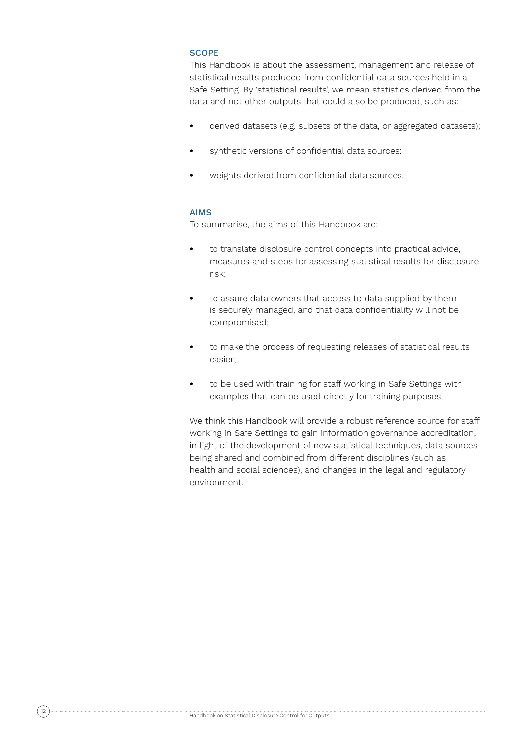## SCOPE

This Handbook is about the assessment, management and release of statistical results produced from confidential data sources held in a Safe Setting. By 'statistical results', we mean statistics derived from the data and not other outputs that could also be produced, such as:

- derived datasets (e.g. subsets of the data, or aggregated datasets);
- synthetic versions of confidential data sources;
- weights derived from confidential data sources.

## AIMS

To summarise, the aims of this Handbook are:

- to translate disclosure control concepts into practical advice, measures and steps for assessing statistical results for disclosure risk;
- to assure data owners that access to data supplied by them is securely managed, and that data confidentiality will not be compromised;
- to make the process of requesting releases of statistical results easier;
- to be used with training for staff working in Safe Settings with examples that can be used directly for training purposes.

We think this Handbook will provide a robust reference source for staff working in Safe Settings to gain information governance accreditation, in light of the development of new statistical techniques, data sources being shared and combined from different disciplines (such as health and social sciences), and changes in the legal and regulatory environment.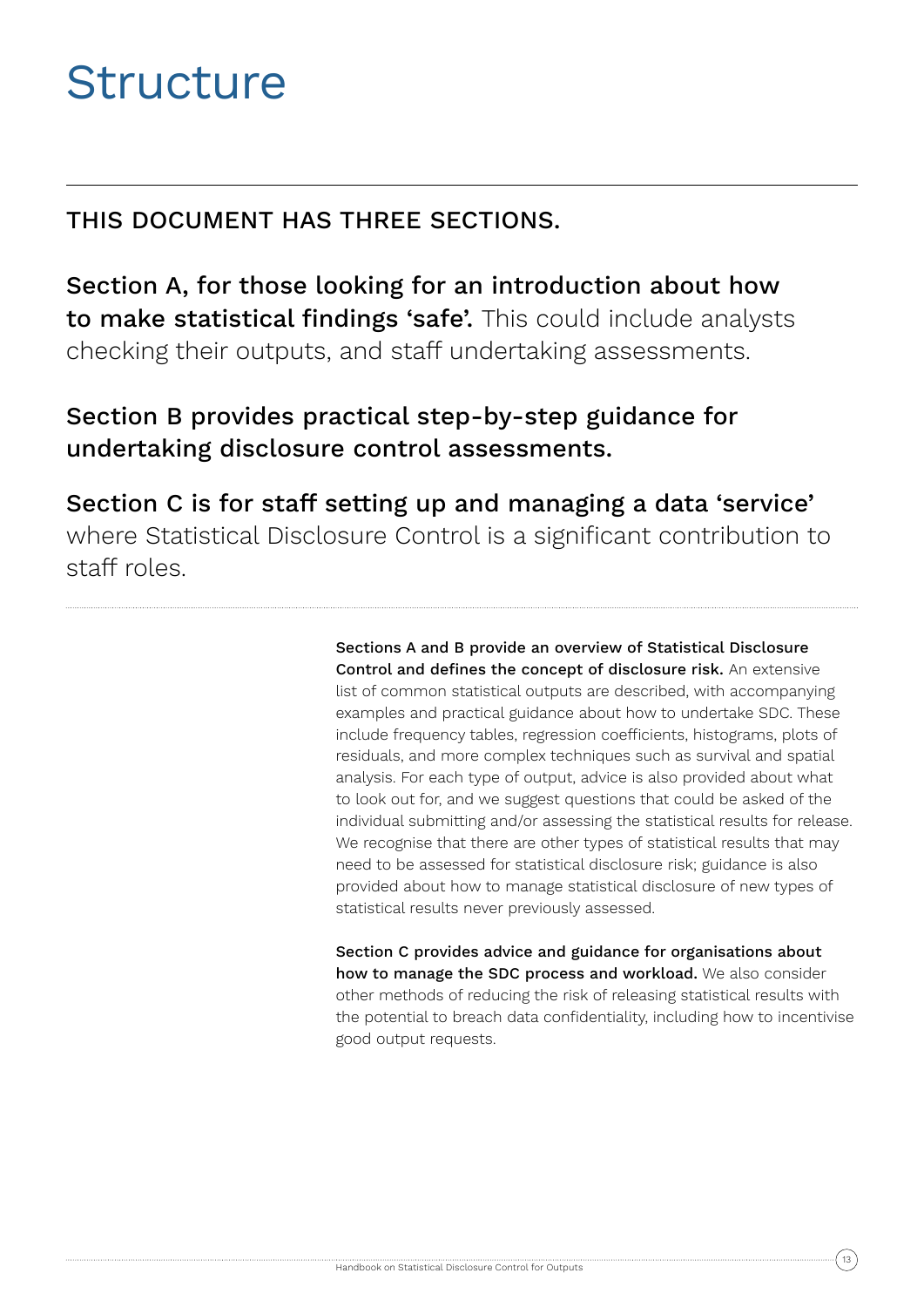# Structure

THIS DOCUMENT HAS THREE SECTIONS.

**Section A, for those looking for an introduction about how to make statistical findings 'safe'.** This could include analysts checking their outputs, and staff undertaking assessments.

**Section B provides practical step-by-step guidance for undertaking disclosure control assessments.**

**Section C is for staff setting up and managing a data 'service'** where Statistical Disclosure Control is a significant contribution to staff roles.

**Sections A and B provide an overview of Statistical Disclosure Control and defines the concept of disclosure risk.** An extensive list of common statistical outputs are described, with accompanying examples and practical guidance about how to undertake SDC. These include frequency tables, regression coefficients, histograms, plots of residuals, and more complex techniques such as survival and spatial analysis. For each type of output, advice is also provided about what to look out for, and we suggest questions that could be asked of the individual submitting and/or assessing the statistical results for release. We recognise that there are other types of statistical results that may need to be assessed for statistical disclosure risk; guidance is also provided about how to manage statistical disclosure of new types of statistical results never previously assessed.

**Section C provides advice and guidance for organisations about how to manage the SDC process and workload.** We also consider other methods of reducing the risk of releasing statistical results with the potential to breach data confidentiality, including how to incentivise good output requests.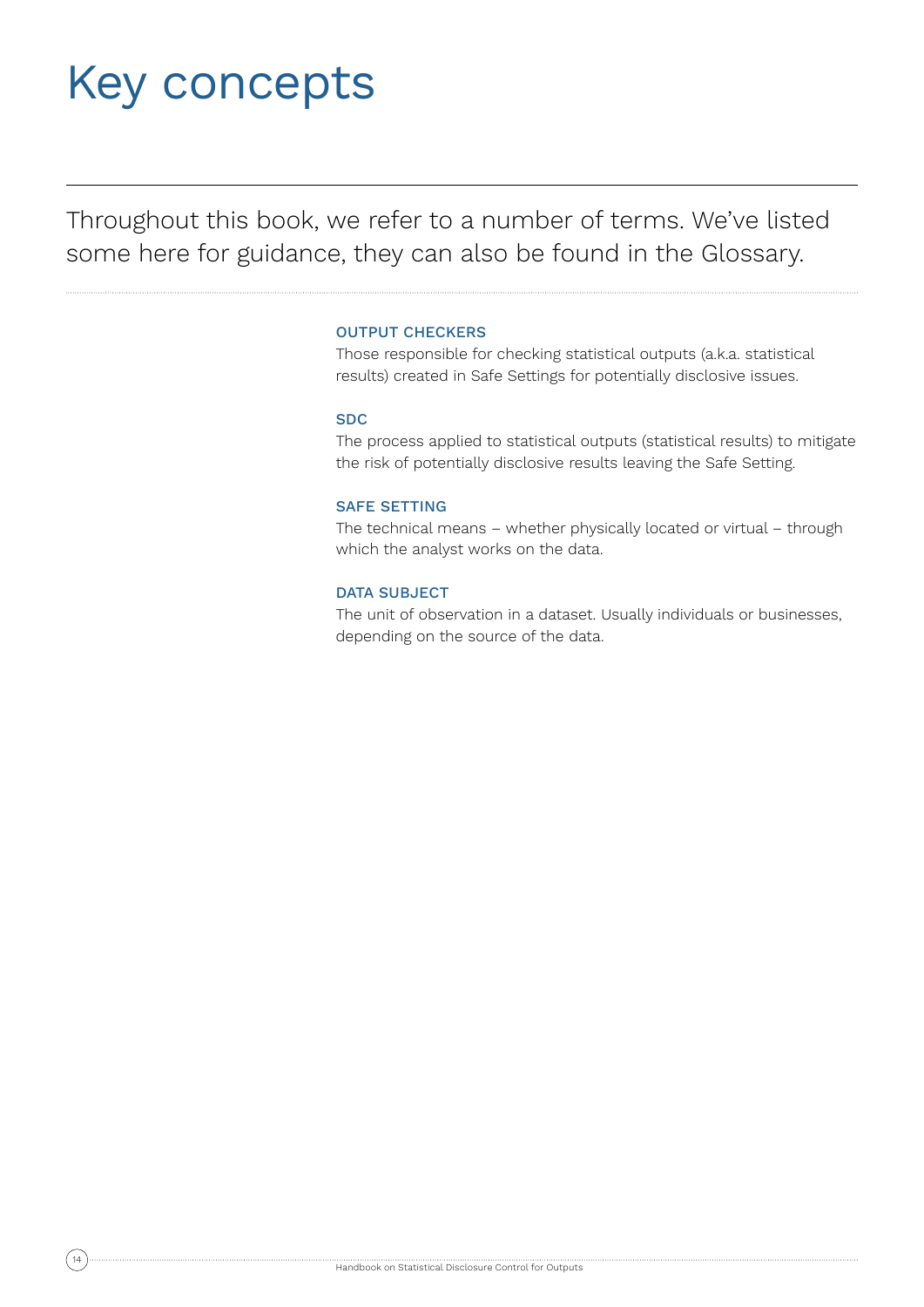# Key concepts

Throughout this book, we refer to a number of terms. We've listed some here for guidance, they can also be found in the Glossary.

### OUTPUT CHECKERS

Those responsible for checking statistical outputs (a.k.a. statistical results) created in Safe Settings for potentially disclosive issues.

### SDC

The process applied to statistical outputs (statistical results) to mitigate the risk of potentially disclosive results leaving the Safe Setting.

### SAFE SETTING

The technical means – whether physically located or virtual – through which the analyst works on the data.

### DATA SUBJECT

The unit of observation in a dataset. Usually individuals or businesses, depending on the source of the data.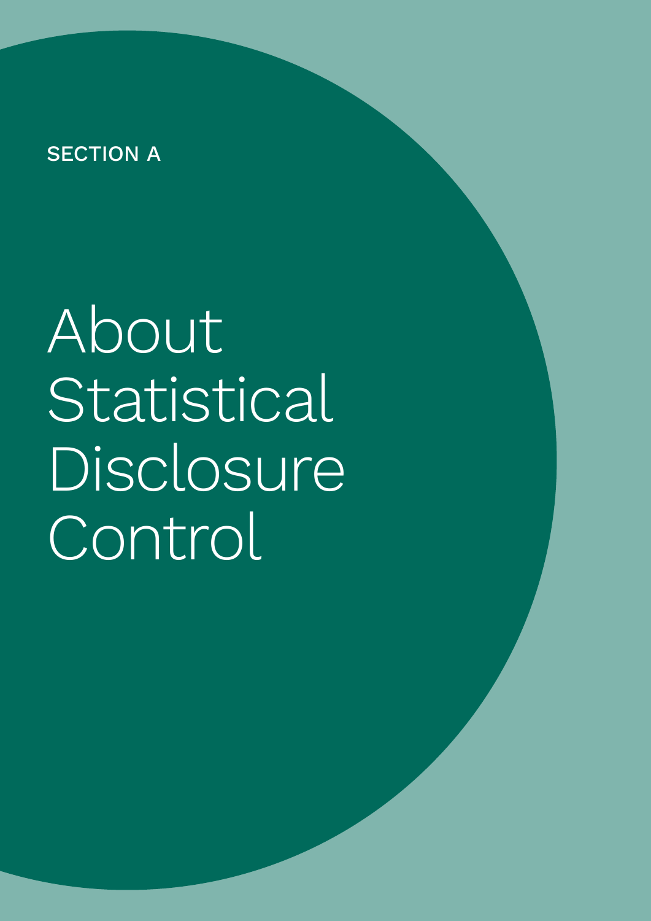SECTION A

# About Statistical Disclosure Control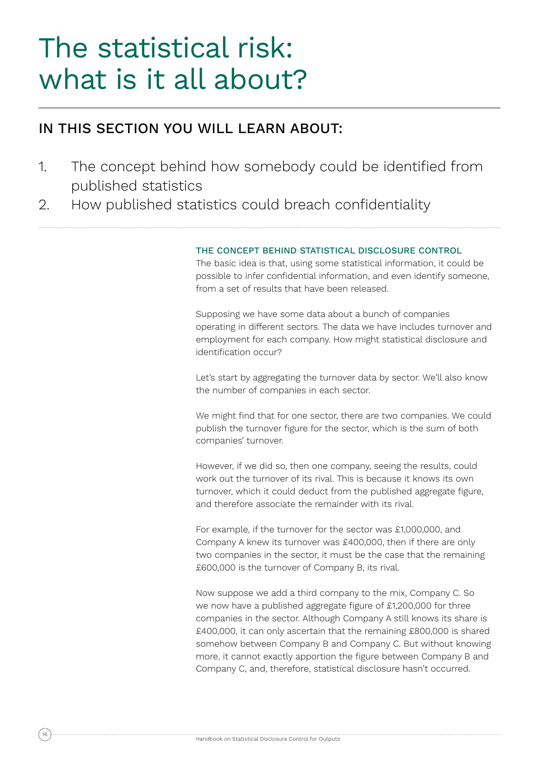# The statistical risk: what is it all about?

## IN THIS SECTION YOU WILL LEARN ABOUT:

1. The concept behind how somebody could be identified from published statistics
2. How published statistics could breach confidentiality

### THE CONCEPT BEHIND STATISTICAL DISCLOSURE CONTROL

The basic idea is that, using some statistical information, it could be possible to infer confidential information, and even identify someone, from a set of results that have been released.

Supposing we have some data about a bunch of companies operating in different sectors. The data we have includes turnover and employment for each company. How might statistical disclosure and identification occur?

Let's start by aggregating the turnover data by sector. We'll also know the number of companies in each sector.

We might find that for one sector, there are two companies. We could publish the turnover figure for the sector, which is the sum of both companies' turnover.

However, if we did so, then one company, seeing the results, could work out the turnover of its rival. This is because it knows its own turnover, which it could deduct from the published aggregate figure, and therefore associate the remainder with its rival.

For example, if the turnover for the sector was £1,000,000, and Company A knew its turnover was £400,000, then if there are only two companies in the sector, it must be the case that the remaining £600,000 is the turnover of Company B, its rival.

Now suppose we add a third company to the mix, Company C. So we now have a published aggregate figure of £1,200,000 for three companies in the sector. Although Company A still knows its share is £400,000, it can only ascertain that the remaining £800,000 is shared somehow between Company B and Company C. But without knowing more, it cannot exactly apportion the figure between Company B and Company C, and, therefore, statistical disclosure hasn't occurred.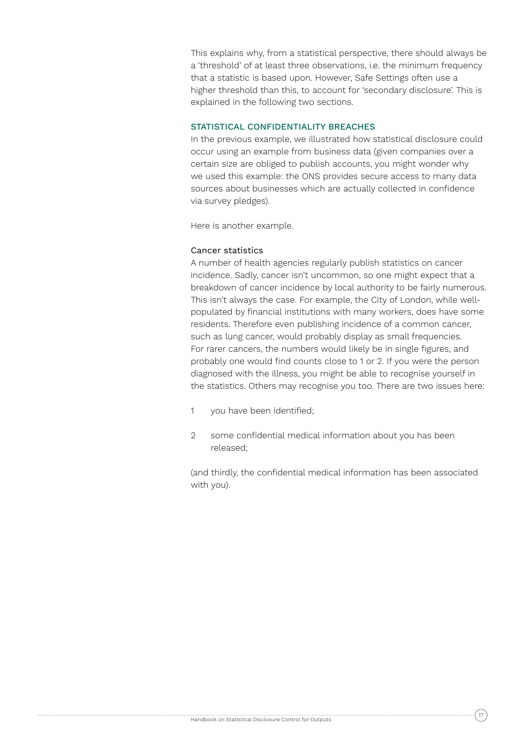This explains why, from a statistical perspective, there should always be a 'threshold' of at least three observations, i.e. the minimum frequency that a statistic is based upon. However, Safe Settings often use a higher threshold than this, to account for 'secondary disclosure'. This is explained in the following two sections.

## STATISTICAL CONFIDENTIALITY BREACHES

In the previous example, we illustrated how statistical disclosure could occur using an example from business data (given companies over a certain size are obliged to publish accounts, you might wonder why we used this example: the ONS provides secure access to many data sources about businesses which are actually collected in confidence via survey pledges).

Here is another example.

### Cancer statistics

A number of health agencies regularly publish statistics on cancer incidence. Sadly, cancer isn't uncommon, so one might expect that a breakdown of cancer incidence by local authority to be fairly numerous. This isn't always the case. For example, the City of London, while well-populated by financial institutions with many workers, does have some residents. Therefore even publishing incidence of a common cancer, such as lung cancer, would probably display as small frequencies. For rarer cancers, the numbers would likely be in single figures, and probably one would find counts close to 1 or 2. If you were the person diagnosed with the illness, you might be able to recognise yourself in the statistics. Others may recognise you too. There are two issues here:

1. you have been identified;
2. some confidential medical information about you has been released;

(and thirdly, the confidential medical information has been associated with you).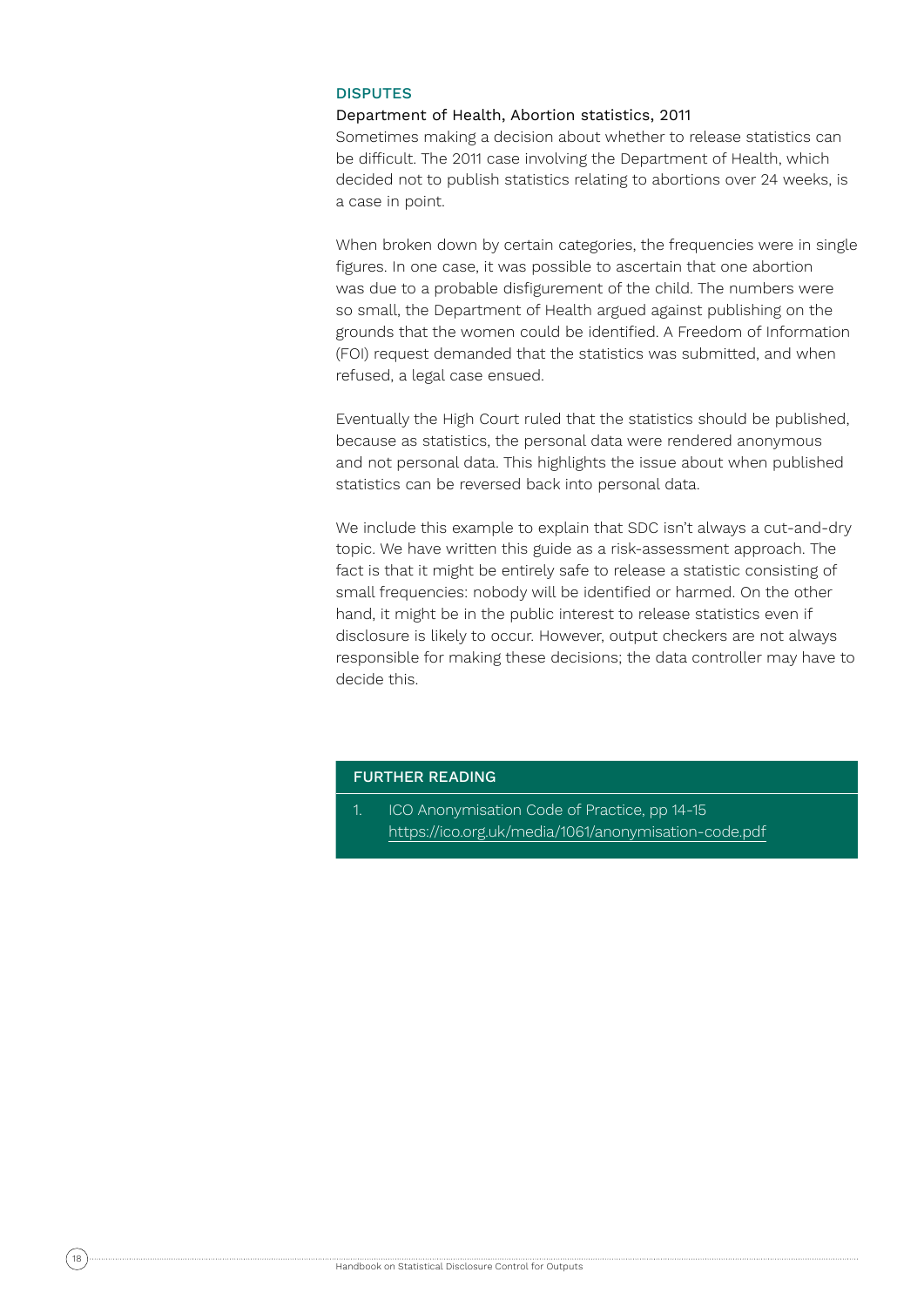## DISPUTES

### Department of Health, Abortion statistics, 2011

Sometimes making a decision about whether to release statistics can be difficult. The 2011 case involving the Department of Health, which decided not to publish statistics relating to abortions over 24 weeks, is a case in point.

When broken down by certain categories, the frequencies were in single figures. In one case, it was possible to ascertain that one abortion was due to a probable disfigurement of the child. The numbers were so small, the Department of Health argued against publishing on the grounds that the women could be identified. A Freedom of Information (FOI) request demanded that the statistics was submitted, and when refused, a legal case ensued.

Eventually the High Court ruled that the statistics should be published, because as statistics, the personal data were rendered anonymous and not personal data. This highlights the issue about when published statistics can be reversed back into personal data.

We include this example to explain that SDC isn't always a cut-and-dry topic. We have written this guide as a risk-assessment approach. The fact is that it might be entirely safe to release a statistic consisting of small frequencies: nobody will be identified or harmed. On the other hand, it might be in the public interest to release statistics even if disclosure is likely to occur. However, output checkers are not always responsible for making these decisions; the data controller may have to decide this.

### FURTHER READING

1. ICO Anonymisation Code of Practice, pp 14-15
   https://ico.org.uk/media/1061/anonymisation-code.pdf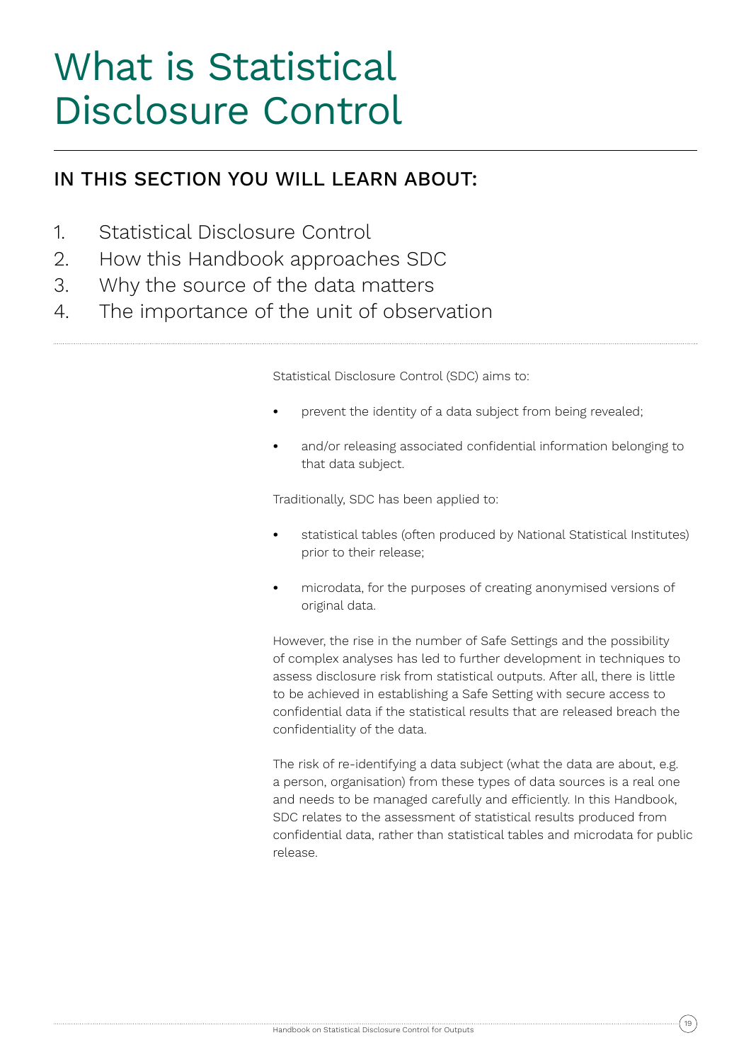# What is Statistical Disclosure Control

## IN THIS SECTION YOU WILL LEARN ABOUT:

1. Statistical Disclosure Control
2. How this Handbook approaches SDC
3. Why the source of the data matters
4. The importance of the unit of observation

Statistical Disclosure Control (SDC) aims to:

- prevent the identity of a data subject from being revealed;
- and/or releasing associated confidential information belonging to that data subject.

Traditionally, SDC has been applied to:

- statistical tables (often produced by National Statistical Institutes) prior to their release;
- microdata, for the purposes of creating anonymised versions of original data.

However, the rise in the number of Safe Settings and the possibility of complex analyses has led to further development in techniques to assess disclosure risk from statistical outputs. After all, there is little to be achieved in establishing a Safe Setting with secure access to confidential data if the statistical results that are released breach the confidentiality of the data.

The risk of re-identifying a data subject (what the data are about, e.g. a person, organisation) from these types of data sources is a real one and needs to be managed carefully and efficiently. In this Handbook, SDC relates to the assessment of statistical results produced from confidential data, rather than statistical tables and microdata for public release.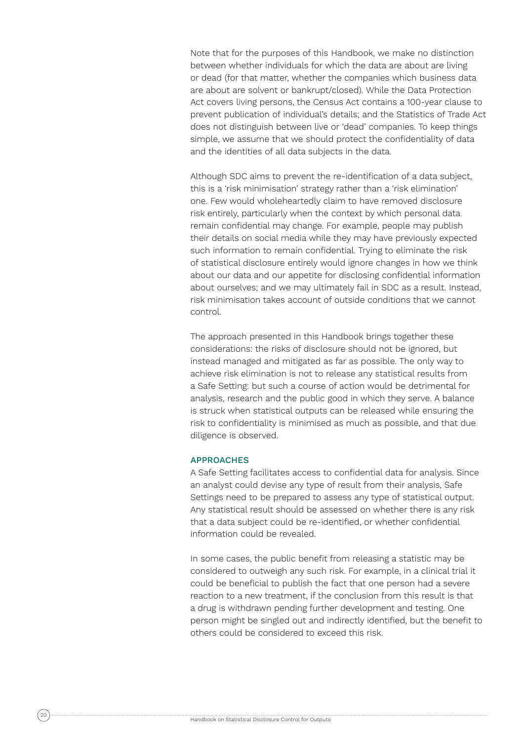Note that for the purposes of this Handbook, we make no distinction between whether individuals for which the data are about are living or dead (for that matter, whether the companies which business data are about are solvent or bankrupt/closed). While the Data Protection Act covers living persons, the Census Act contains a 100-year clause to prevent publication of individual's details; and the Statistics of Trade Act does not distinguish between live or 'dead' companies. To keep things simple, we assume that we should protect the confidentiality of data and the identities of all data subjects in the data.

Although SDC aims to prevent the re-identification of a data subject, this is a 'risk minimisation' strategy rather than a 'risk elimination' one. Few would wholeheartedly claim to have removed disclosure risk entirely, particularly when the context by which personal data remain confidential may change. For example, people may publish their details on social media while they may have previously expected such information to remain confidential. Trying to eliminate the risk of statistical disclosure entirely would ignore changes in how we think about our data and our appetite for disclosing confidential information about ourselves; and we may ultimately fail in SDC as a result. Instead, risk minimisation takes account of outside conditions that we cannot control.

The approach presented in this Handbook brings together these considerations: the risks of disclosure should not be ignored, but instead managed and mitigated as far as possible. The only way to achieve risk elimination is not to release any statistical results from a Safe Setting: but such a course of action would be detrimental for analysis, research and the public good in which they serve. A balance is struck when statistical outputs can be released while ensuring the risk to confidentiality is minimised as much as possible, and that due diligence is observed.

## APPROACHES

A Safe Setting facilitates access to confidential data for analysis. Since an analyst could devise any type of result from their analysis, Safe Settings need to be prepared to assess any type of statistical output. Any statistical result should be assessed on whether there is any risk that a data subject could be re-identified, or whether confidential information could be revealed.

In some cases, the public benefit from releasing a statistic may be considered to outweigh any such risk. For example, in a clinical trial it could be beneficial to publish the fact that one person had a severe reaction to a new treatment, if the conclusion from this result is that a drug is withdrawn pending further development and testing. One person might be singled out and indirectly identified, but the benefit to others could be considered to exceed this risk.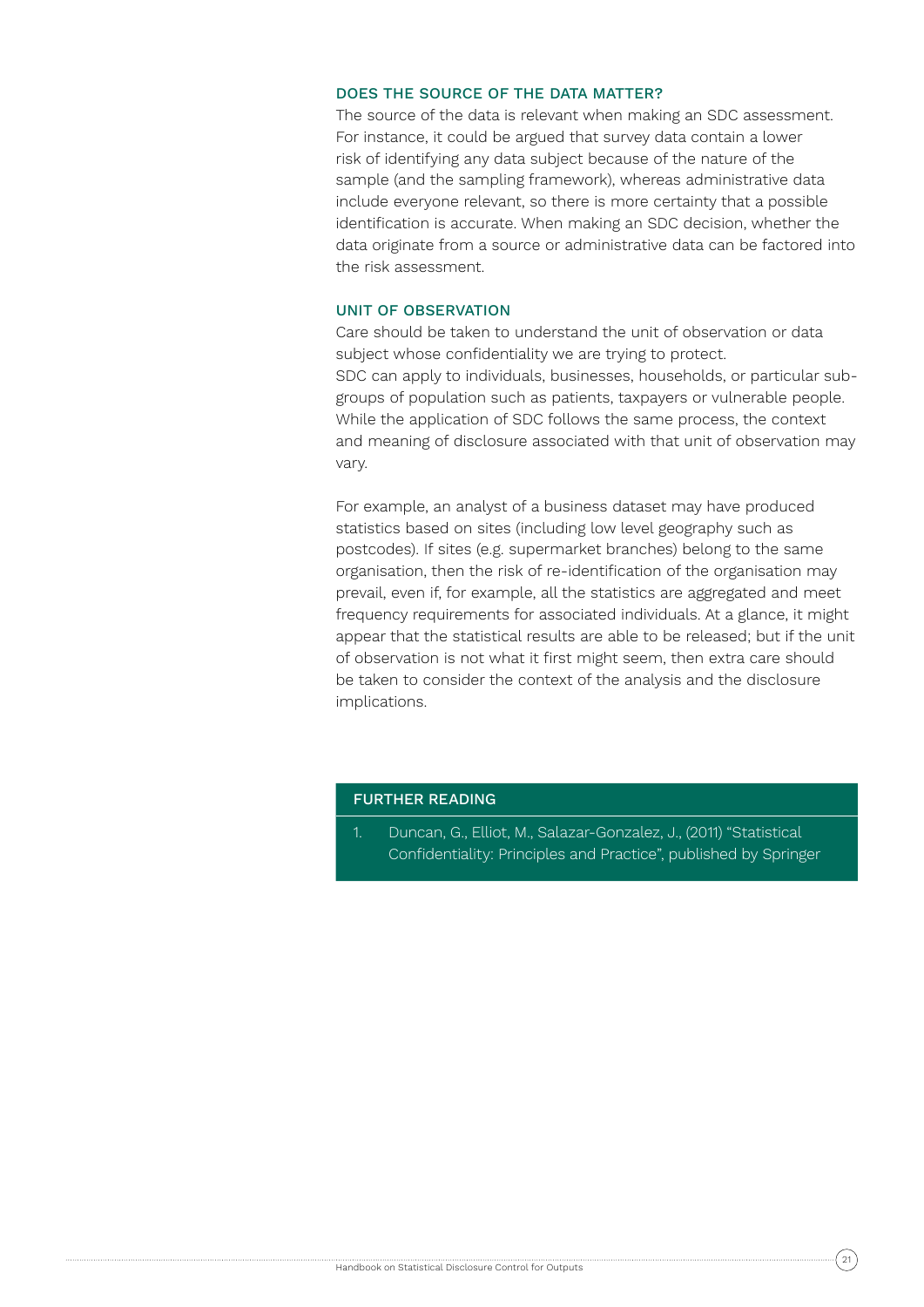### DOES THE SOURCE OF THE DATA MATTER?

The source of the data is relevant when making an SDC assessment. For instance, it could be argued that survey data contain a lower risk of identifying any data subject because of the nature of the sample (and the sampling framework), whereas administrative data include everyone relevant, so there is more certainty that a possible identification is accurate. When making an SDC decision, whether the data originate from a source or administrative data can be factored into the risk assessment.

### UNIT OF OBSERVATION

Care should be taken to understand the unit of observation or data subject whose confidentiality we are trying to protect.
SDC can apply to individuals, businesses, households, or particular sub-groups of population such as patients, taxpayers or vulnerable people. While the application of SDC follows the same process, the context and meaning of disclosure associated with that unit of observation may vary.

For example, an analyst of a business dataset may have produced statistics based on sites (including low level geography such as postcodes). If sites (e.g. supermarket branches) belong to the same organisation, then the risk of re-identification of the organisation may prevail, even if, for example, all the statistics are aggregated and meet frequency requirements for associated individuals. At a glance, it might appear that the statistical results are able to be released; but if the unit of observation is not what it first might seem, then extra care should be taken to consider the context of the analysis and the disclosure implications.

### FURTHER READING

1. Duncan, G., Elliot, M., Salazar-Gonzalez, J., (2011) "Statistical Confidentiality: Principles and Practice", published by Springer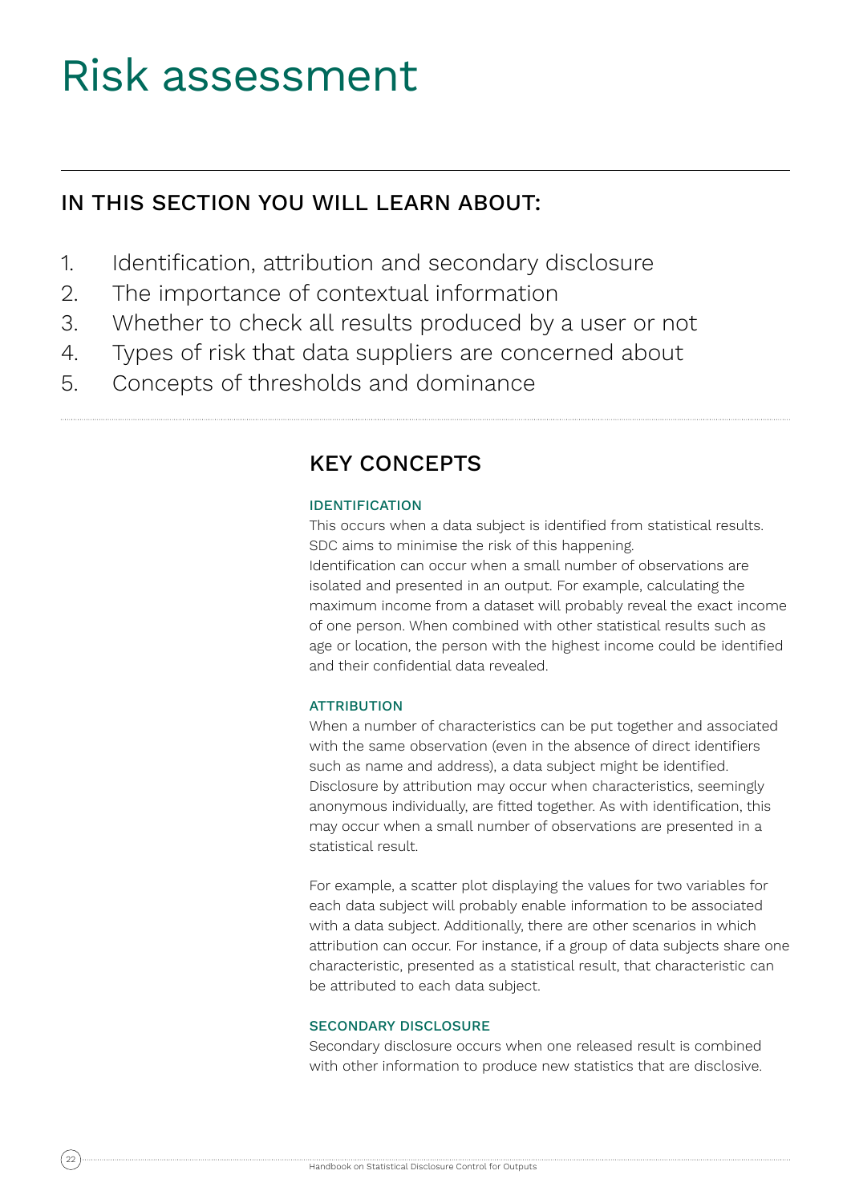# Risk assessment

## IN THIS SECTION YOU WILL LEARN ABOUT:

1. Identification, attribution and secondary disclosure
2. The importance of contextual information
3. Whether to check all results produced by a user or not
4. Types of risk that data suppliers are concerned about
5. Concepts of thresholds and dominance

## KEY CONCEPTS

### IDENTIFICATION

This occurs when a data subject is identified from statistical results. SDC aims to minimise the risk of this happening.
Identification can occur when a small number of observations are isolated and presented in an output. For example, calculating the maximum income from a dataset will probably reveal the exact income of one person. When combined with other statistical results such as age or location, the person with the highest income could be identified and their confidential data revealed.

### ATTRIBUTION

When a number of characteristics can be put together and associated with the same observation (even in the absence of direct identifiers such as name and address), a data subject might be identified. Disclosure by attribution may occur when characteristics, seemingly anonymous individually, are fitted together. As with identification, this may occur when a small number of observations are presented in a statistical result.

For example, a scatter plot displaying the values for two variables for each data subject will probably enable information to be associated with a data subject. Additionally, there are other scenarios in which attribution can occur. For instance, if a group of data subjects share one characteristic, presented as a statistical result, that characteristic can be attributed to each data subject.

### SECONDARY DISCLOSURE

Secondary disclosure occurs when one released result is combined with other information to produce new statistics that are disclosive.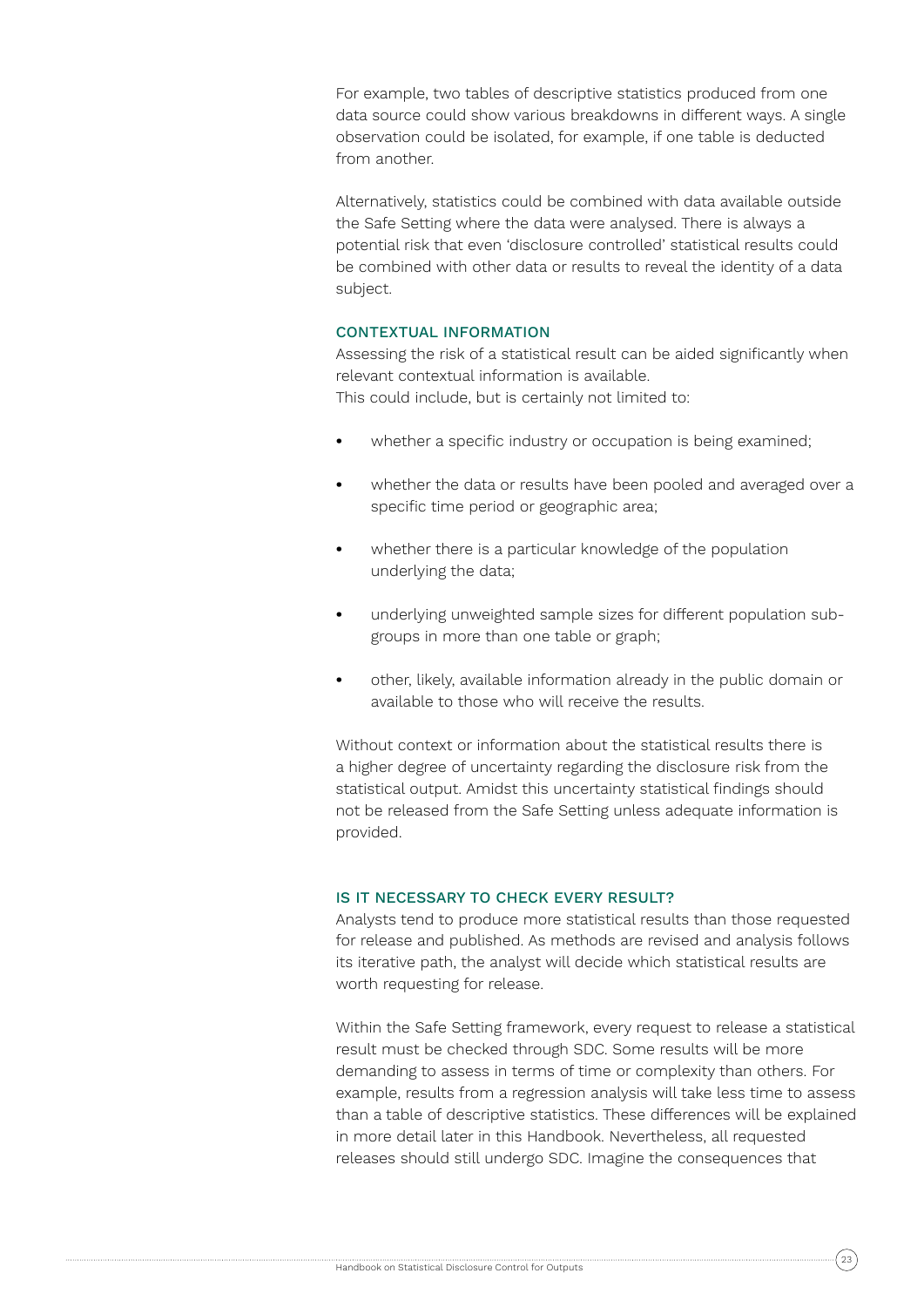For example, two tables of descriptive statistics produced from one data source could show various breakdowns in different ways. A single observation could be isolated, for example, if one table is deducted from another.

Alternatively, statistics could be combined with data available outside the Safe Setting where the data were analysed. There is always a potential risk that even 'disclosure controlled' statistical results could be combined with other data or results to reveal the identity of a data subject.

### CONTEXTUAL INFORMATION

Assessing the risk of a statistical result can be aided significantly when relevant contextual information is available.
This could include, but is certainly not limited to:

- whether a specific industry or occupation is being examined;
- whether the data or results have been pooled and averaged over a specific time period or geographic area;
- whether there is a particular knowledge of the population underlying the data;
- underlying unweighted sample sizes for different population sub-groups in more than one table or graph;
- other, likely, available information already in the public domain or available to those who will receive the results.

Without context or information about the statistical results there is a higher degree of uncertainty regarding the disclosure risk from the statistical output. Amidst this uncertainty statistical findings should not be released from the Safe Setting unless adequate information is provided.

### IS IT NECESSARY TO CHECK EVERY RESULT?

Analysts tend to produce more statistical results than those requested for release and published. As methods are revised and analysis follows its iterative path, the analyst will decide which statistical results are worth requesting for release.

Within the Safe Setting framework, every request to release a statistical result must be checked through SDC. Some results will be more demanding to assess in terms of time or complexity than others. For example, results from a regression analysis will take less time to assess than a table of descriptive statistics. These differences will be explained in more detail later in this Handbook. Nevertheless, all requested releases should still undergo SDC. Imagine the consequences that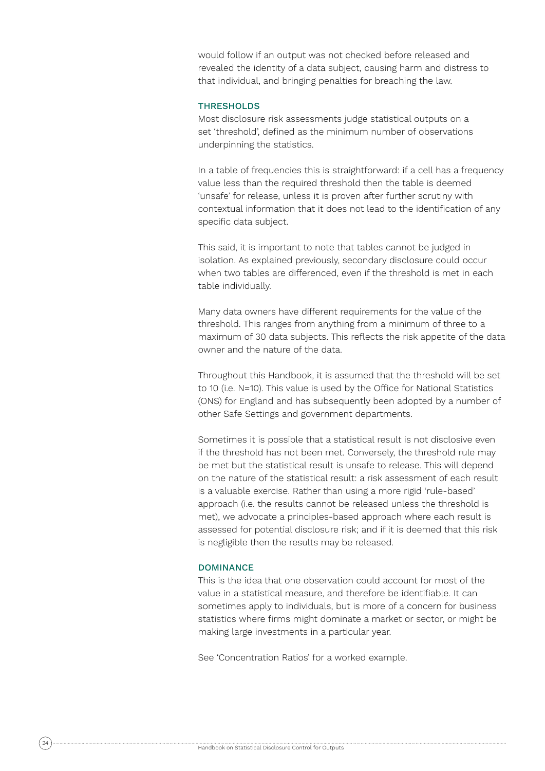would follow if an output was not checked before released and revealed the identity of a data subject, causing harm and distress to that individual, and bringing penalties for breaching the law.

### THRESHOLDS

Most disclosure risk assessments judge statistical outputs on a set 'threshold', defined as the minimum number of observations underpinning the statistics.

In a table of frequencies this is straightforward: if a cell has a frequency value less than the required threshold then the table is deemed 'unsafe' for release, unless it is proven after further scrutiny with contextual information that it does not lead to the identification of any specific data subject.

This said, it is important to note that tables cannot be judged in isolation. As explained previously, secondary disclosure could occur when two tables are differenced, even if the threshold is met in each table individually.

Many data owners have different requirements for the value of the threshold. This ranges from anything from a minimum of three to a maximum of 30 data subjects. This reflects the risk appetite of the data owner and the nature of the data.

Throughout this Handbook, it is assumed that the threshold will be set to 10 (i.e. N=10). This value is used by the Office for National Statistics (ONS) for England and has subsequently been adopted by a number of other Safe Settings and government departments.

Sometimes it is possible that a statistical result is not disclosive even if the threshold has not been met. Conversely, the threshold rule may be met but the statistical result is unsafe to release. This will depend on the nature of the statistical result: a risk assessment of each result is a valuable exercise. Rather than using a more rigid 'rule-based' approach (i.e. the results cannot be released unless the threshold is met), we advocate a principles-based approach where each result is assessed for potential disclosure risk; and if it is deemed that this risk is negligible then the results may be released.

### DOMINANCE

This is the idea that one observation could account for most of the value in a statistical measure, and therefore be identifiable. It can sometimes apply to individuals, but is more of a concern for business statistics where firms might dominate a market or sector, or might be making large investments in a particular year.

See 'Concentration Ratios' for a worked example.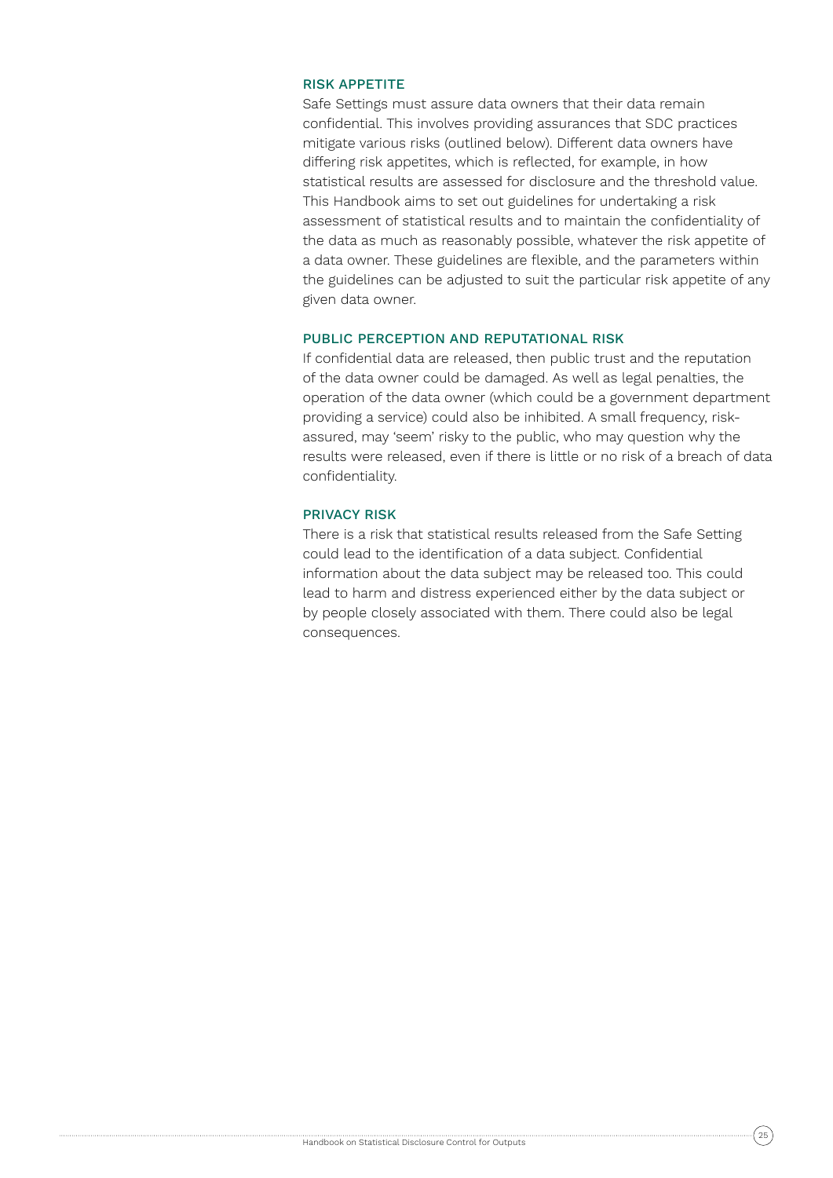### RISK APPETITE

Safe Settings must assure data owners that their data remain confidential. This involves providing assurances that SDC practices mitigate various risks (outlined below). Different data owners have differing risk appetites, which is reflected, for example, in how statistical results are assessed for disclosure and the threshold value. This Handbook aims to set out guidelines for undertaking a risk assessment of statistical results and to maintain the confidentiality of the data as much as reasonably possible, whatever the risk appetite of a data owner. These guidelines are flexible, and the parameters within the guidelines can be adjusted to suit the particular risk appetite of any given data owner.

### PUBLIC PERCEPTION AND REPUTATIONAL RISK

If confidential data are released, then public trust and the reputation of the data owner could be damaged. As well as legal penalties, the operation of the data owner (which could be a government department providing a service) could also be inhibited. A small frequency, risk-assured, may 'seem' risky to the public, who may question why the results were released, even if there is little or no risk of a breach of data confidentiality.

### PRIVACY RISK

There is a risk that statistical results released from the Safe Setting could lead to the identification of a data subject. Confidential information about the data subject may be released too. This could lead to harm and distress experienced either by the data subject or by people closely associated with them. There could also be legal consequences.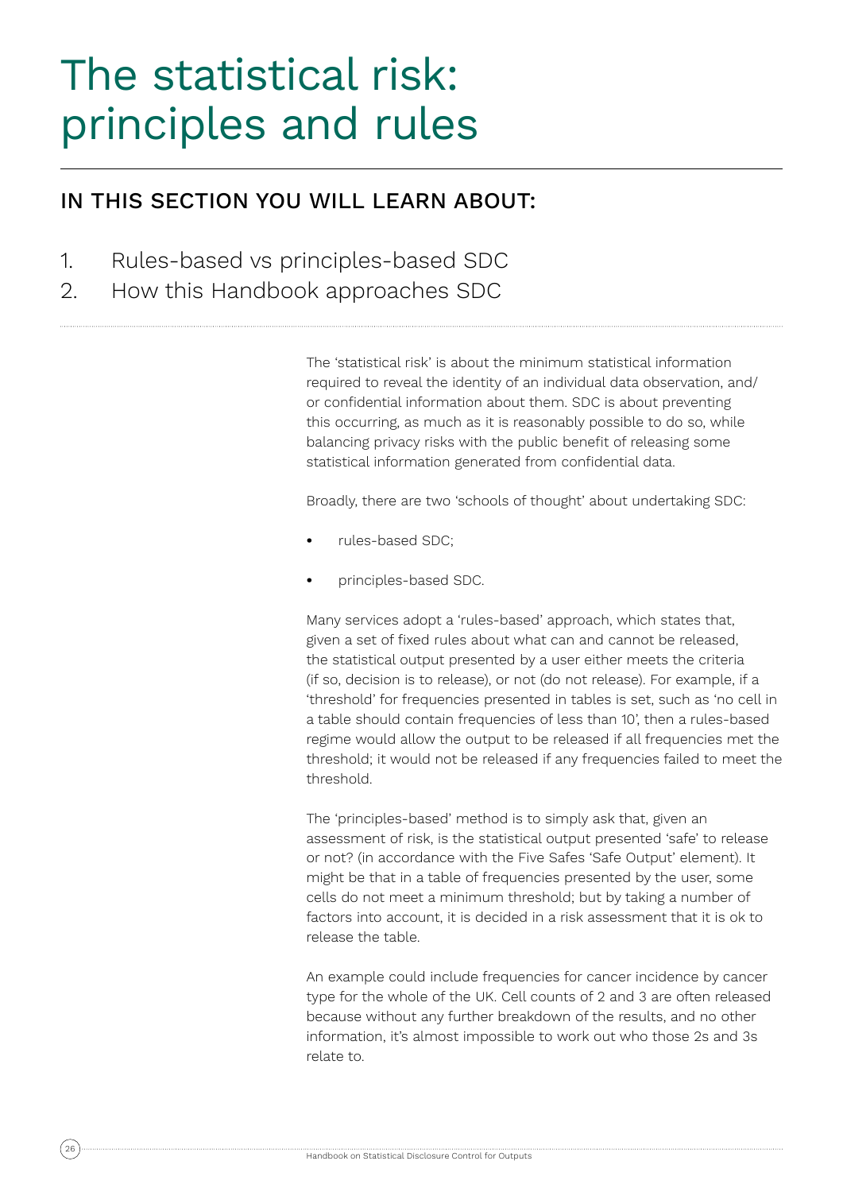# The statistical risk: principles and rules

## IN THIS SECTION YOU WILL LEARN ABOUT:

1. Rules-based vs principles-based SDC
2. How this Handbook approaches SDC

The 'statistical risk' is about the minimum statistical information required to reveal the identity of an individual data observation, and/or confidential information about them. SDC is about preventing this occurring, as much as it is reasonably possible to do so, while balancing privacy risks with the public benefit of releasing some statistical information generated from confidential data.

Broadly, there are two 'schools of thought' about undertaking SDC:

- rules-based SDC;
- principles-based SDC.

Many services adopt a 'rules-based' approach, which states that, given a set of fixed rules about what can and cannot be released, the statistical output presented by a user either meets the criteria (if so, decision is to release), or not (do not release). For example, if a 'threshold' for frequencies presented in tables is set, such as 'no cell in a table should contain frequencies of less than 10', then a rules-based regime would allow the output to be released if all frequencies met the threshold; it would not be released if any frequencies failed to meet the threshold.

The 'principles-based' method is to simply ask that, given an assessment of risk, is the statistical output presented 'safe' to release or not? (in accordance with the Five Safes 'Safe Output' element). It might be that in a table of frequencies presented by the user, some cells do not meet a minimum threshold; but by taking a number of factors into account, it is decided in a risk assessment that it is ok to release the table.

An example could include frequencies for cancer incidence by cancer type for the whole of the UK. Cell counts of 2 and 3 are often released because without any further breakdown of the results, and no other information, it's almost impossible to work out who those 2s and 3s relate to.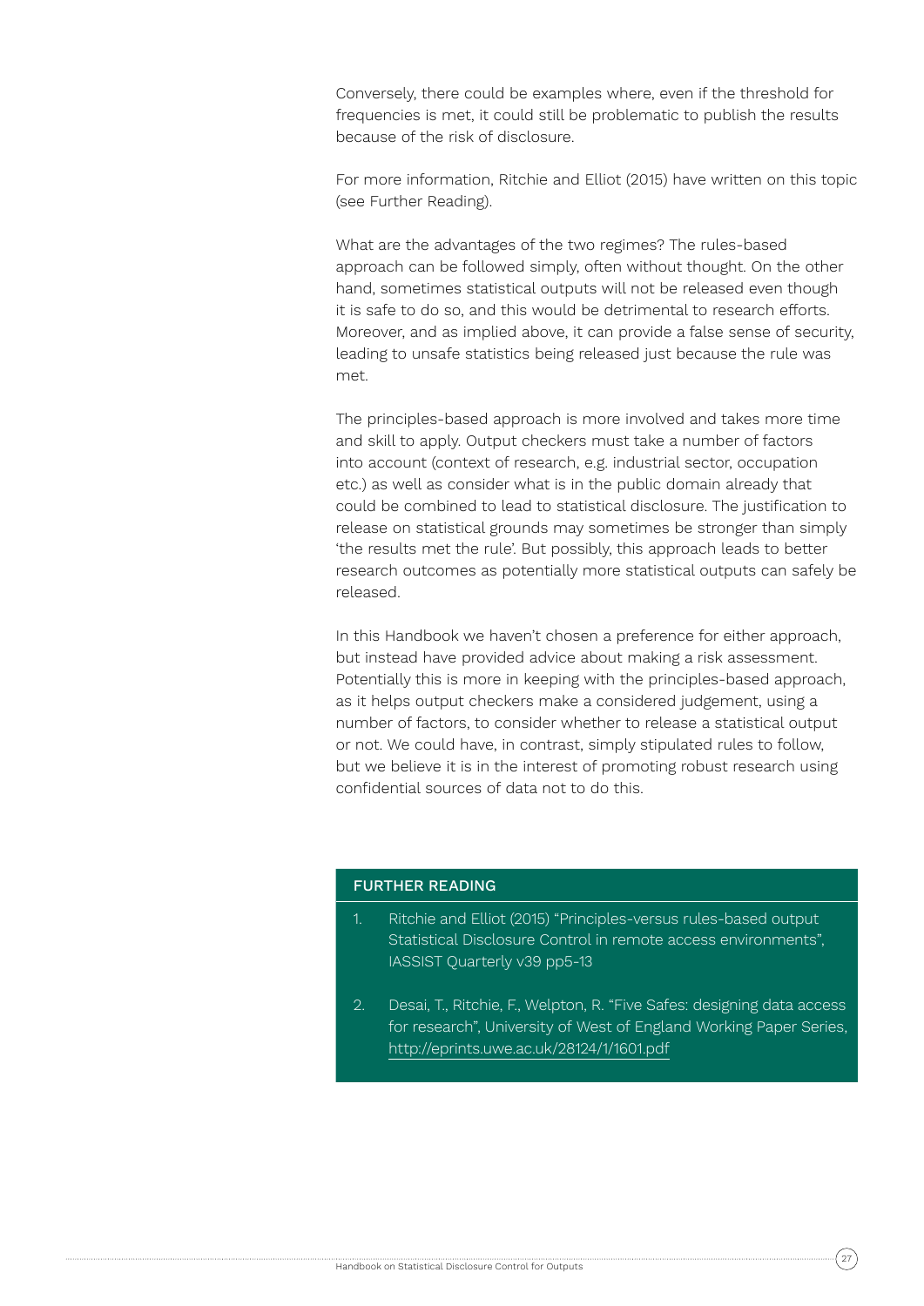Conversely, there could be examples where, even if the threshold for frequencies is met, it could still be problematic to publish the results because of the risk of disclosure.

For more information, Ritchie and Elliot (2015) have written on this topic (see Further Reading).

What are the advantages of the two regimes? The rules-based approach can be followed simply, often without thought. On the other hand, sometimes statistical outputs will not be released even though it is safe to do so, and this would be detrimental to research efforts. Moreover, and as implied above, it can provide a false sense of security, leading to unsafe statistics being released just because the rule was met.

The principles-based approach is more involved and takes more time and skill to apply. Output checkers must take a number of factors into account (context of research, e.g. industrial sector, occupation etc.) as well as consider what is in the public domain already that could be combined to lead to statistical disclosure. The justification to release on statistical grounds may sometimes be stronger than simply 'the results met the rule'. But possibly, this approach leads to better research outcomes as potentially more statistical outputs can safely be released.

In this Handbook we haven't chosen a preference for either approach, but instead have provided advice about making a risk assessment. Potentially this is more in keeping with the principles-based approach, as it helps output checkers make a considered judgement, using a number of factors, to consider whether to release a statistical output or not. We could have, in contrast, simply stipulated rules to follow, but we believe it is in the interest of promoting robust research using confidential sources of data not to do this.

## FURTHER READING

1. Ritchie and Elliot (2015) "Principles-versus rules-based output Statistical Disclosure Control in remote access environments", IASSIST Quarterly v39 pp5-13

2. Desai, T., Ritchie, F., Welpton, R. "Five Safes: designing data access for research", University of West of England Working Paper Series, http://eprints.uwe.ac.uk/28124/1/1601.pdf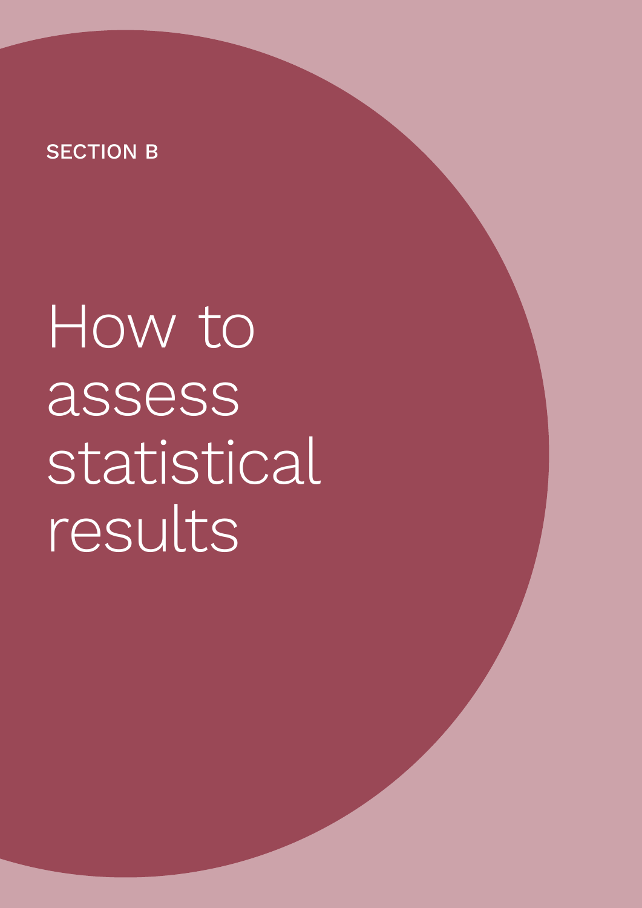SECTION B

# How to assess statistical results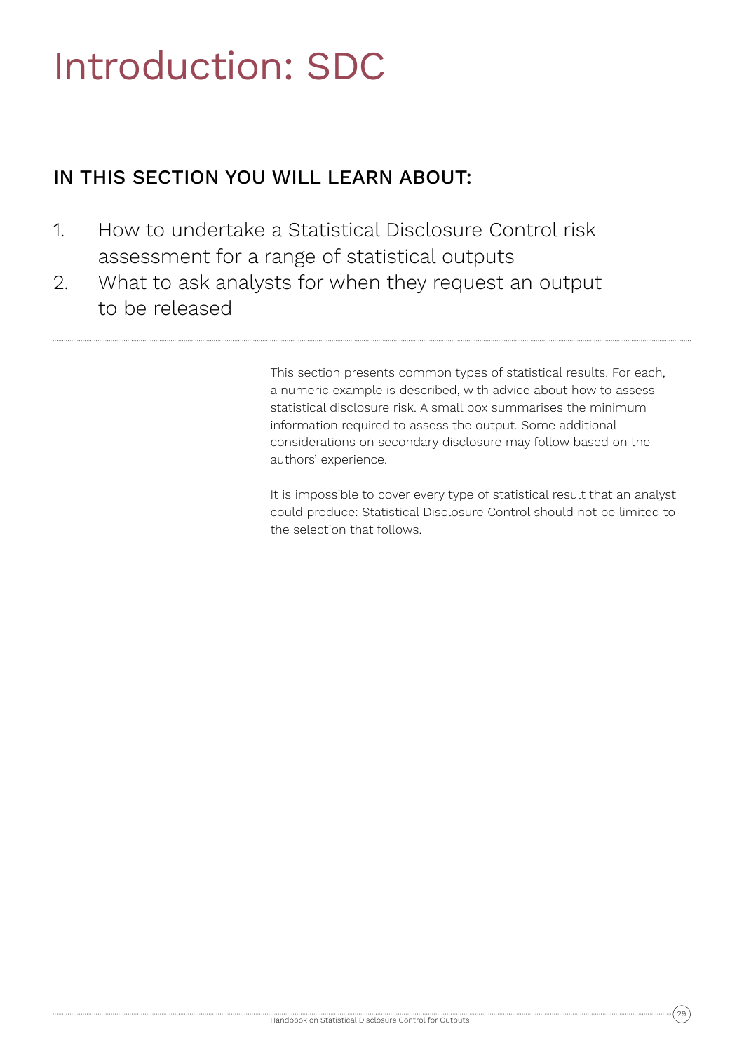# Introduction: SDC

## IN THIS SECTION YOU WILL LEARN ABOUT:

1. How to undertake a Statistical Disclosure Control risk assessment for a range of statistical outputs
2. What to ask analysts for when they request an output to be released

This section presents common types of statistical results. For each, a numeric example is described, with advice about how to assess statistical disclosure risk. A small box summarises the minimum information required to assess the output. Some additional considerations on secondary disclosure may follow based on the authors' experience.

It is impossible to cover every type of statistical result that an analyst could produce: Statistical Disclosure Control should not be limited to the selection that follows.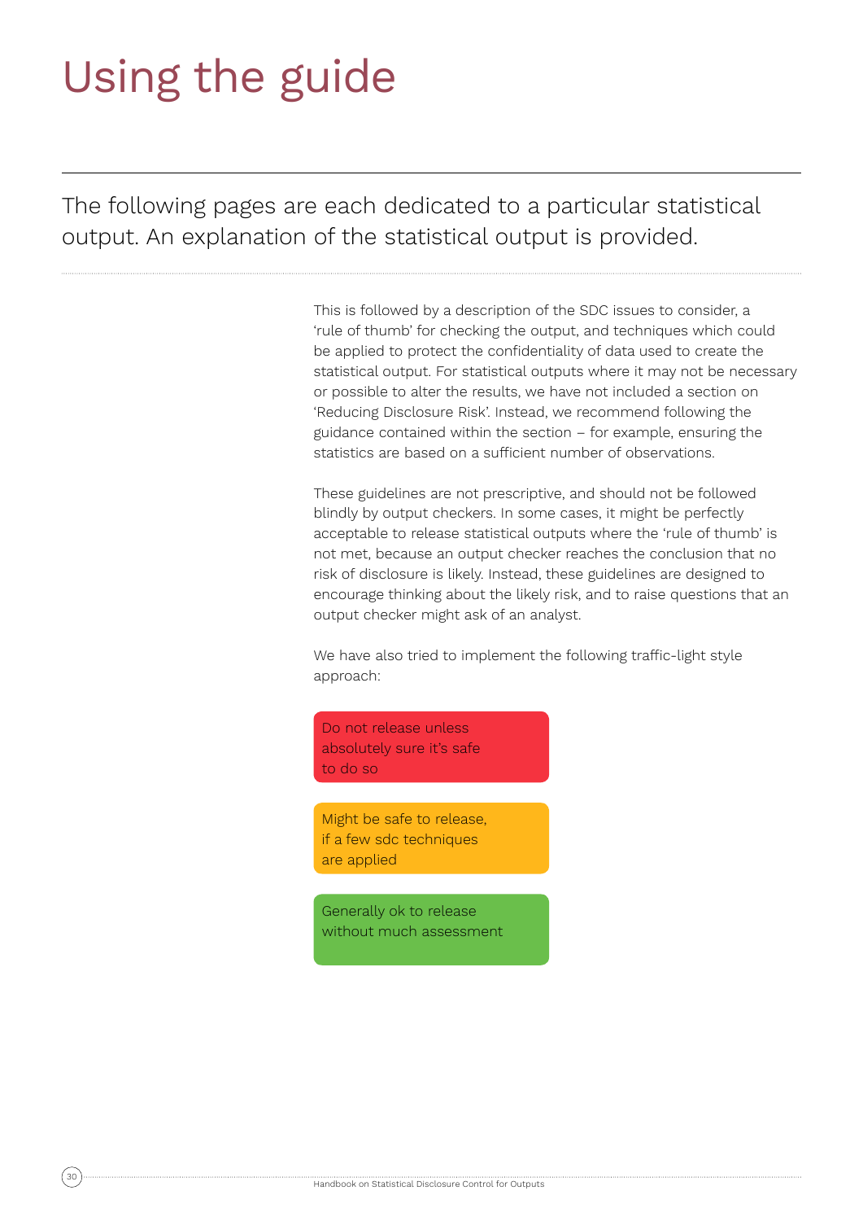# Using the guide

The following pages are each dedicated to a particular statistical output. An explanation of the statistical output is provided.

This is followed by a description of the SDC issues to consider, a 'rule of thumb' for checking the output, and techniques which could be applied to protect the confidentiality of data used to create the statistical output. For statistical outputs where it may not be necessary or possible to alter the results, we have not included a section on 'Reducing Disclosure Risk'. Instead, we recommend following the guidance contained within the section – for example, ensuring the statistics are based on a sufficient number of observations.

These guidelines are not prescriptive, and should not be followed blindly by output checkers. In some cases, it might be perfectly acceptable to release statistical outputs where the 'rule of thumb' is not met, because an output checker reaches the conclusion that no risk of disclosure is likely. Instead, these guidelines are designed to encourage thinking about the likely risk, and to raise questions that an output checker might ask of an analyst.

We have also tried to implement the following traffic-light style approach:

Do not release unless absolutely sure it's safe to do so

Might be safe to release, if a few sdc techniques are applied

Generally ok to release without much assessment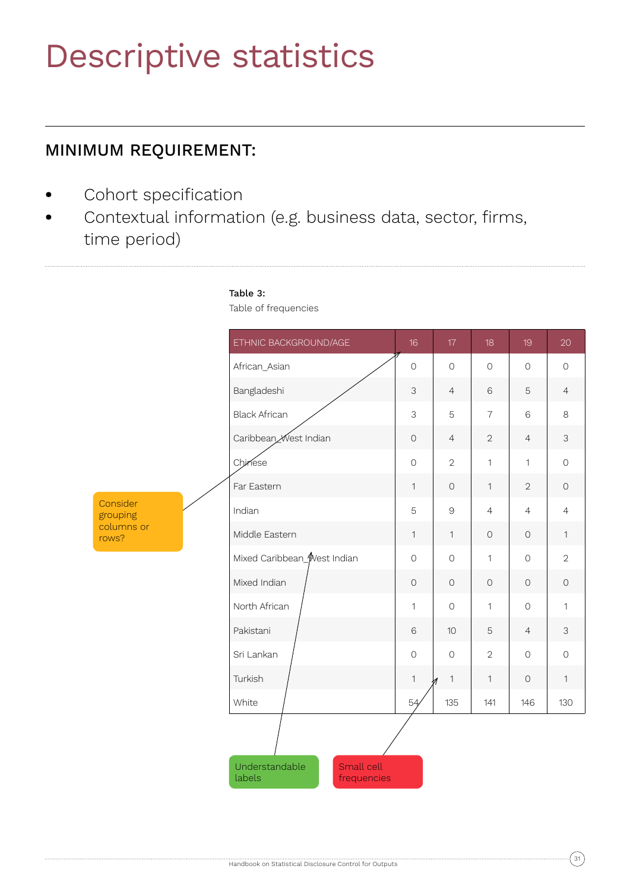# Descriptive statistics

## MINIMUM REQUIREMENT:

- Cohort specification
- Contextual information (e.g. business data, sector, firms, time period)

**Table 3:**

Table of frequencies

| ETHNIC BACKGROUND/AGE | 16 | 17 | 18 | 19 | 20 |
|---|---|---|---|---|---|
| African_Asian | 0 | 0 | 0 | 0 | 0 |
| Bangladeshi | 3 | 4 | 6 | 5 | 4 |
| Black African | 3 | 5 | 7 | 6 | 8 |
| Caribbean_West Indian | 0 | 4 | 2 | 4 | 3 |
| Chinese | 0 | 2 | 1 | 1 | 0 |
| Far Eastern | 1 | 0 | 1 | 2 | 0 |
| Indian | 5 | 9 | 4 | 4 | 4 |
| Middle Eastern | 1 | 1 | 0 | 0 | 1 |
| Mixed Caribbean_West Indian | 0 | 0 | 1 | 0 | 2 |
| Mixed Indian | 0 | 0 | 0 | 0 | 0 |
| North African | 1 | 0 | 1 | 0 | 1 |
| Pakistani | 6 | 10 | 5 | 4 | 3 |
| Sri Lankan | 0 | 0 | 2 | 0 | 0 |
| Turkish | 1 | 1 | 1 | 0 | 1 |
| White | 54 | 135 | 141 | 146 | 130 |

Consider grouping columns or rows?

Understandable labels

Small cell frequencies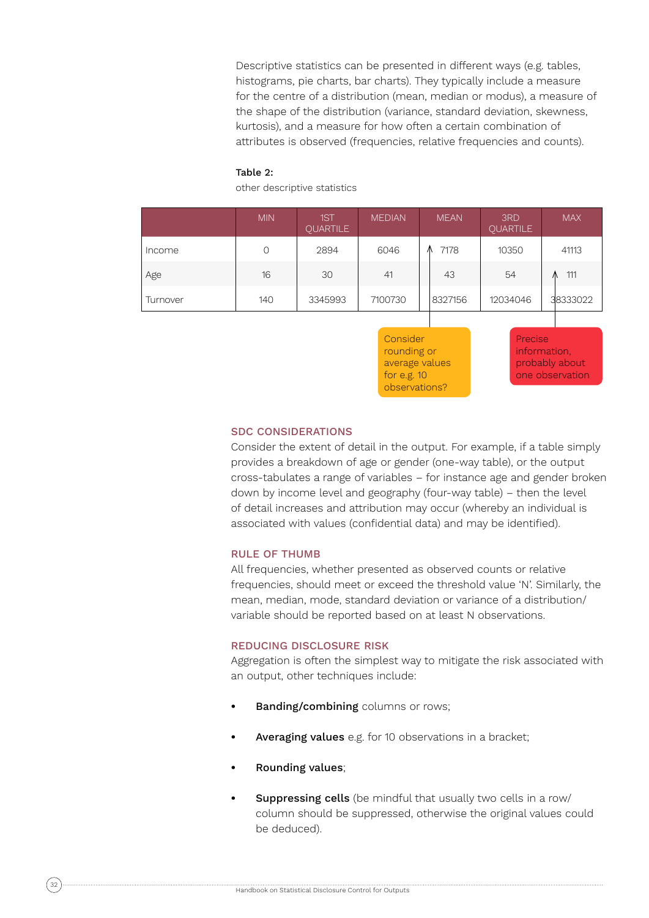Descriptive statistics can be presented in different ways (e.g. tables, histograms, pie charts, bar charts). They typically include a measure for the centre of a distribution (mean, median or modus), a measure of the shape of the distribution (variance, standard deviation, skewness, kurtosis), and a measure for how often a certain combination of attributes is observed (frequencies, relative frequencies and counts).

**Table 2:**

other descriptive statistics

| | MIN | 1ST QUARTILE | MEDIAN | MEAN | 3RD QUARTILE | MAX |
|---|---|---|---|---|---|---|
| Income | 0 | 2894 | 6046 | 7178 | 10350 | 41113 |
| Age | 16 | 30 | 41 | 43 | 54 | 111 |
| Turnover | 140 | 3345993 | 7100730 | 8327156 | 12034046 | 38333022 |

Consider rounding or average values for e.g. 10 observations?

Precise information, probably about one observation

### SDC CONSIDERATIONS

Consider the extent of detail in the output. For example, if a table simply provides a breakdown of age or gender (one-way table), or the output cross-tabulates a range of variables – for instance age and gender broken down by income level and geography (four-way table) – then the level of detail increases and attribution may occur (whereby an individual is associated with values (confidential data) and may be identified).

### RULE OF THUMB

All frequencies, whether presented as observed counts or relative frequencies, should meet or exceed the threshold value 'N'. Similarly, the mean, median, mode, standard deviation or variance of a distribution/variable should be reported based on at least N observations.

### REDUCING DISCLOSURE RISK

Aggregation is often the simplest way to mitigate the risk associated with an output, other techniques include:

- **Banding/combining** columns or rows;
- **Averaging values** e.g. for 10 observations in a bracket;
- **Rounding values**;
- **Suppressing cells** (be mindful that usually two cells in a row/column should be suppressed, otherwise the original values could be deduced).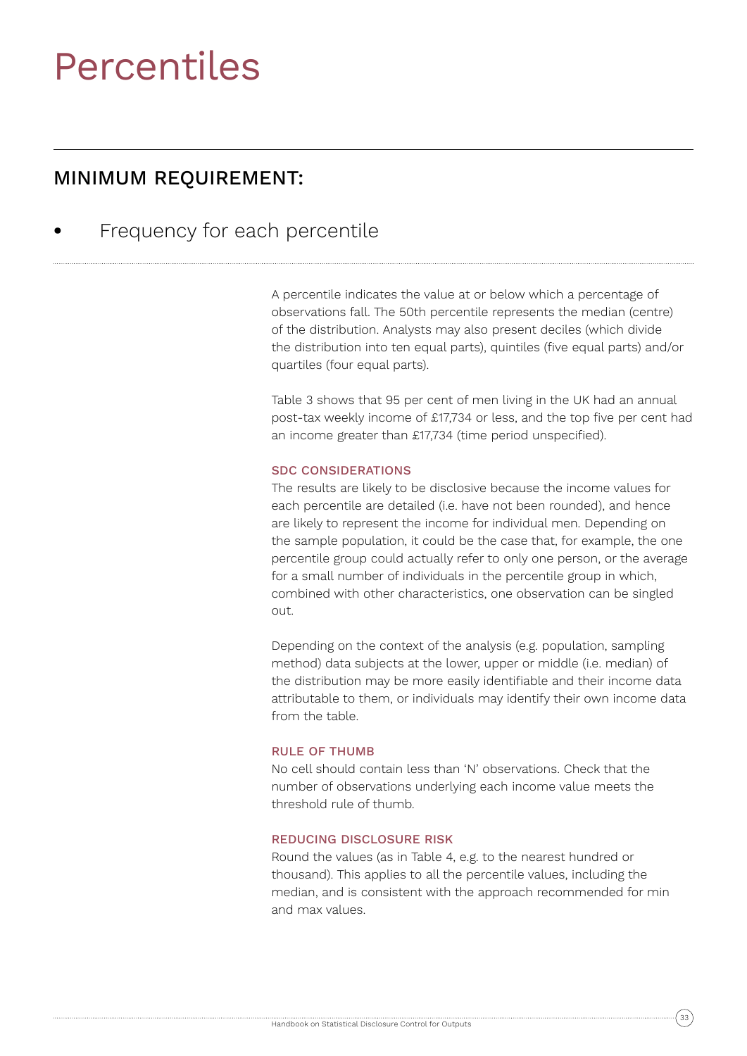# Percentiles

## MINIMUM REQUIREMENT:

- Frequency for each percentile

A percentile indicates the value at or below which a percentage of observations fall. The 50th percentile represents the median (centre) of the distribution. Analysts may also present deciles (which divide the distribution into ten equal parts), quintiles (five equal parts) and/or quartiles (four equal parts).

Table 3 shows that 95 per cent of men living in the UK had an annual post-tax weekly income of £17,734 or less, and the top five per cent had an income greater than £17,734 (time period unspecified).

### SDC CONSIDERATIONS

The results are likely to be disclosive because the income values for each percentile are detailed (i.e. have not been rounded), and hence are likely to represent the income for individual men. Depending on the sample population, it could be the case that, for example, the one percentile group could actually refer to only one person, or the average for a small number of individuals in the percentile group in which, combined with other characteristics, one observation can be singled out.

Depending on the context of the analysis (e.g. population, sampling method) data subjects at the lower, upper or middle (i.e. median) of the distribution may be more easily identifiable and their income data attributable to them, or individuals may identify their own income data from the table.

### RULE OF THUMB

No cell should contain less than 'N' observations. Check that the number of observations underlying each income value meets the threshold rule of thumb.

### REDUCING DISCLOSURE RISK

Round the values (as in Table 4, e.g. to the nearest hundred or thousand). This applies to all the percentile values, including the median, and is consistent with the approach recommended for min and max values.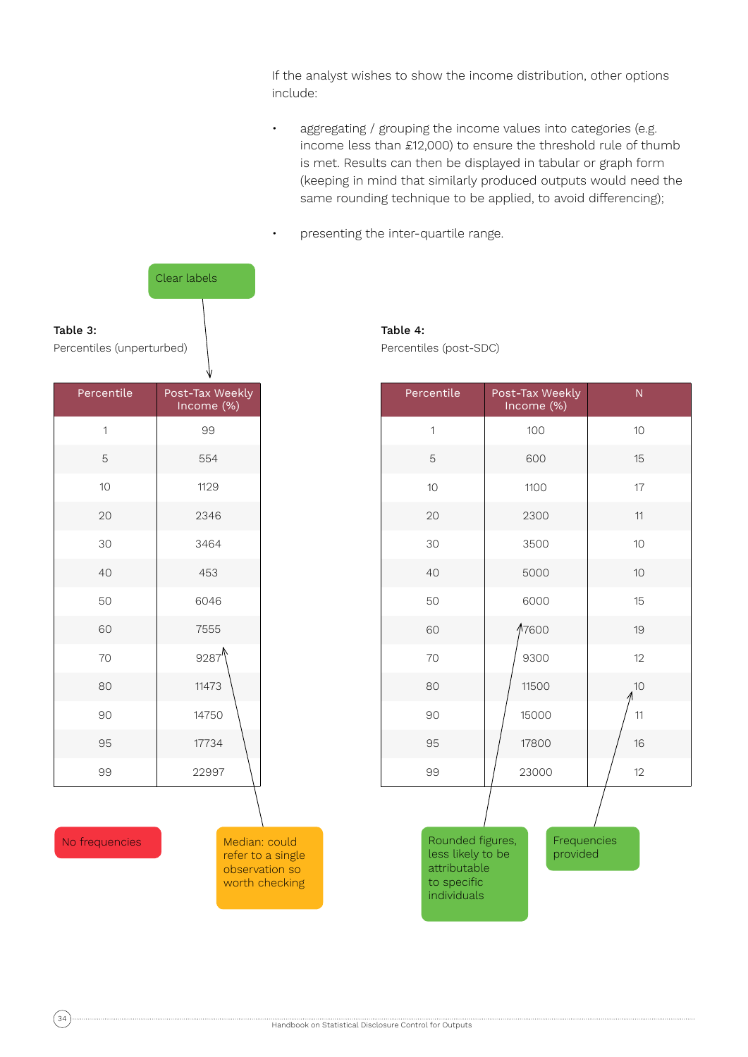If the analyst wishes to show the income distribution, other options include:

- aggregating / grouping the income values into categories (e.g. income less than £12,000) to ensure the threshold rule of thumb is met. Results can then be displayed in tabular or graph form (keeping in mind that similarly produced outputs would need the same rounding technique to be applied, to avoid differencing);
- presenting the inter-quartile range.

Clear labels

**Table 3:**
Percentiles (unperturbed)

| Percentile | Post-Tax Weekly Income (%) |
|---|---|
| 1 | 99 |
| 5 | 554 |
| 10 | 1129 |
| 20 | 2346 |
| 30 | 3464 |
| 40 | 453 |
| 50 | 6046 |
| 60 | 7555 |
| 70 | 9287 |
| 80 | 11473 |
| 90 | 14750 |
| 95 | 17734 |
| 99 | 22997 |

No frequencies

Median: could refer to a single observation so worth checking

**Table 4:**
Percentiles (post-SDC)

| Percentile | Post-Tax Weekly Income (%) | N |
|---|---|---|
| 1 | 100 | 10 |
| 5 | 600 | 15 |
| 10 | 1100 | 17 |
| 20 | 2300 | 11 |
| 30 | 3500 | 10 |
| 40 | 5000 | 10 |
| 50 | 6000 | 15 |
| 60 | 7600 | 19 |
| 70 | 9300 | 12 |
| 80 | 11500 | 10 |
| 90 | 15000 | 11 |
| 95 | 17800 | 16 |
| 99 | 23000 | 12 |

Rounded figures, less likely to be attributable to specific individuals

Frequencies provided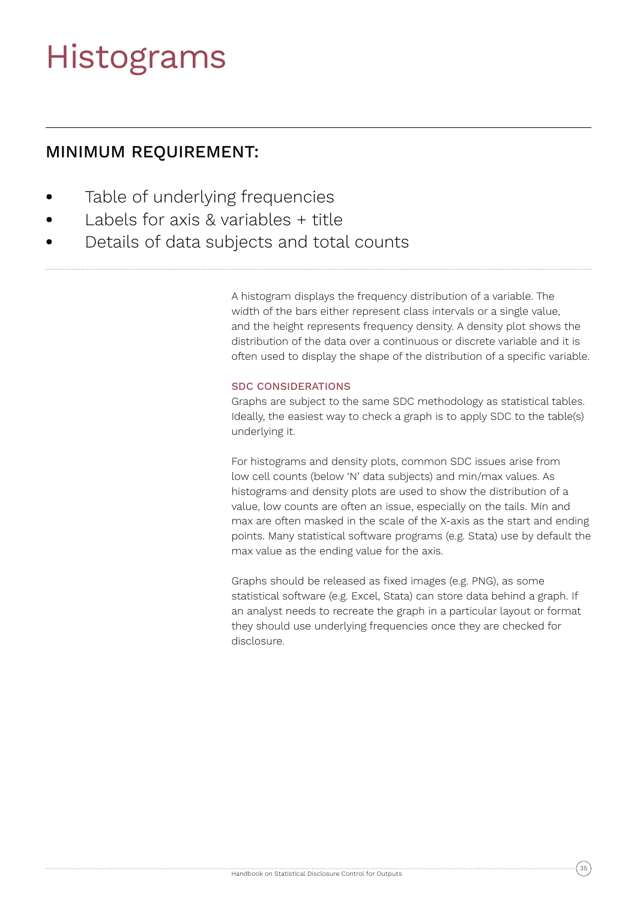# Histograms

## MINIMUM REQUIREMENT:

- Table of underlying frequencies
- Labels for axis & variables + title
- Details of data subjects and total counts

A histogram displays the frequency distribution of a variable. The width of the bars either represent class intervals or a single value, and the height represents frequency density. A density plot shows the distribution of the data over a continuous or discrete variable and it is often used to display the shape of the distribution of a specific variable.

### SDC CONSIDERATIONS

Graphs are subject to the same SDC methodology as statistical tables. Ideally, the easiest way to check a graph is to apply SDC to the table(s) underlying it.

For histograms and density plots, common SDC issues arise from low cell counts (below 'N' data subjects) and min/max values. As histograms and density plots are used to show the distribution of a value, low counts are often an issue, especially on the tails. Min and max are often masked in the scale of the X-axis as the start and ending points. Many statistical software programs (e.g. Stata) use by default the max value as the ending value for the axis.

Graphs should be released as fixed images (e.g. PNG), as some statistical software (e.g. Excel, Stata) can store data behind a graph. If an analyst needs to recreate the graph in a particular layout or format they should use underlying frequencies once they are checked for disclosure.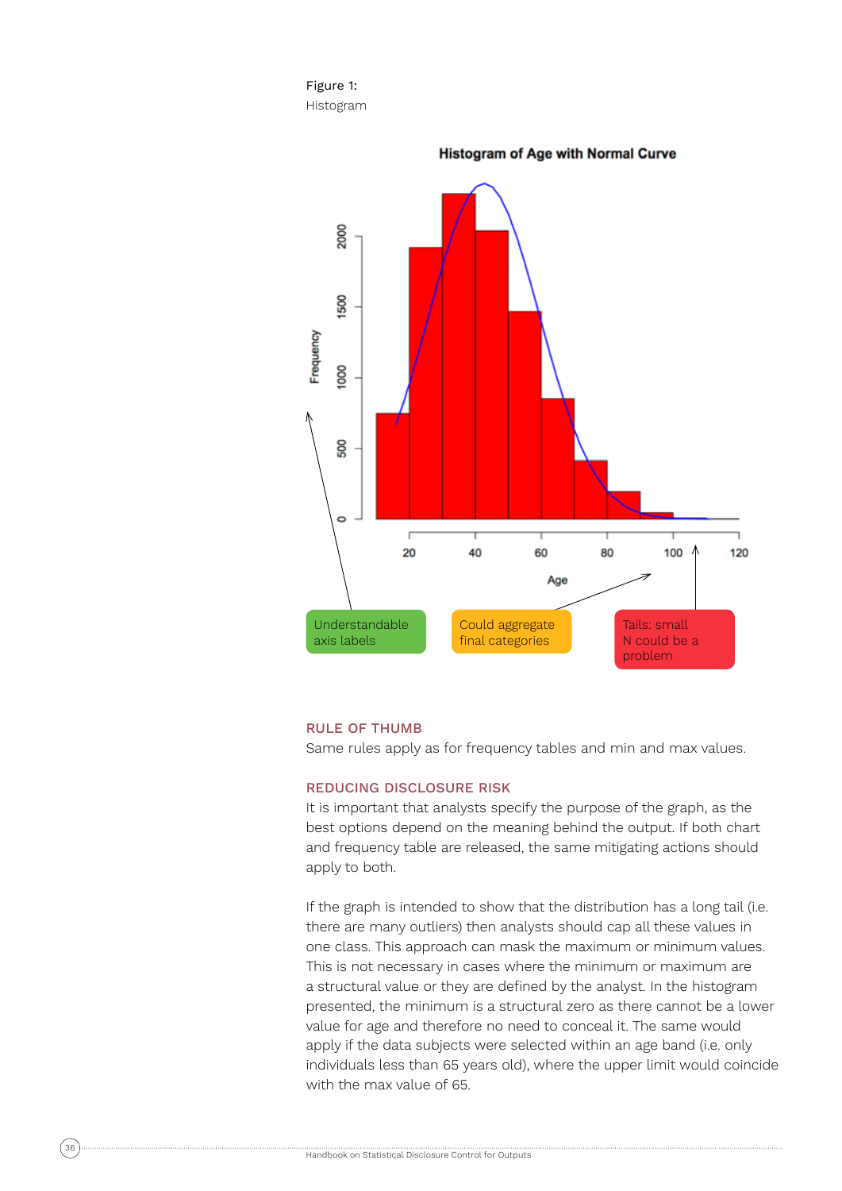Figure 1:
Histogram

Understandable axis labels

Could aggregate final categories

Tails: small N could be a problem

### RULE OF THUMB

Same rules apply as for frequency tables and min and max values.

### REDUCING DISCLOSURE RISK

It is important that analysts specify the purpose of the graph, as the best options depend on the meaning behind the output. If both chart and frequency table are released, the same mitigating actions should apply to both.

If the graph is intended to show that the distribution has a long tail (i.e. there are many outliers) then analysts should cap all these values in one class. This approach can mask the maximum or minimum values. This is not necessary in cases where the minimum or maximum are a structural value or they are defined by the analyst. In the histogram presented, the minimum is a structural zero as there cannot be a lower value for age and therefore no need to conceal it. The same would apply if the data subjects were selected within an age band (i.e. only individuals less than 65 years old), where the upper limit would coincide with the max value of 65.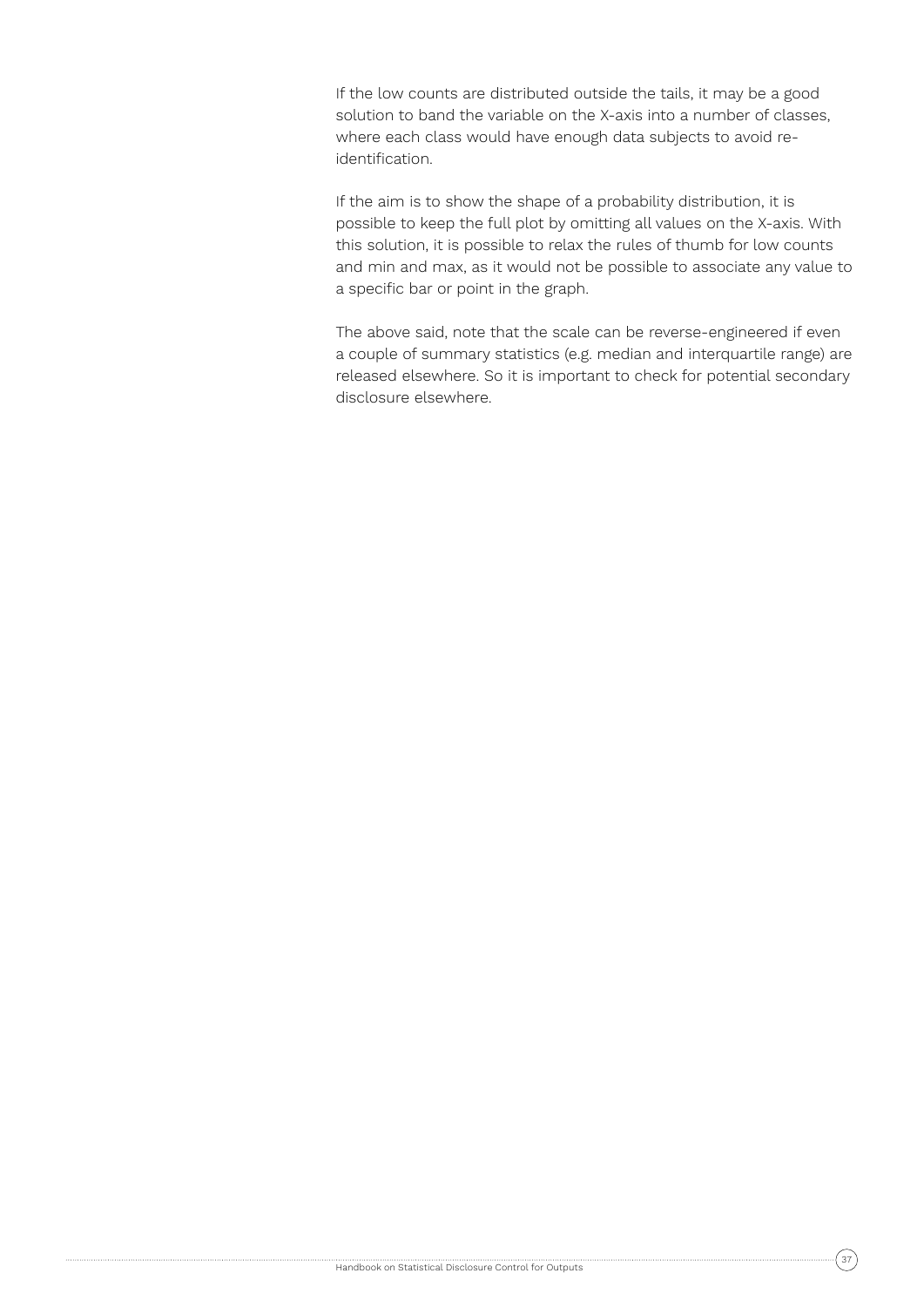If the low counts are distributed outside the tails, it may be a good solution to band the variable on the X-axis into a number of classes, where each class would have enough data subjects to avoid re-identification.

If the aim is to show the shape of a probability distribution, it is possible to keep the full plot by omitting all values on the X-axis. With this solution, it is possible to relax the rules of thumb for low counts and min and max, as it would not be possible to associate any value to a specific bar or point in the graph.

The above said, note that the scale can be reverse-engineered if even a couple of summary statistics (e.g. median and interquartile range) are released elsewhere. So it is important to check for potential secondary disclosure elsewhere.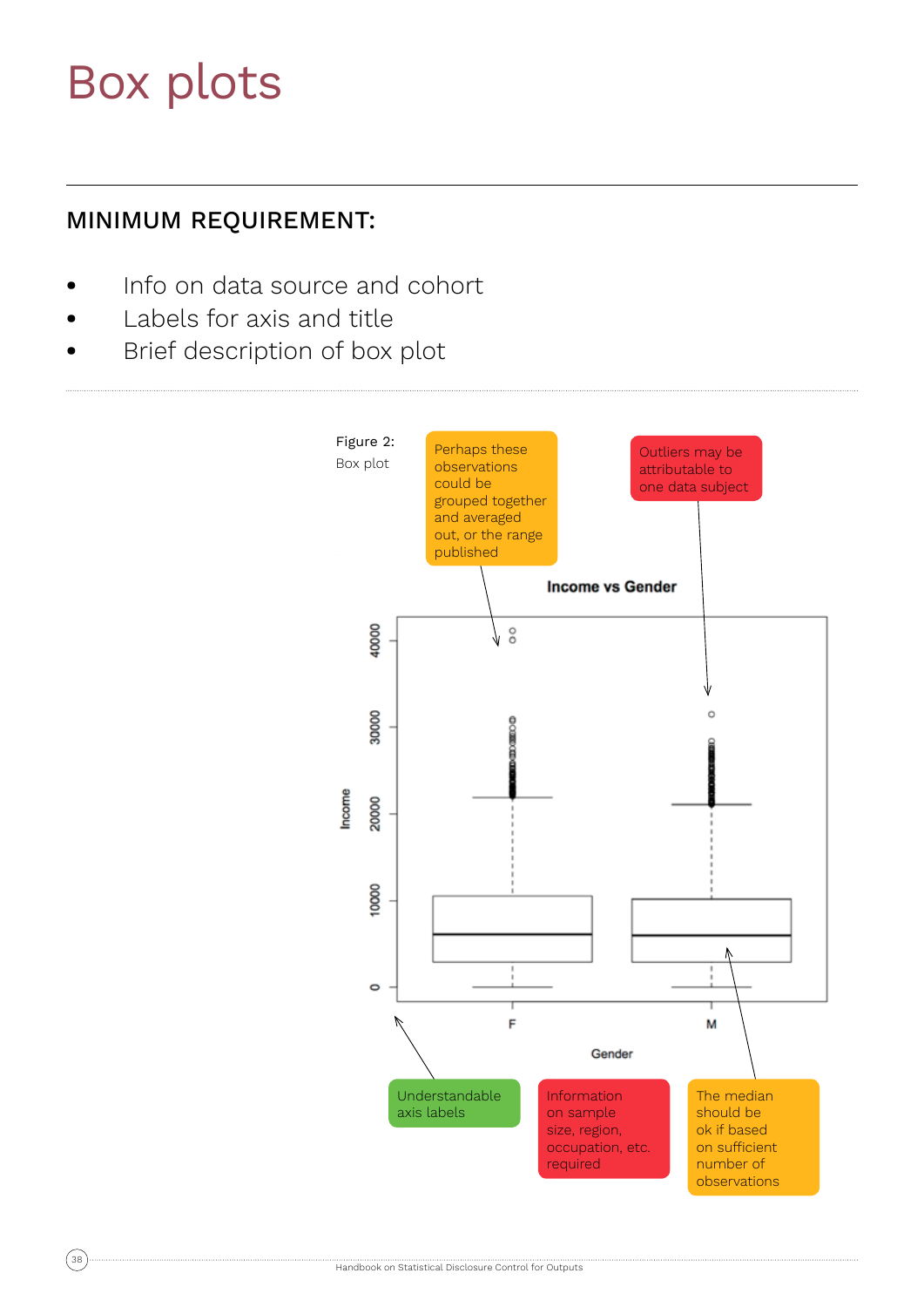# Box plots

## MINIMUM REQUIREMENT:

- Info on data source and cohort
- Labels for axis and title
- Brief description of box plot

Figure 2:
Box plot

Perhaps these observations could be grouped together and averaged out, or the range published

Outliers may be attributable to one data subject

Understandable axis labels

Information on sample size, region, occupation, etc. required

The median should be ok if based on sufficient number of observations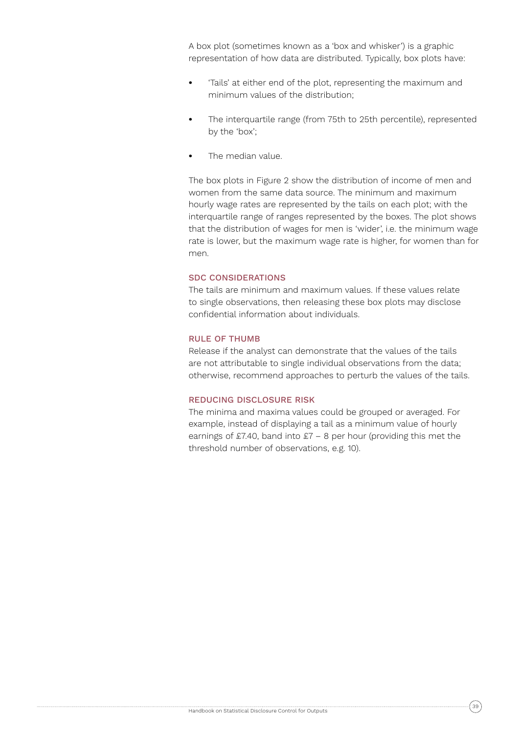A box plot (sometimes known as a 'box and whisker') is a graphic representation of how data are distributed. Typically, box plots have:

- 'Tails' at either end of the plot, representing the maximum and minimum values of the distribution;
- The interquartile range (from 75th to 25th percentile), represented by the 'box';
- The median value.

The box plots in Figure 2 show the distribution of income of men and women from the same data source. The minimum and maximum hourly wage rates are represented by the tails on each plot; with the interquartile range of ranges represented by the boxes. The plot shows that the distribution of wages for men is 'wider', i.e. the minimum wage rate is lower, but the maximum wage rate is higher, for women than for men.

### SDC CONSIDERATIONS

The tails are minimum and maximum values. If these values relate to single observations, then releasing these box plots may disclose confidential information about individuals.

### RULE OF THUMB

Release if the analyst can demonstrate that the values of the tails are not attributable to single individual observations from the data; otherwise, recommend approaches to perturb the values of the tails.

### REDUCING DISCLOSURE RISK

The minima and maxima values could be grouped or averaged. For example, instead of displaying a tail as a minimum value of hourly earnings of £7.40, band into £7 – 8 per hour (providing this met the threshold number of observations, e.g. 10).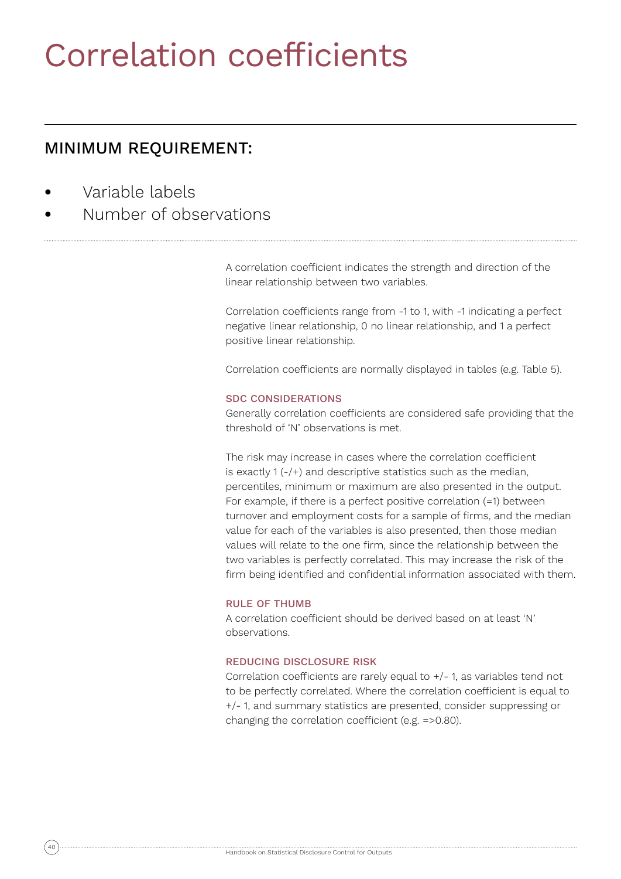# Correlation coefficients

## MINIMUM REQUIREMENT:

- Variable labels
- Number of observations

A correlation coefficient indicates the strength and direction of the linear relationship between two variables.

Correlation coefficients range from -1 to 1, with -1 indicating a perfect negative linear relationship, 0 no linear relationship, and 1 a perfect positive linear relationship.

Correlation coefficients are normally displayed in tables (e.g. Table 5).

### SDC CONSIDERATIONS

Generally correlation coefficients are considered safe providing that the threshold of 'N' observations is met.

The risk may increase in cases where the correlation coefficient is exactly 1 (-/+) and descriptive statistics such as the median, percentiles, minimum or maximum are also presented in the output. For example, if there is a perfect positive correlation (=1) between turnover and employment costs for a sample of firms, and the median value for each of the variables is also presented, then those median values will relate to the one firm, since the relationship between the two variables is perfectly correlated. This may increase the risk of the firm being identified and confidential information associated with them.

### RULE OF THUMB

A correlation coefficient should be derived based on at least 'N' observations.

### REDUCING DISCLOSURE RISK

Correlation coefficients are rarely equal to +/- 1, as variables tend not to be perfectly correlated. Where the correlation coefficient is equal to +/- 1, and summary statistics are presented, consider suppressing or changing the correlation coefficient (e.g. =>0.80).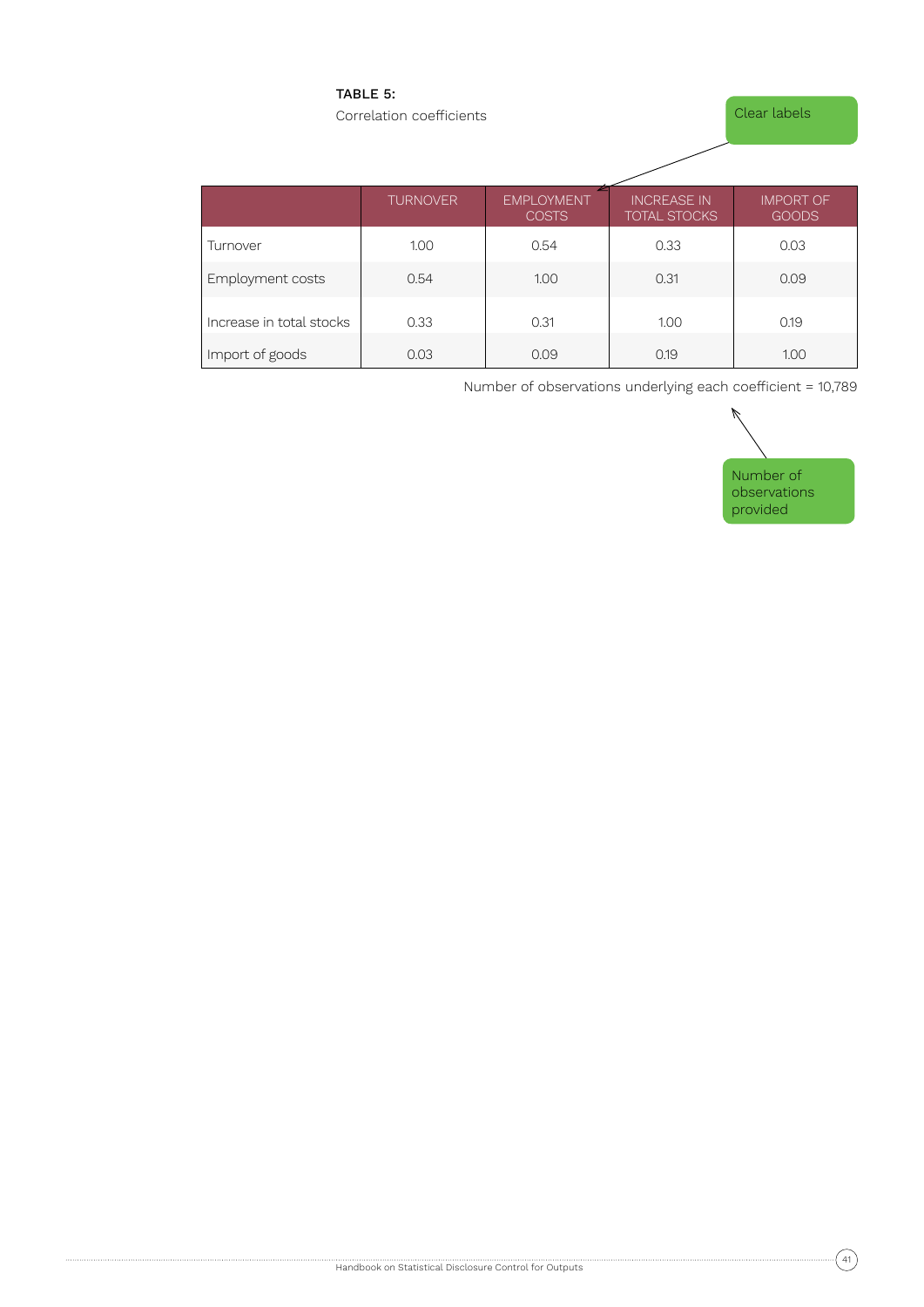**TABLE 5:**

Correlation coefficients

Clear labels

| | TURNOVER | EMPLOYMENT COSTS | INCREASE IN TOTAL STOCKS | IMPORT OF GOODS |
|---|---|---|---|---|
| Turnover | 1.00 | 0.54 | 0.33 | 0.03 |
| Employment costs | 0.54 | 1.00 | 0.31 | 0.09 |
| Increase in total stocks | 0.33 | 0.31 | 1.00 | 0.19 |
| Import of goods | 0.03 | 0.09 | 0.19 | 1.00 |

Number of observations underlying each coefficient = 10,789

Number of observations provided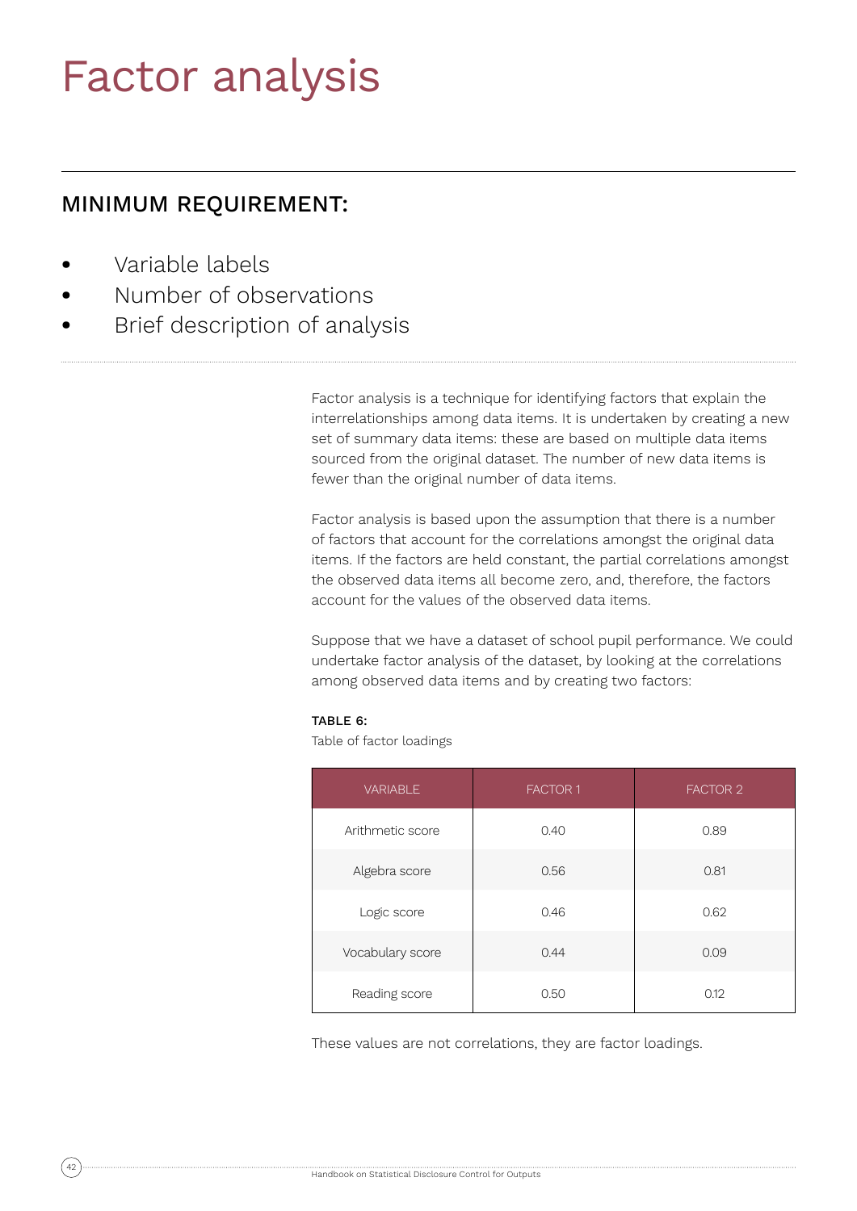# Factor analysis

## MINIMUM REQUIREMENT:

- Variable labels
- Number of observations
- Brief description of analysis

Factor analysis is a technique for identifying factors that explain the interrelationships among data items. It is undertaken by creating a new set of summary data items: these are based on multiple data items sourced from the original dataset. The number of new data items is fewer than the original number of data items.

Factor analysis is based upon the assumption that there is a number of factors that account for the correlations amongst the original data items. If the factors are held constant, the partial correlations amongst the observed data items all become zero, and, therefore, the factors account for the values of the observed data items.

Suppose that we have a dataset of school pupil performance. We could undertake factor analysis of the dataset, by looking at the correlations among observed data items and by creating two factors:

**TABLE 6:**
Table of factor loadings

| VARIABLE | FACTOR 1 | FACTOR 2 |
|---|---|---|
| Arithmetic score | 0.40 | 0.89 |
| Algebra score | 0.56 | 0.81 |
| Logic score | 0.46 | 0.62 |
| Vocabulary score | 0.44 | 0.09 |
| Reading score | 0.50 | 0.12 |

These values are not correlations, they are factor loadings.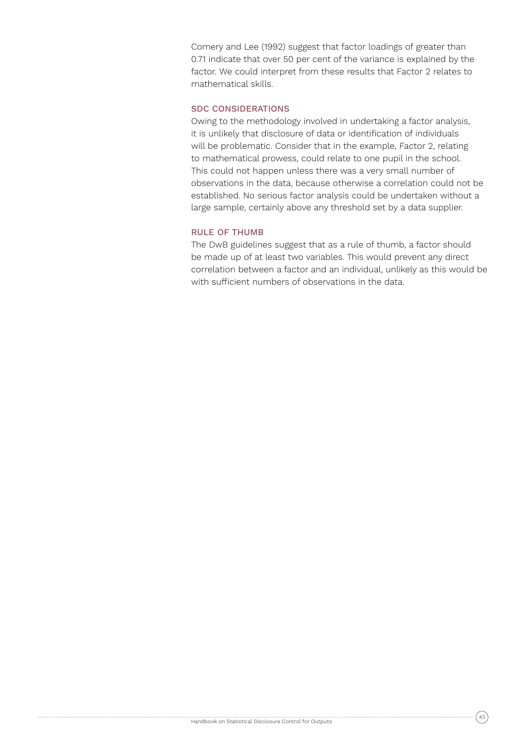Comery and Lee (1992) suggest that factor loadings of greater than 0.71 indicate that over 50 per cent of the variance is explained by the factor. We could interpret from these results that Factor 2 relates to mathematical skills.

### SDC CONSIDERATIONS

Owing to the methodology involved in undertaking a factor analysis, it is unlikely that disclosure of data or identification of individuals will be problematic. Consider that in the example, Factor 2, relating to mathematical prowess, could relate to one pupil in the school. This could not happen unless there was a very small number of observations in the data, because otherwise a correlation could not be established. No serious factor analysis could be undertaken without a large sample, certainly above any threshold set by a data supplier.

### RULE OF THUMB

The DwB guidelines suggest that as a rule of thumb, a factor should be made up of at least two variables. This would prevent any direct correlation between a factor and an individual, unlikely as this would be with sufficient numbers of observations in the data.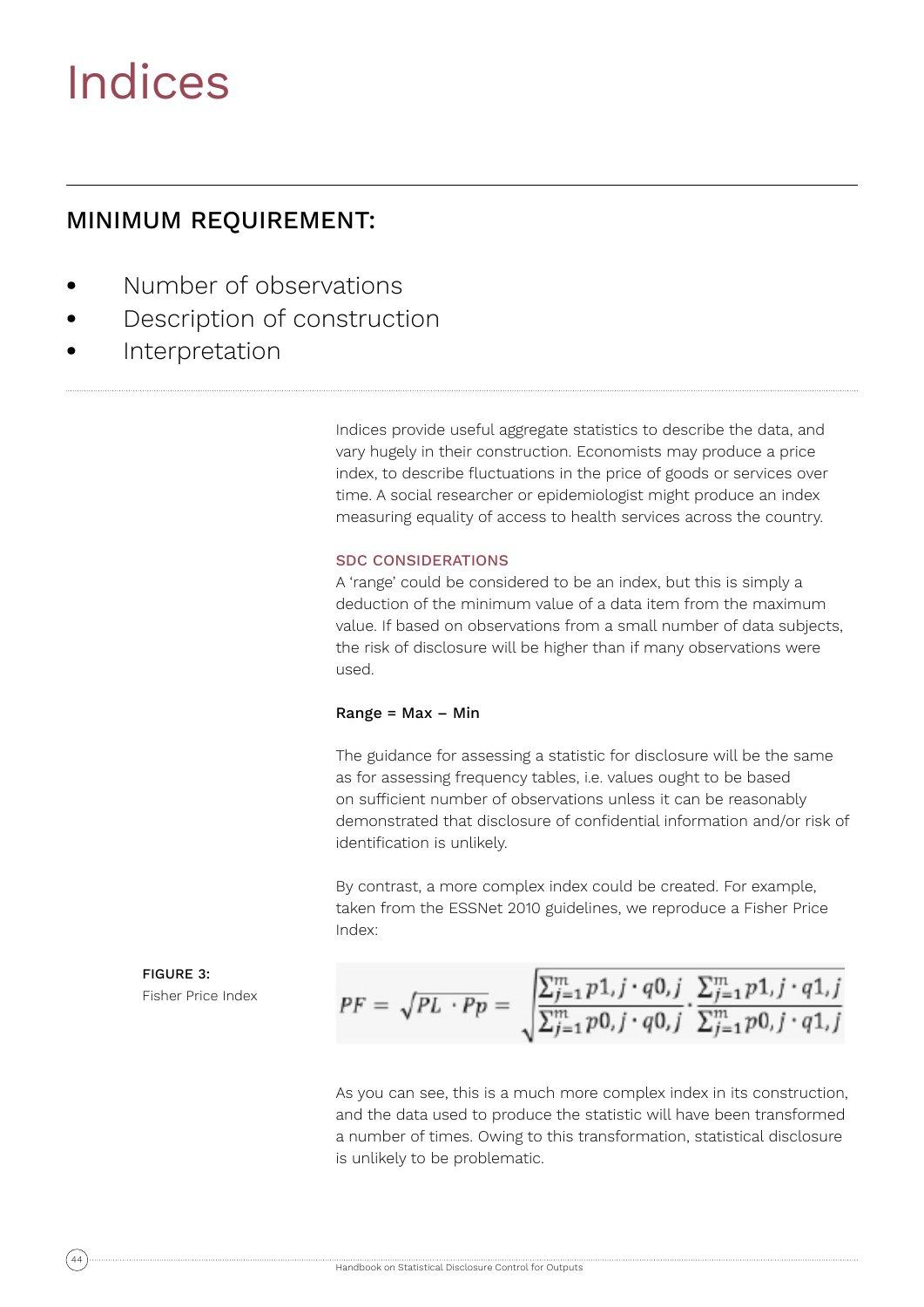# Indices

## MINIMUM REQUIREMENT:

- Number of observations
- Description of construction
- Interpretation

Indices provide useful aggregate statistics to describe the data, and vary hugely in their construction. Economists may produce a price index, to describe fluctuations in the price of goods or services over time. A social researcher or epidemiologist might produce an index measuring equality of access to health services across the country.

### SDC CONSIDERATIONS

A 'range' could be considered to be an index, but this is simply a deduction of the minimum value of a data item from the maximum value. If based on observations from a small number of data subjects, the risk of disclosure will be higher than if many observations were used.

**Range = Max – Min**

The guidance for assessing a statistic for disclosure will be the same as for assessing frequency tables, i.e. values ought to be based on sufficient number of observations unless it can be reasonably demonstrated that disclosure of confidential information and/or risk of identification is unlikely.

By contrast, a more complex index could be created. For example, taken from the ESSNet 2010 guidelines, we reproduce a Fisher Price Index:

FIGURE 3:
Fisher Price Index

$$PF = \sqrt{PL \cdot Pp} = \sqrt{\frac{\sum_{j=1}^{m} p1,j \cdot q0,j}{\sum_{j=1}^{m} p0,j \cdot q0,j} \cdot \frac{\sum_{j=1}^{m} p1,j \cdot q1,j}{\sum_{j=1}^{m} p0,j \cdot q1,j}}$$

As you can see, this is a much more complex index in its construction, and the data used to produce the statistic will have been transformed a number of times. Owing to this transformation, statistical disclosure is unlikely to be problematic.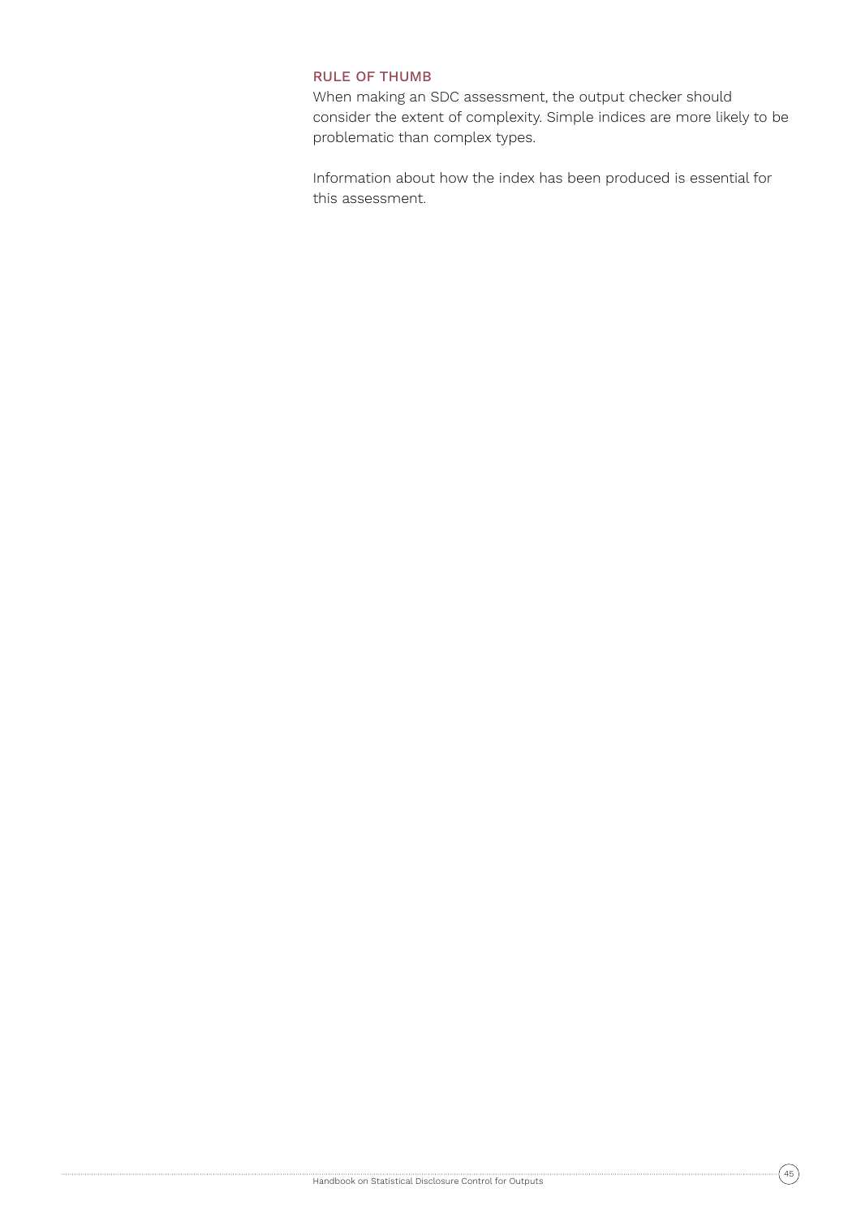#### RULE OF THUMB

When making an SDC assessment, the output checker should consider the extent of complexity. Simple indices are more likely to be problematic than complex types.

Information about how the index has been produced is essential for this assessment.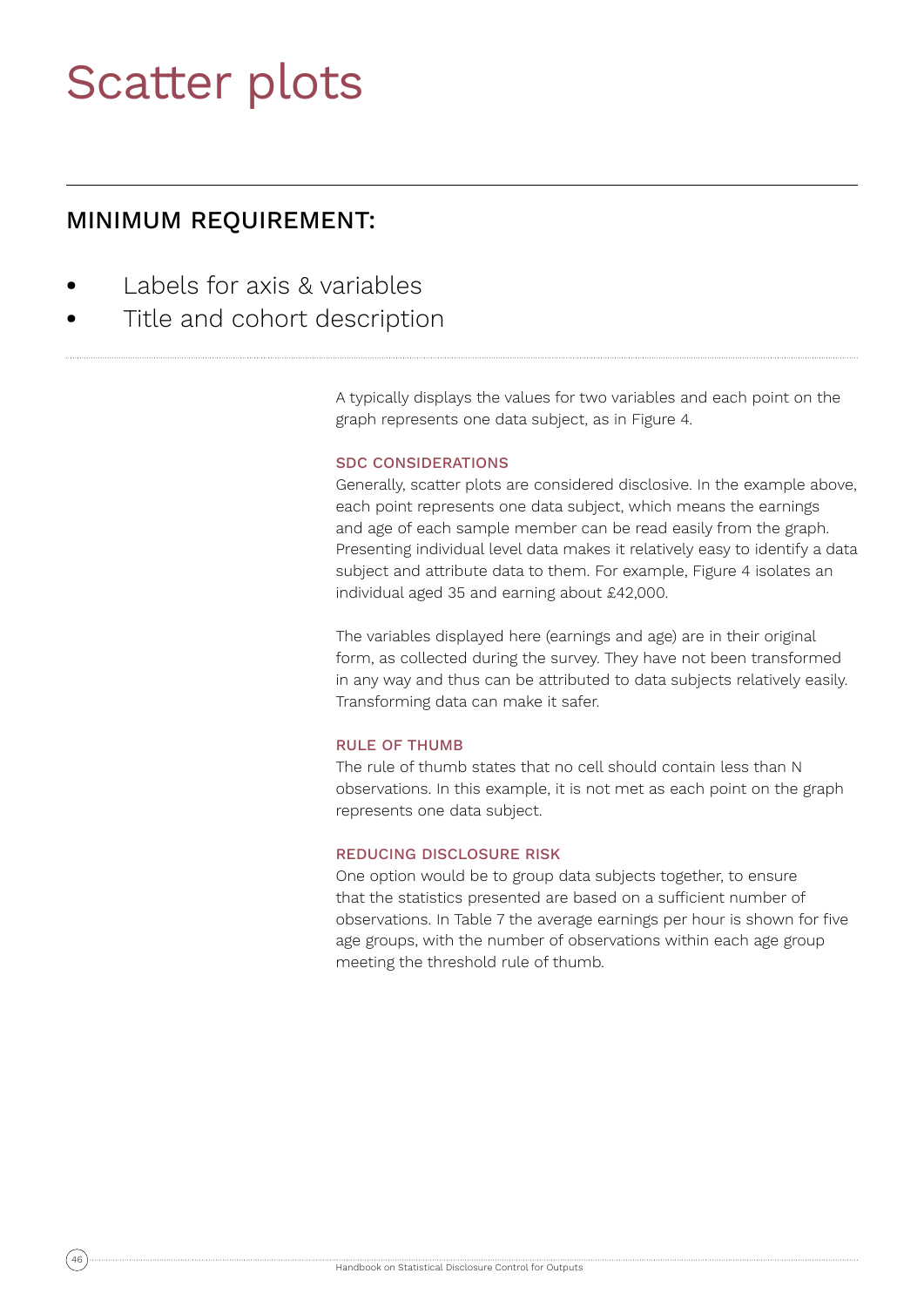# Scatter plots

## MINIMUM REQUIREMENT:

- Labels for axis & variables
- Title and cohort description

A typically displays the values for two variables and each point on the graph represents one data subject, as in Figure 4.

### SDC CONSIDERATIONS

Generally, scatter plots are considered disclosive. In the example above, each point represents one data subject, which means the earnings and age of each sample member can be read easily from the graph. Presenting individual level data makes it relatively easy to identify a data subject and attribute data to them. For example, Figure 4 isolates an individual aged 35 and earning about £42,000.

The variables displayed here (earnings and age) are in their original form, as collected during the survey. They have not been transformed in any way and thus can be attributed to data subjects relatively easily. Transforming data can make it safer.

### RULE OF THUMB

The rule of thumb states that no cell should contain less than N observations. In this example, it is not met as each point on the graph represents one data subject.

### REDUCING DISCLOSURE RISK

One option would be to group data subjects together, to ensure that the statistics presented are based on a sufficient number of observations. In Table 7 the average earnings per hour is shown for five age groups, with the number of observations within each age group meeting the threshold rule of thumb.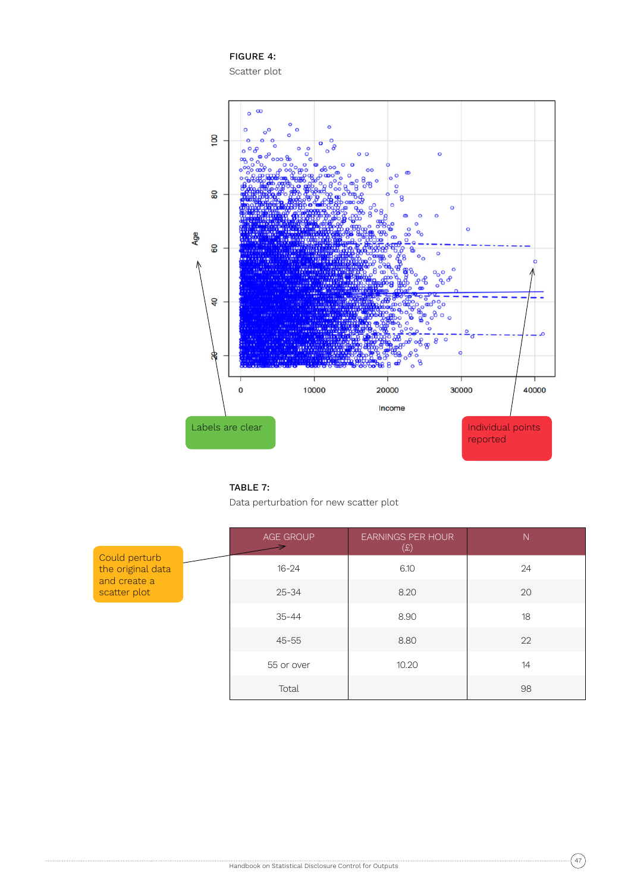**FIGURE 4:**
Scatter plot

Labels are clear

Individual points reported

**TABLE 7:**
Data perturbation for new scatter plot

Could perturb the original data and create a scatter plot

| AGE GROUP | EARNINGS PER HOUR (£) | N |
|---|---|---|
| 16-24 | 6.10 | 24 |
| 25-34 | 8.20 | 20 |
| 35-44 | 8.90 | 18 |
| 45-55 | 8.80 | 22 |
| 55 or over | 10.20 | 14 |
| Total | | 98 |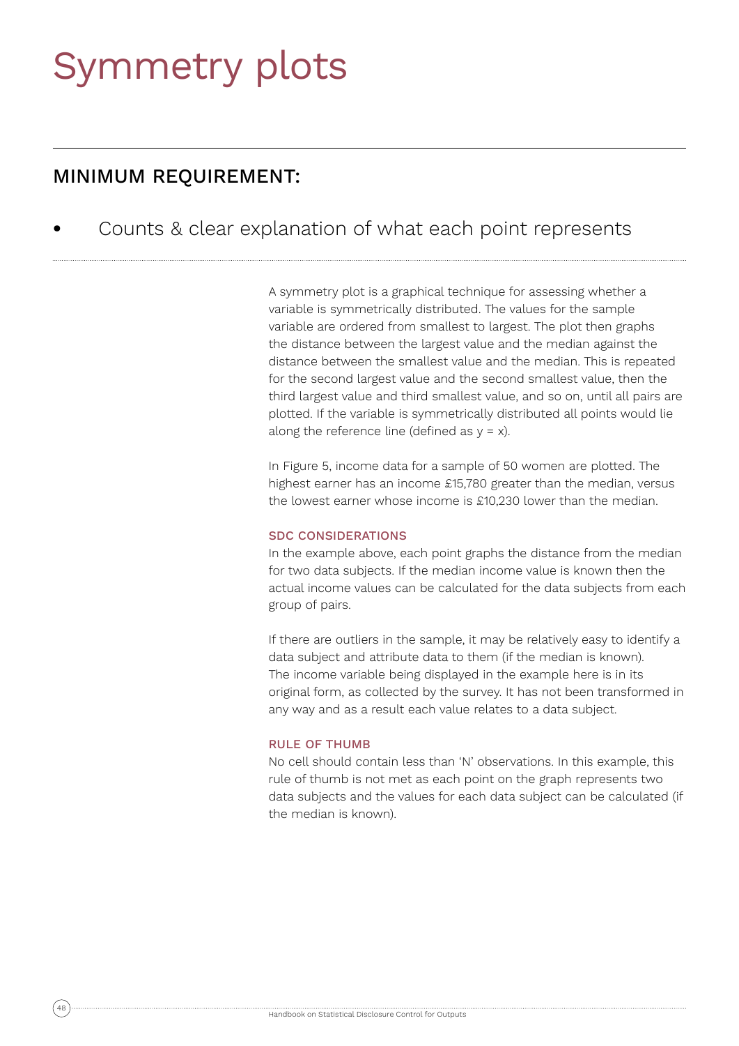# Symmetry plots

## MINIMUM REQUIREMENT:

- Counts & clear explanation of what each point represents

A symmetry plot is a graphical technique for assessing whether a variable is symmetrically distributed. The values for the sample variable are ordered from smallest to largest. The plot then graphs the distance between the largest value and the median against the distance between the smallest value and the median. This is repeated for the second largest value and the second smallest value, then the third largest value and third smallest value, and so on, until all pairs are plotted. If the variable is symmetrically distributed all points would lie along the reference line (defined as $y = x$).

In Figure 5, income data for a sample of 50 women are plotted. The highest earner has an income £15,780 greater than the median, versus the lowest earner whose income is £10,230 lower than the median.

### SDC CONSIDERATIONS

In the example above, each point graphs the distance from the median for two data subjects. If the median income value is known then the actual income values can be calculated for the data subjects from each group of pairs.

If there are outliers in the sample, it may be relatively easy to identify a data subject and attribute data to them (if the median is known). The income variable being displayed in the example here is in its original form, as collected by the survey. It has not been transformed in any way and as a result each value relates to a data subject.

### RULE OF THUMB

No cell should contain less than 'N' observations. In this example, this rule of thumb is not met as each point on the graph represents two data subjects and the values for each data subject can be calculated (if the median is known).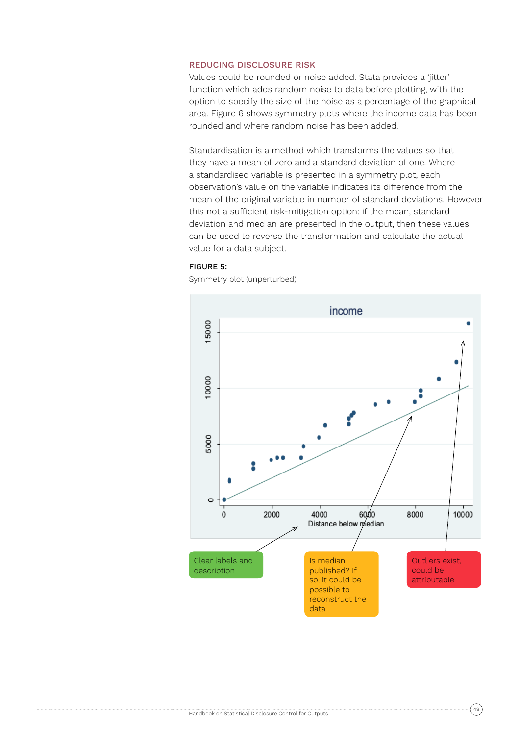### REDUCING DISCLOSURE RISK

Values could be rounded or noise added. Stata provides a 'jitter' function which adds random noise to data before plotting, with the option to specify the size of the noise as a percentage of the graphical area. Figure 6 shows symmetry plots where the income data has been rounded and where random noise has been added.

Standardisation is a method which transforms the values so that they have a mean of zero and a standard deviation of one. Where a standardised variable is presented in a symmetry plot, each observation's value on the variable indicates its difference from the mean of the original variable in number of standard deviations. However this not a sufficient risk-mitigation option: if the mean, standard deviation and median are presented in the output, then these values can be used to reverse the transformation and calculate the actual value for a data subject.

**FIGURE 5:**

Symmetry plot (unperturbed)

Clear labels and description

Is median published? If so, it could be possible to reconstruct the data

Outliers exist, could be attributable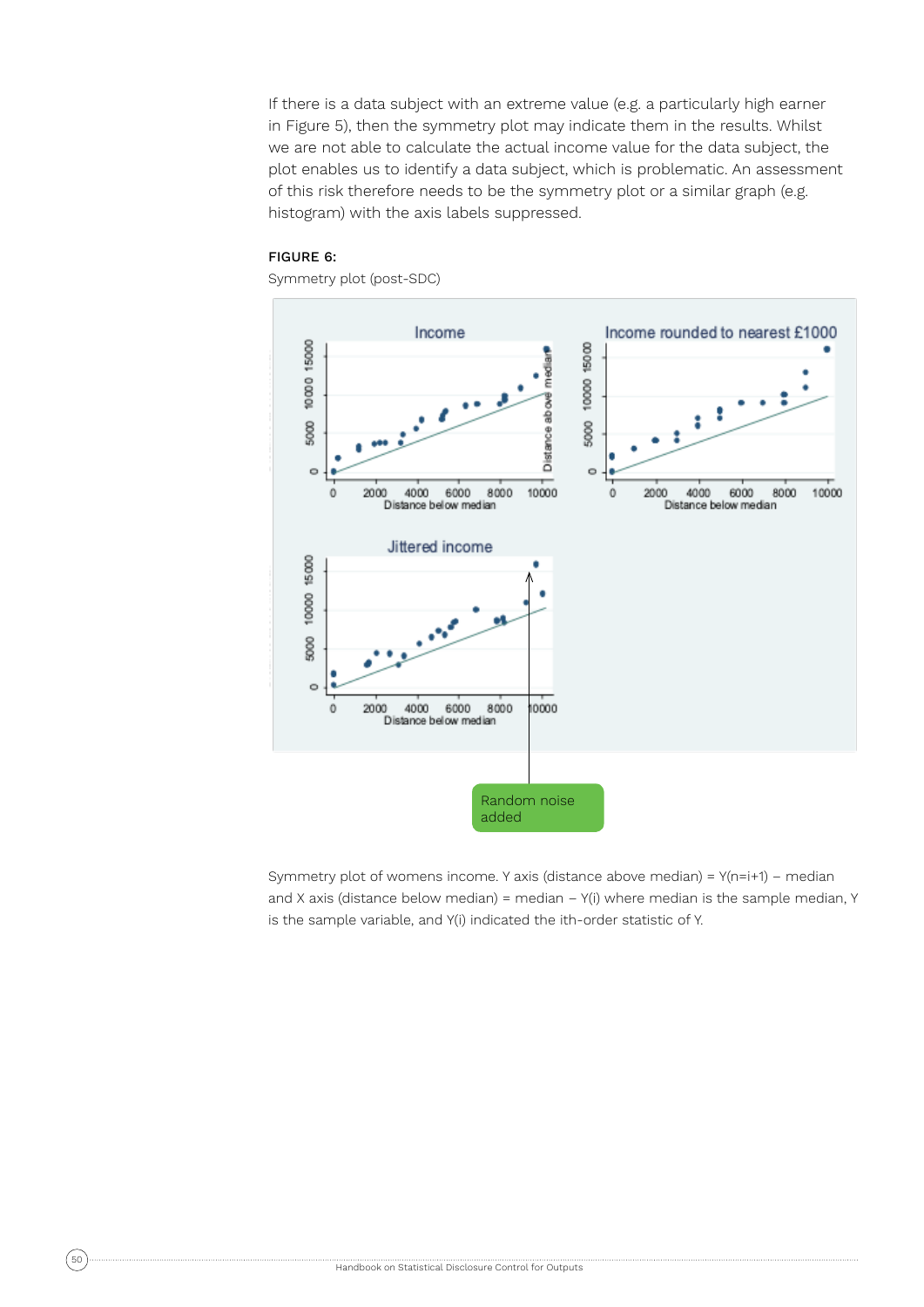If there is a data subject with an extreme value (e.g. a particularly high earner in Figure 5), then the symmetry plot may indicate them in the results. Whilst we are not able to calculate the actual income value for the data subject, the plot enables us to identify a data subject, which is problematic. An assessment of this risk therefore needs to be the symmetry plot or a similar graph (e.g. histogram) with the axis labels suppressed.

**FIGURE 6:**

Symmetry plot (post-SDC)

Symmetry plot of womens income. Y axis (distance above median) = Y(n=i+1) – median and X axis (distance below median) = median – Y(i) where median is the sample median, Y is the sample variable, and Y(i) indicated the ith-order statistic of Y.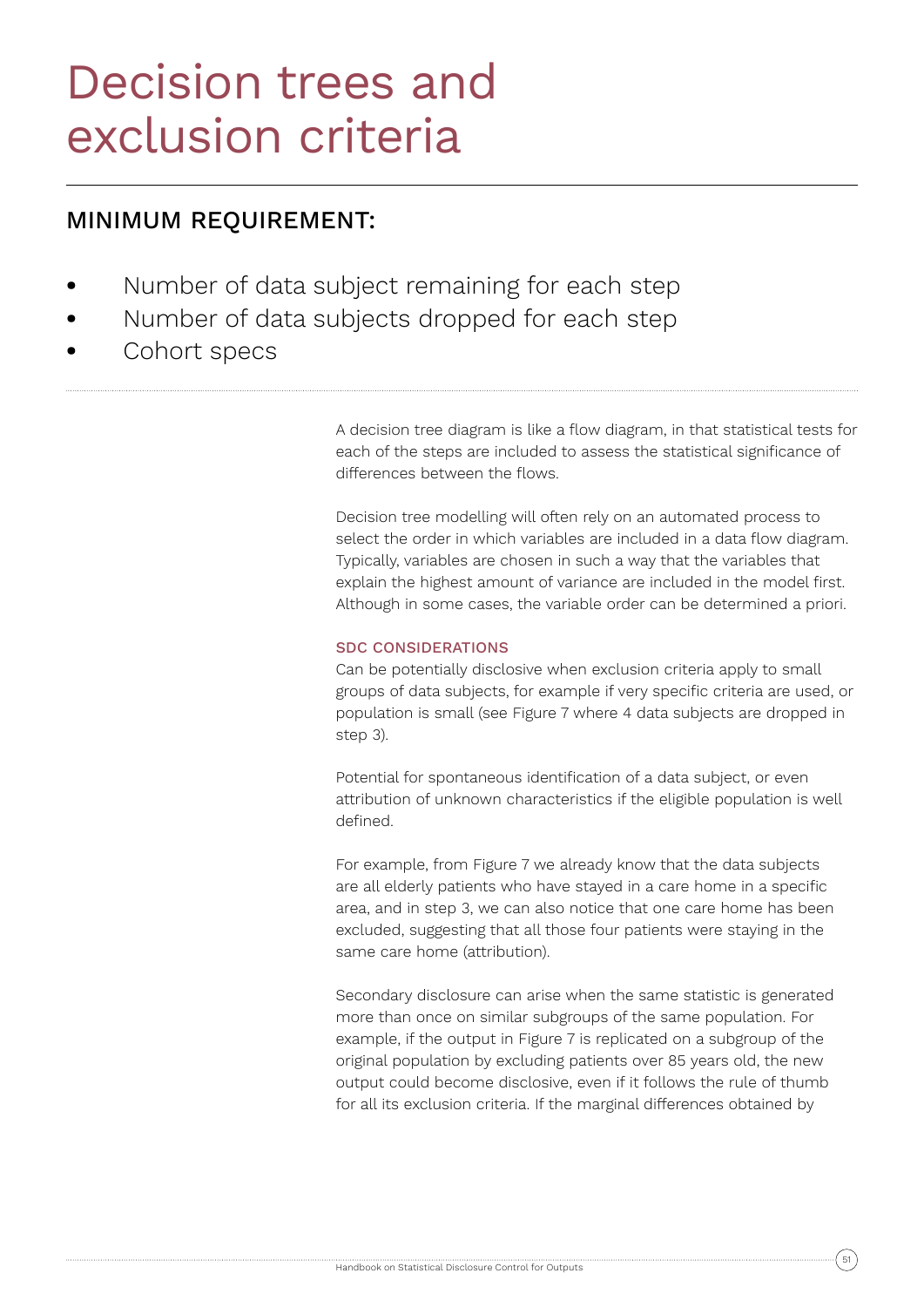# Decision trees and exclusion criteria

## MINIMUM REQUIREMENT:

- Number of data subject remaining for each step
- Number of data subjects dropped for each step
- Cohort specs

A decision tree diagram is like a flow diagram, in that statistical tests for each of the steps are included to assess the statistical significance of differences between the flows.

Decision tree modelling will often rely on an automated process to select the order in which variables are included in a data flow diagram. Typically, variables are chosen in such a way that the variables that explain the highest amount of variance are included in the model first. Although in some cases, the variable order can be determined a priori.

### SDC CONSIDERATIONS

Can be potentially disclosive when exclusion criteria apply to small groups of data subjects, for example if very specific criteria are used, or population is small (see Figure 7 where 4 data subjects are dropped in step 3).

Potential for spontaneous identification of a data subject, or even attribution of unknown characteristics if the eligible population is well defined.

For example, from Figure 7 we already know that the data subjects are all elderly patients who have stayed in a care home in a specific area, and in step 3, we can also notice that one care home has been excluded, suggesting that all those four patients were staying in the same care home (attribution).

Secondary disclosure can arise when the same statistic is generated more than once on similar subgroups of the same population. For example, if the output in Figure 7 is replicated on a subgroup of the original population by excluding patients over 85 years old, the new output could become disclosive, even if it follows the rule of thumb for all its exclusion criteria. If the marginal differences obtained by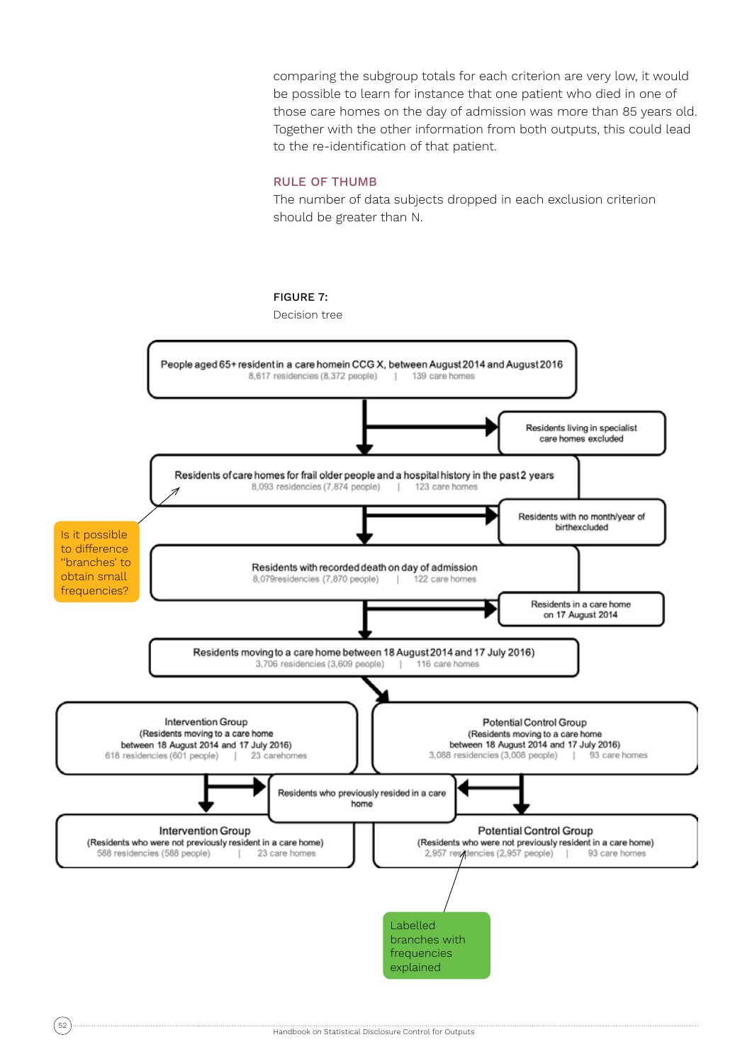comparing the subgroup totals for each criterion are very low, it would be possible to learn for instance that one patient who died in one of those care homes on the day of admission was more than 85 years old. Together with the other information from both outputs, this could lead to the re-identification of that patient.

### RULE OF THUMB

The number of data subjects dropped in each exclusion criterion should be greater than N.

FIGURE 7:

Decision tree

People aged 65+ resident in a care home in CCG X, between August 2014 and August 2016
8,617 residencies (8,372 people) | 139 care homes

→ Residents living in specialist care homes excluded

Residents of care homes for frail older people and a hospital history in the past 2 years
8,093 residencies (7,874 people) | 123 care homes

→ Residents with no month/year of birth excluded

Residents with recorded death on day of admission
8,079 residencies (7,870 people) | 122 care homes

→ Residents in a care home on 17 August 2014

Residents moving to a care home between 18 August 2014 and 17 July 2016)
3,706 residencies (3,609 people) | 116 care homes

Intervention Group
(Residents moving to a care home between 18 August 2014 and 17 July 2016)
618 residencies (601 people) | 23 carehomes

Potential Control Group
(Residents moving to a care home between 18 August 2014 and 17 July 2016)
3,088 residencies (3,008 people) | 93 care homes

→ Residents who previously resided in a care home

Intervention Group
(Residents who were not previously resident in a care home)
588 residencies (588 people) | 23 care homes

Potential Control Group
(Residents who were not previously resident in a care home)
2,957 residencies (2,957 people) | 93 care homes

Is it possible to difference "branches" to obtain small frequencies?

Labelled branches with frequencies explained

Handbook on Statistical Disclosure Control for Outputs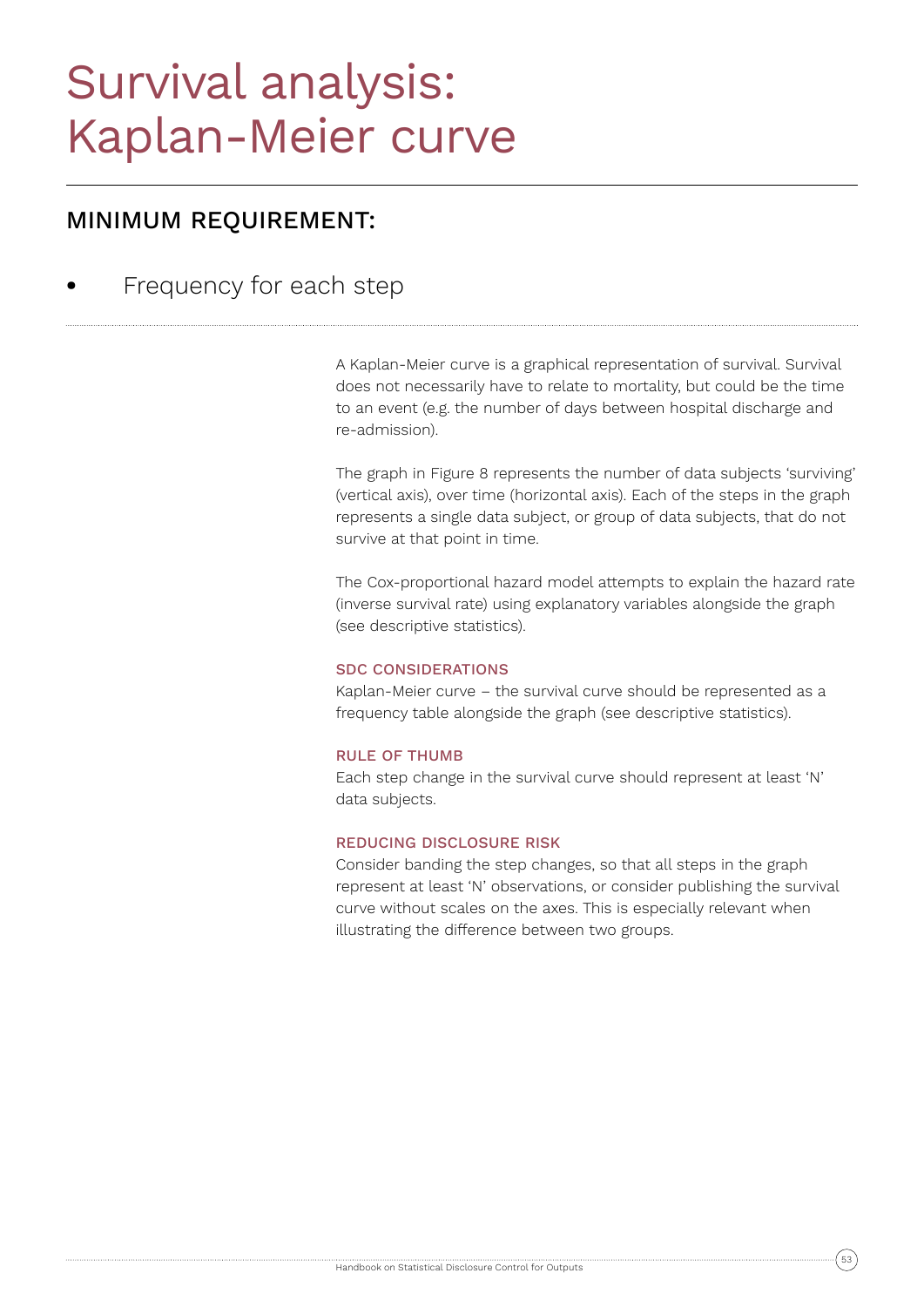# Survival analysis: Kaplan-Meier curve

## MINIMUM REQUIREMENT:

- Frequency for each step

A Kaplan-Meier curve is a graphical representation of survival. Survival does not necessarily have to relate to mortality, but could be the time to an event (e.g. the number of days between hospital discharge and re-admission).

The graph in Figure 8 represents the number of data subjects 'surviving' (vertical axis), over time (horizontal axis). Each of the steps in the graph represents a single data subject, or group of data subjects, that do not survive at that point in time.

The Cox-proportional hazard model attempts to explain the hazard rate (inverse survival rate) using explanatory variables alongside the graph (see descriptive statistics).

### SDC CONSIDERATIONS

Kaplan-Meier curve – the survival curve should be represented as a frequency table alongside the graph (see descriptive statistics).

### RULE OF THUMB

Each step change in the survival curve should represent at least 'N' data subjects.

### REDUCING DISCLOSURE RISK

Consider banding the step changes, so that all steps in the graph represent at least 'N' observations, or consider publishing the survival curve without scales on the axes. This is especially relevant when illustrating the difference between two groups.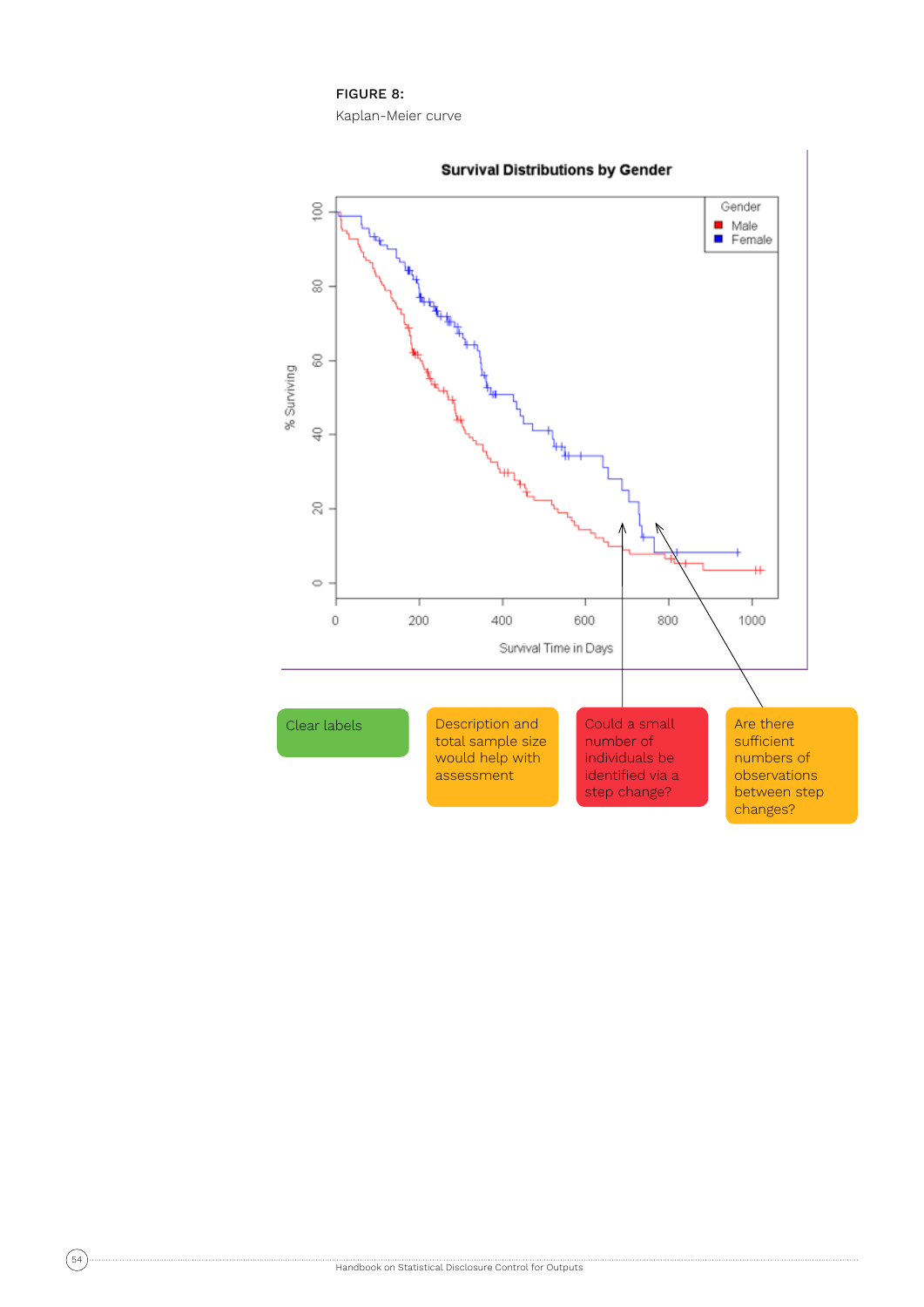**FIGURE 8:**

Kaplan-Meier curve

Survival Distributions by Gender

Gender: Male, Female

% Surviving

Survival Time in Days

Clear labels

Description and total sample size would help with assessment

Could a small number of individuals be identified via a step change?

Are there sufficient numbers of observations between step changes?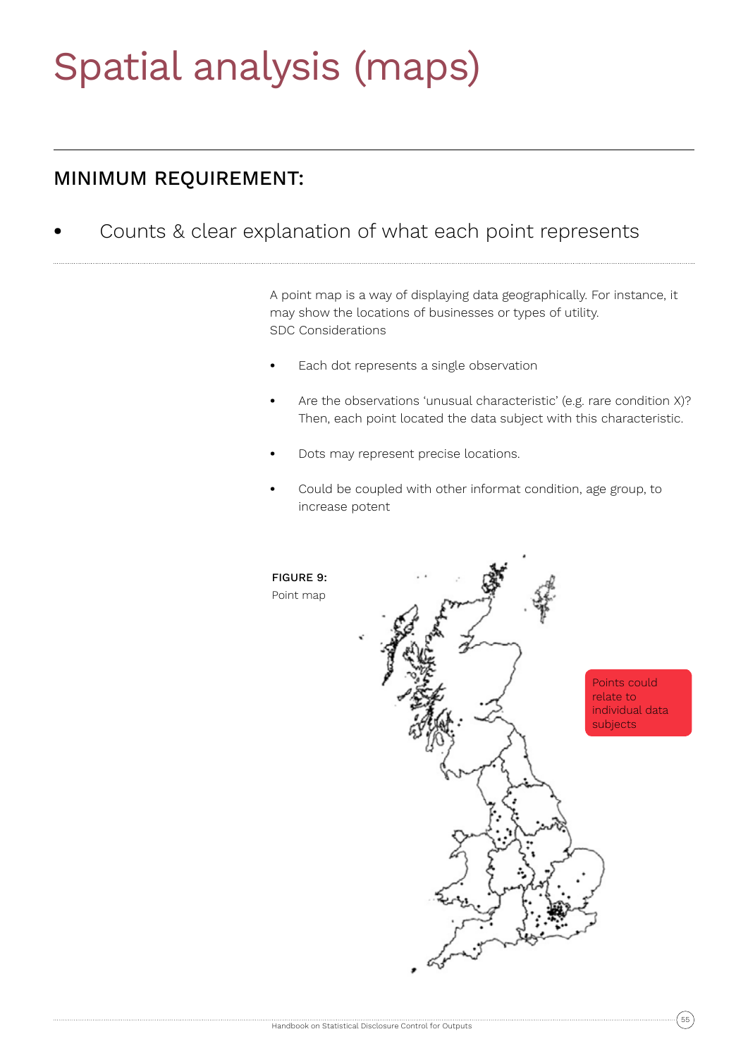# Spatial analysis (maps)

## MINIMUM REQUIREMENT:

- Counts & clear explanation of what each point represents

A point map is a way of displaying data geographically. For instance, it may show the locations of businesses or types of utility.
SDC Considerations

- Each dot represents a single observation
- Are the observations 'unusual characteristic' (e.g. rare condition X)? Then, each point located the data subject with this characteristic.
- Dots may represent precise locations.
- Could be coupled with other informat condition, age group, to increase potent

**FIGURE 9:**
Point map

Points could relate to individual data subjects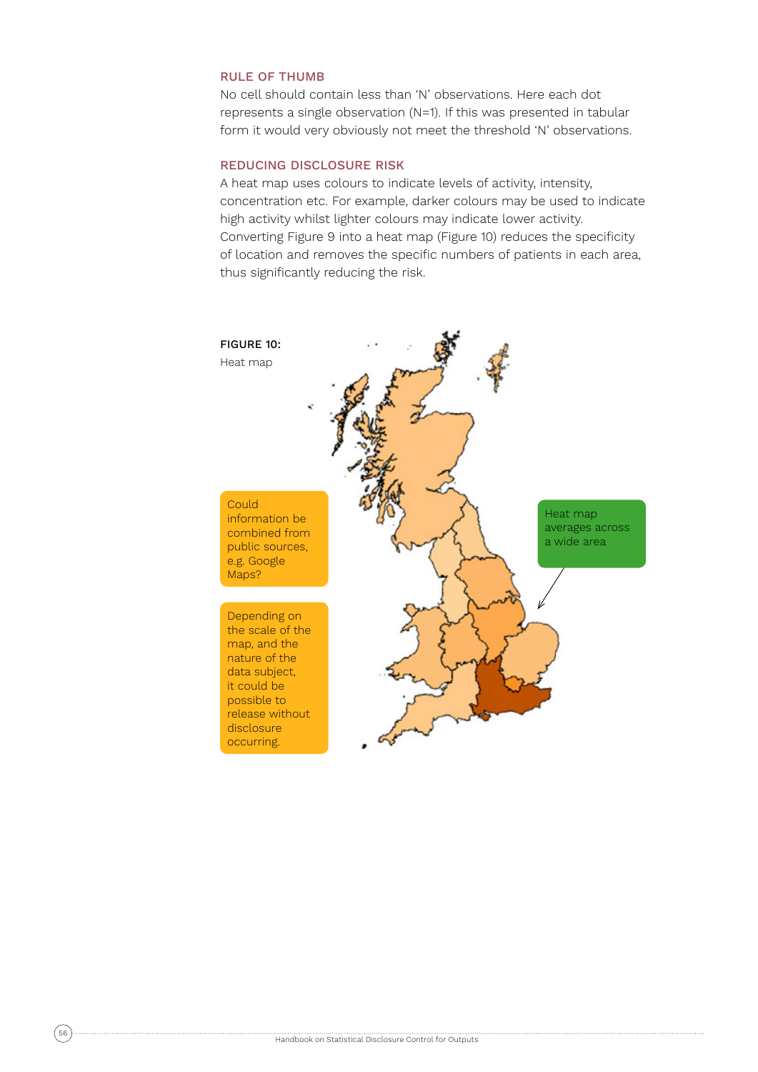### RULE OF THUMB

No cell should contain less than 'N' observations. Here each dot represents a single observation (N=1). If this was presented in tabular form it would very obviously not meet the threshold 'N' observations.

### REDUCING DISCLOSURE RISK

A heat map uses colours to indicate levels of activity, intensity, concentration etc. For example, darker colours may be used to indicate high activity whilst lighter colours may indicate lower activity. Converting Figure 9 into a heat map (Figure 10) reduces the specificity of location and removes the specific numbers of patients in each area, thus significantly reducing the risk.

**FIGURE 10:**
Heat map

Could information be combined from public sources, e.g. Google Maps?

Depending on the scale of the map, and the nature of the data subject, it could be possible to release without disclosure occurring.

Heat map averages across a wide area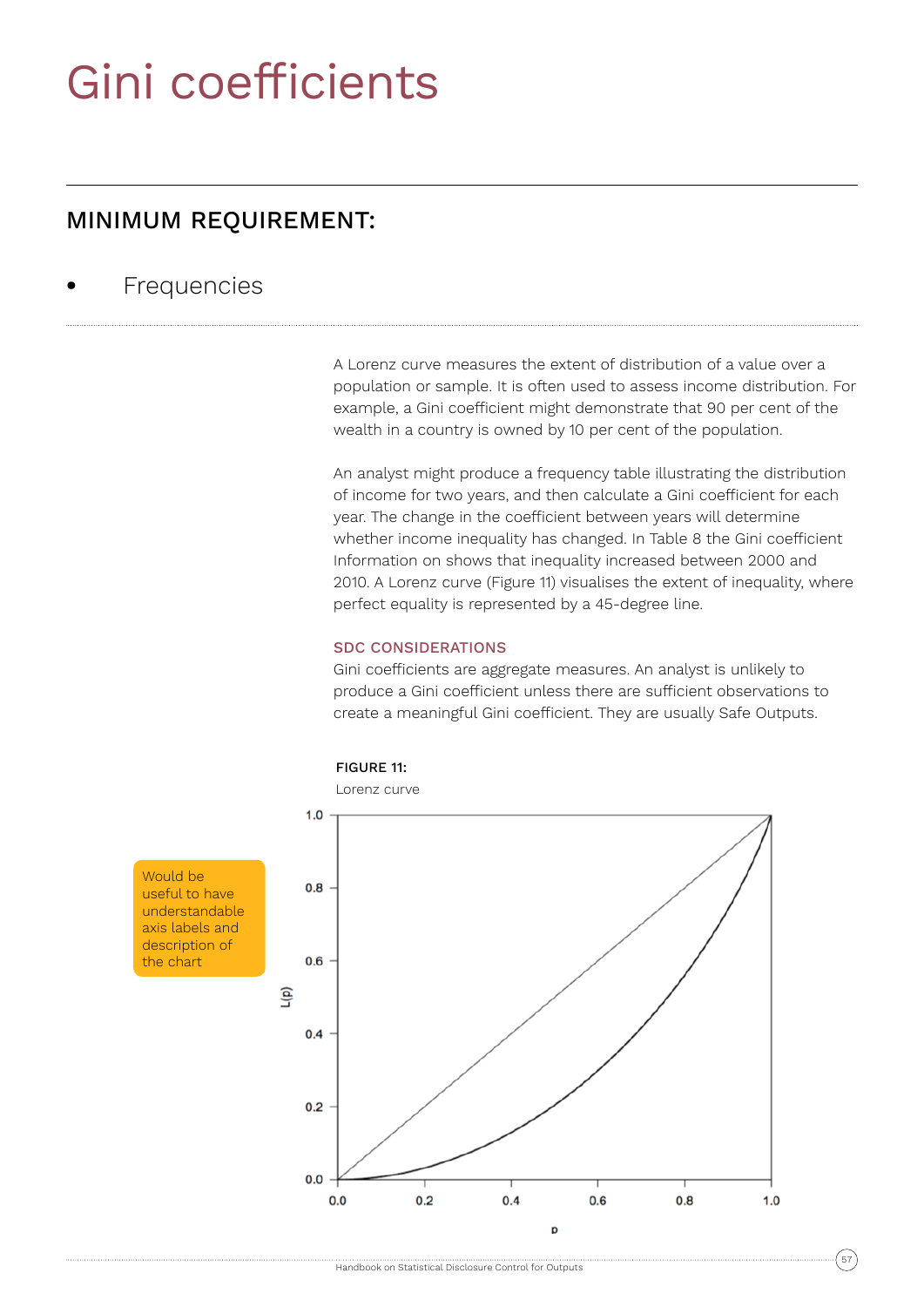# Gini coefficients

## MINIMUM REQUIREMENT:

- Frequencies

A Lorenz curve measures the extent of distribution of a value over a population or sample. It is often used to assess income distribution. For example, a Gini coefficient might demonstrate that 90 per cent of the wealth in a country is owned by 10 per cent of the population.

An analyst might produce a frequency table illustrating the distribution of income for two years, and then calculate a Gini coefficient for each year. The change in the coefficient between years will determine whether income inequality has changed. In Table 8 the Gini coefficient Information on shows that inequality increased between 2000 and 2010. A Lorenz curve (Figure 11) visualises the extent of inequality, where perfect equality is represented by a 45-degree line.

### SDC CONSIDERATIONS

Gini coefficients are aggregate measures. An analyst is unlikely to produce a Gini coefficient unless there are sufficient observations to create a meaningful Gini coefficient. They are usually Safe Outputs.

**FIGURE 11:**

Lorenz curve

Would be useful to have understandable axis labels and description of the chart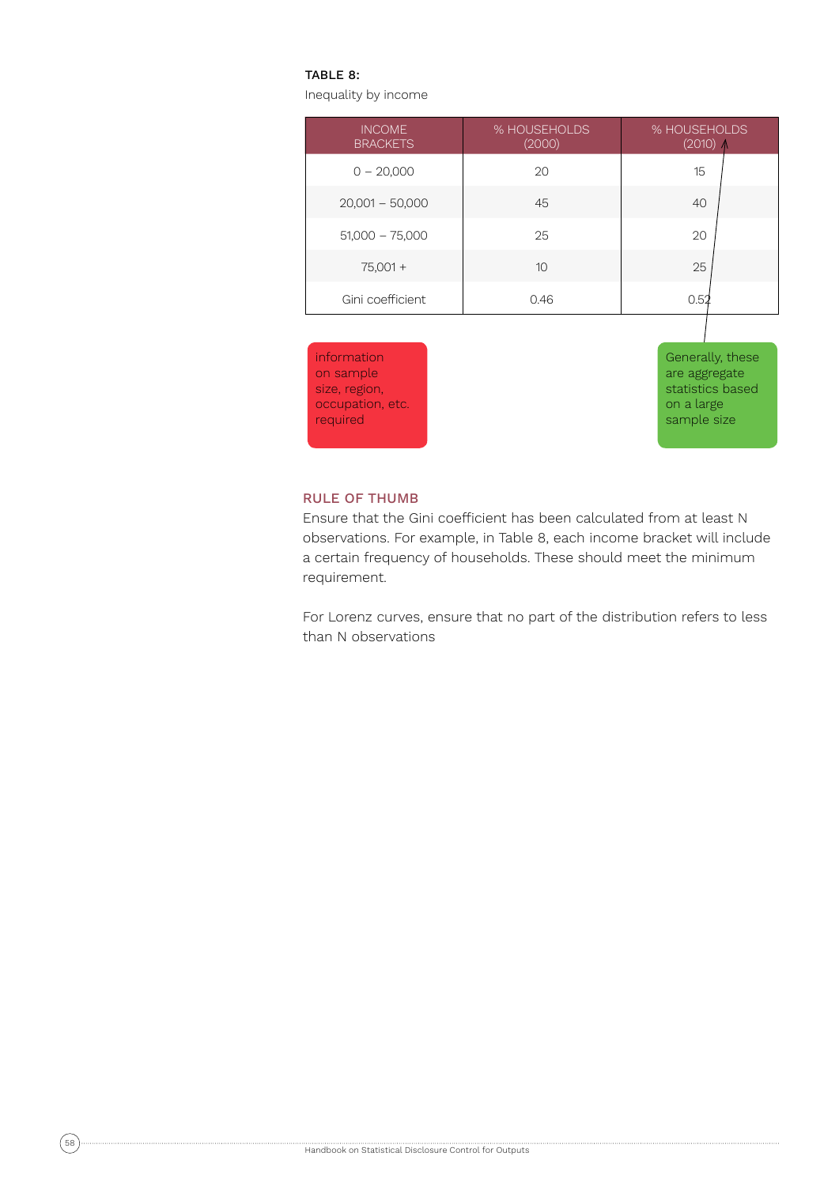**TABLE 8:**

Inequality by income

| INCOME BRACKETS | % HOUSEHOLDS (2000) | % HOUSEHOLDS (2010) |
|---|---|---|
| 0 – 20,000 | 20 | 15 |
| 20,001 – 50,000 | 45 | 40 |
| 51,000 – 75,000 | 25 | 20 |
| 75,001 + | 10 | 25 |
| Gini coefficient | 0.46 | 0.52 |

information on sample size, region, occupation, etc. required

Generally, these are aggregate statistics based on a large sample size

### RULE OF THUMB

Ensure that the Gini coefficient has been calculated from at least N observations. For example, in Table 8, each income bracket will include a certain frequency of households. These should meet the minimum requirement.

For Lorenz curves, ensure that no part of the distribution refers to less than N observations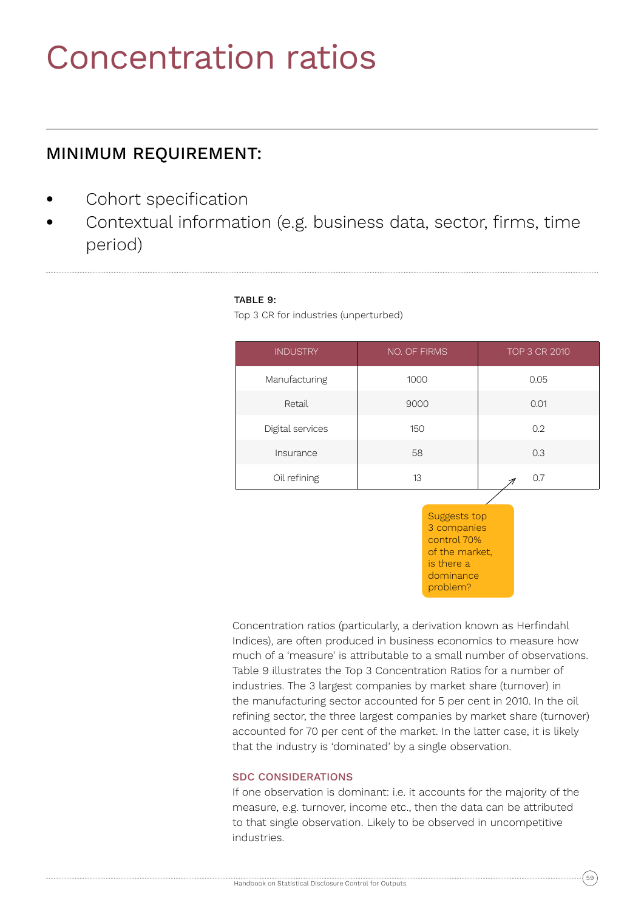# Concentration ratios

## MINIMUM REQUIREMENT:

- Cohort specification
- Contextual information (e.g. business data, sector, firms, time period)

**TABLE 9:**
Top 3 CR for industries (unperturbed)

| INDUSTRY | NO. OF FIRMS | TOP 3 CR 2010 |
|---|---|---|
| Manufacturing | 1000 | 0.05 |
| Retail | 9000 | 0.01 |
| Digital services | 150 | 0.2 |
| Insurance | 58 | 0.3 |
| Oil refining | 13 | 0.7 |

Suggests top 3 companies control 70% of the market, is there a dominance problem?

Concentration ratios (particularly, a derivation known as Herfindahl Indices), are often produced in business economics to measure how much of a 'measure' is attributable to a small number of observations. Table 9 illustrates the Top 3 Concentration Ratios for a number of industries. The 3 largest companies by market share (turnover) in the manufacturing sector accounted for 5 per cent in 2010. In the oil refining sector, the three largest companies by market share (turnover) accounted for 70 per cent of the market. In the latter case, it is likely that the industry is 'dominated' by a single observation.

### SDC CONSIDERATIONS

If one observation is dominant: i.e. it accounts for the majority of the measure, e.g. turnover, income etc., then the data can be attributed to that single observation. Likely to be observed in uncompetitive industries.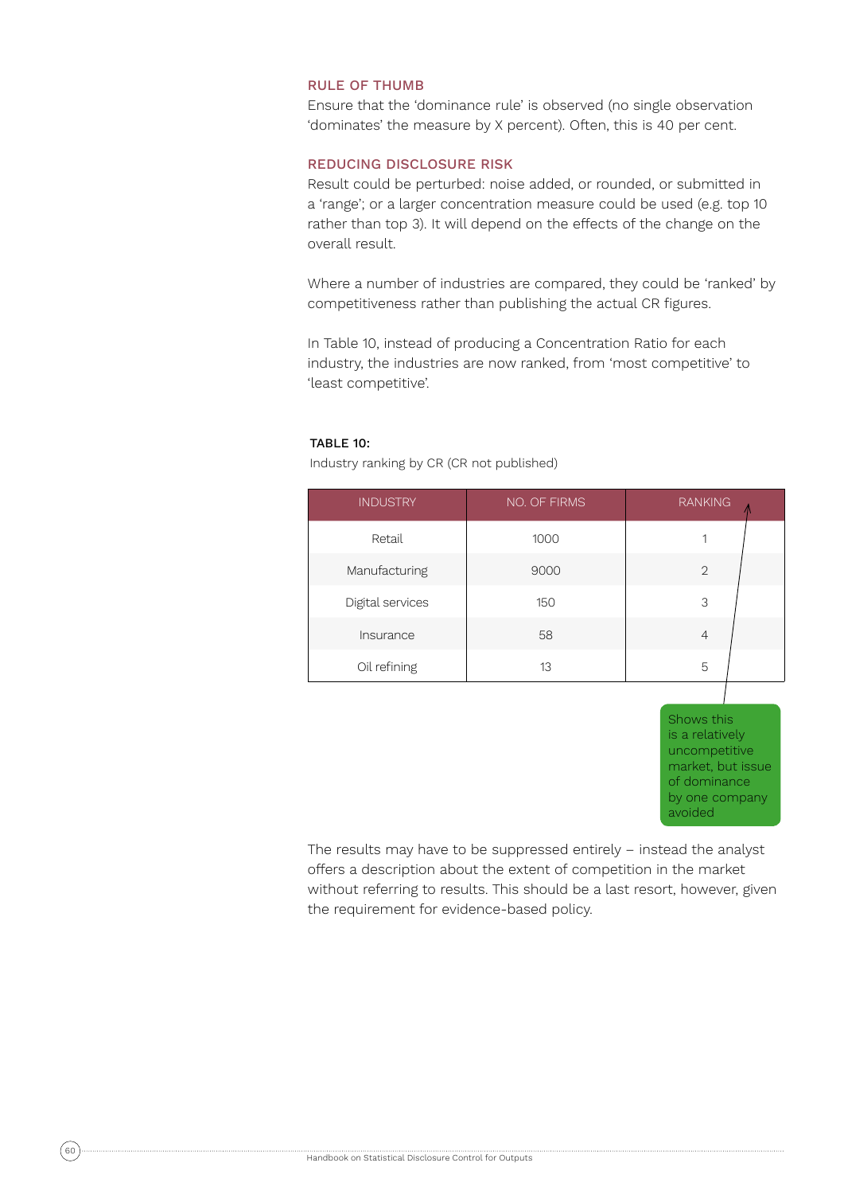### RULE OF THUMB

Ensure that the 'dominance rule' is observed (no single observation 'dominates' the measure by X percent). Often, this is 40 per cent.

### REDUCING DISCLOSURE RISK

Result could be perturbed: noise added, or rounded, or submitted in a 'range'; or a larger concentration measure could be used (e.g. top 10 rather than top 3). It will depend on the effects of the change on the overall result.

Where a number of industries are compared, they could be 'ranked' by competitiveness rather than publishing the actual CR figures.

In Table 10, instead of producing a Concentration Ratio for each industry, the industries are now ranked, from 'most competitive' to 'least competitive'.

**TABLE 10:**

Industry ranking by CR (CR not published)

| INDUSTRY | NO. OF FIRMS | RANKING |
|---|---|---|
| Retail | 1000 | 1 |
| Manufacturing | 9000 | 2 |
| Digital services | 150 | 3 |
| Insurance | 58 | 4 |
| Oil refining | 13 | 5 |

Shows this is a relatively uncompetitive market, but issue of dominance by one company avoided

The results may have to be suppressed entirely – instead the analyst offers a description about the extent of competition in the market without referring to results. This should be a last resort, however, given the requirement for evidence-based policy.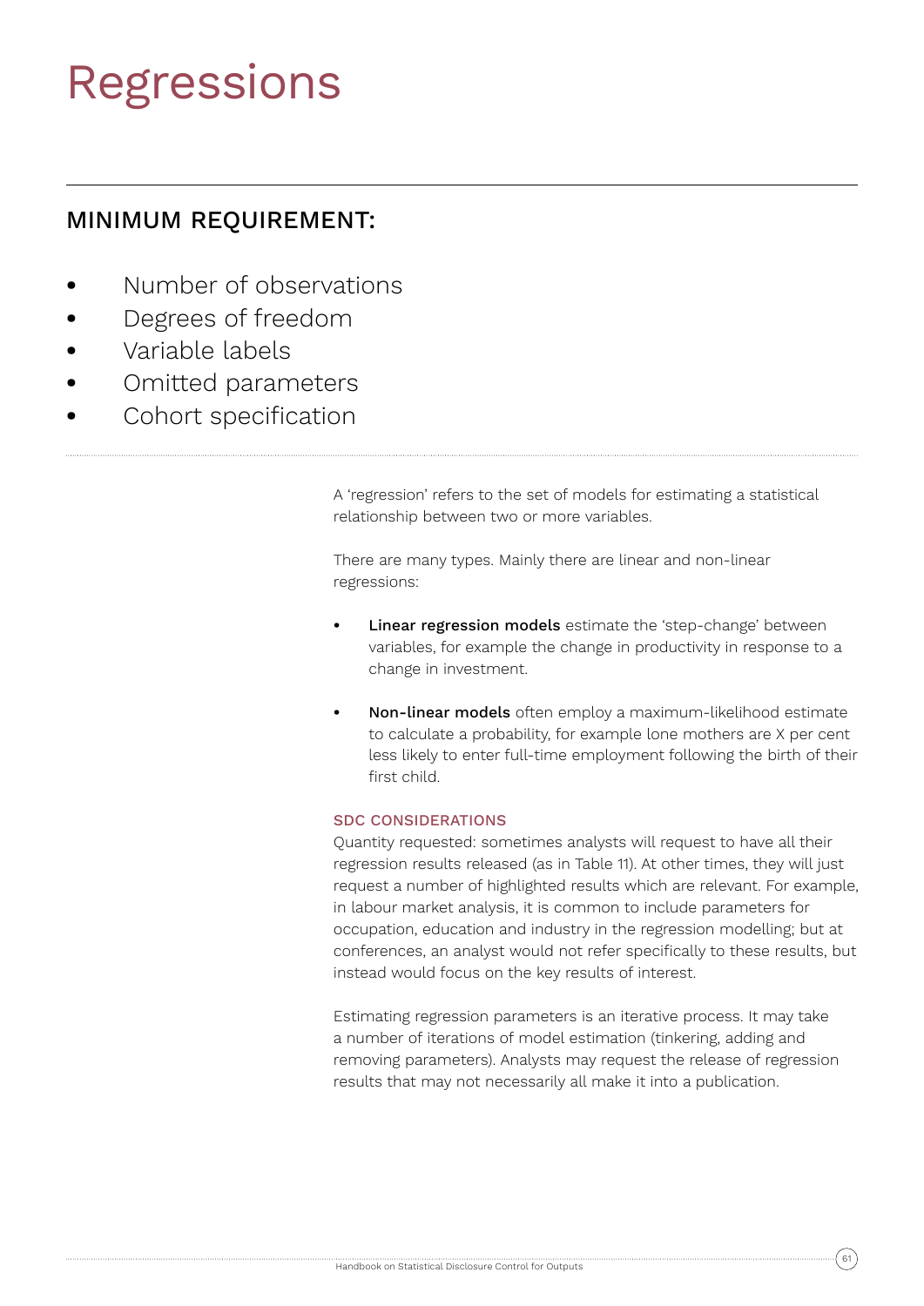# Regressions

## MINIMUM REQUIREMENT:

- Number of observations
- Degrees of freedom
- Variable labels
- Omitted parameters
- Cohort specification

A 'regression' refers to the set of models for estimating a statistical relationship between two or more variables.

There are many types. Mainly there are linear and non-linear regressions:

- **Linear regression models** estimate the 'step-change' between variables, for example the change in productivity in response to a change in investment.
- **Non-linear models** often employ a maximum-likelihood estimate to calculate a probability, for example lone mothers are X per cent less likely to enter full-time employment following the birth of their first child.

### SDC CONSIDERATIONS

Quantity requested: sometimes analysts will request to have all their regression results released (as in Table 11). At other times, they will just request a number of highlighted results which are relevant. For example, in labour market analysis, it is common to include parameters for occupation, education and industry in the regression modelling; but at conferences, an analyst would not refer specifically to these results, but instead would focus on the key results of interest.

Estimating regression parameters is an iterative process. It may take a number of iterations of model estimation (tinkering, adding and removing parameters). Analysts may request the release of regression results that may not necessarily all make it into a publication.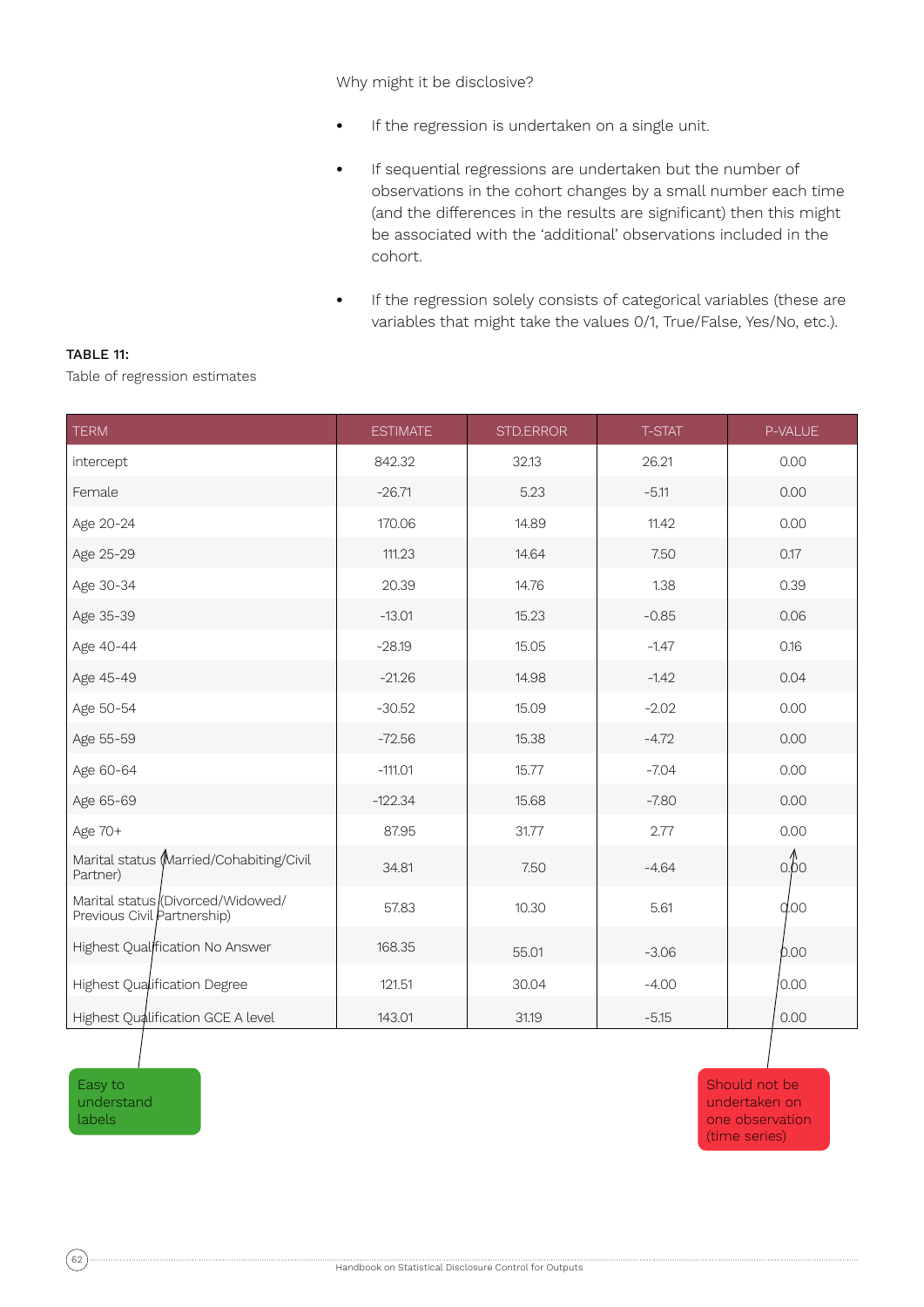Why might it be disclosive?

- If the regression is undertaken on a single unit.
- If sequential regressions are undertaken but the number of observations in the cohort changes by a small number each time (and the differences in the results are significant) then this might be associated with the 'additional' observations included in the cohort.
- If the regression solely consists of categorical variables (these are variables that might take the values 0/1, True/False, Yes/No, etc.).

**TABLE 11:**

Table of regression estimates

| TERM | ESTIMATE | STD.ERROR | T-STAT | P-VALUE |
|---|---|---|---|---|
| intercept | 842.32 | 32.13 | 26.21 | 0.00 |
| Female | -26.71 | 5.23 | -5.11 | 0.00 |
| Age 20-24 | 170.06 | 14.89 | 11.42 | 0.00 |
| Age 25-29 | 111.23 | 14.64 | 7.50 | 0.17 |
| Age 30-34 | 20.39 | 14.76 | 1.38 | 0.39 |
| Age 35-39 | -13.01 | 15.23 | -0.85 | 0.06 |
| Age 40-44 | -28.19 | 15.05 | -1.47 | 0.16 |
| Age 45-49 | -21.26 | 14.98 | -1.42 | 0.04 |
| Age 50-54 | -30.52 | 15.09 | -2.02 | 0.00 |
| Age 55-59 | -72.56 | 15.38 | -4.72 | 0.00 |
| Age 60-64 | -111.01 | 15.77 | -7.04 | 0.00 |
| Age 65-69 | -122.34 | 15.68 | -7.80 | 0.00 |
| Age 70+ | 87.95 | 31.77 | 2.77 | 0.00 |
| Marital status (Married/Cohabiting/Civil Partner) | 34.81 | 7.50 | -4.64 | 0.00 |
| Marital status (Divorced/Widowed/ Previous Civil Partnership) | 57.83 | 10.30 | 5.61 | 0.00 |
| Highest Qualification No Answer | 168.35 | 55.01 | -3.06 | 0.00 |
| Highest Qualification Degree | 121.51 | 30.04 | -4.00 | 0.00 |
| Highest Qualification GCE A level | 143.01 | 31.19 | -5.15 | 0.00 |

Easy to understand labels

Should not be undertaken on one observation (time series)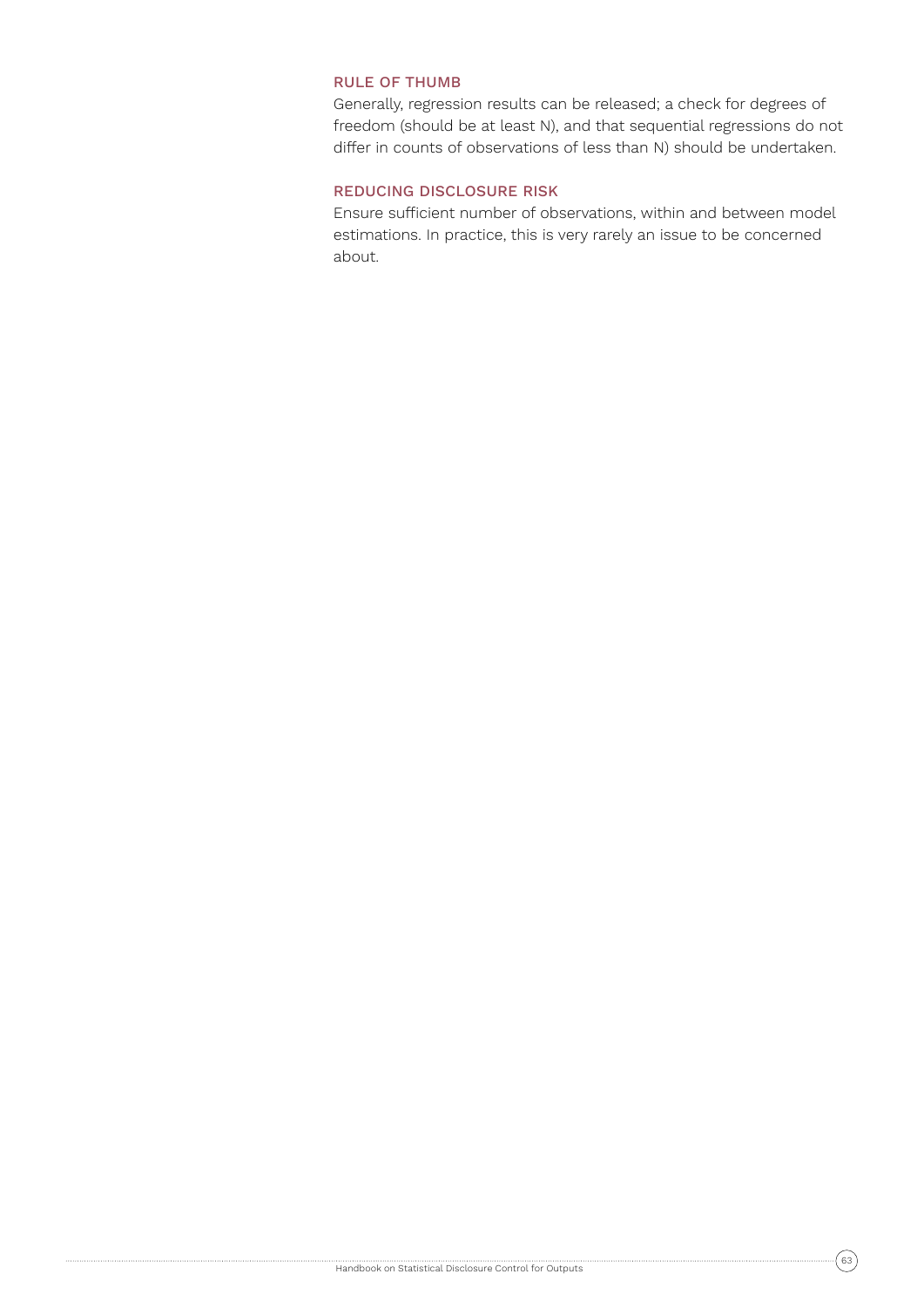### RULE OF THUMB

Generally, regression results can be released; a check for degrees of freedom (should be at least N), and that sequential regressions do not differ in counts of observations of less than N) should be undertaken.

### REDUCING DISCLOSURE RISK

Ensure sufficient number of observations, within and between model estimations. In practice, this is very rarely an issue to be concerned about.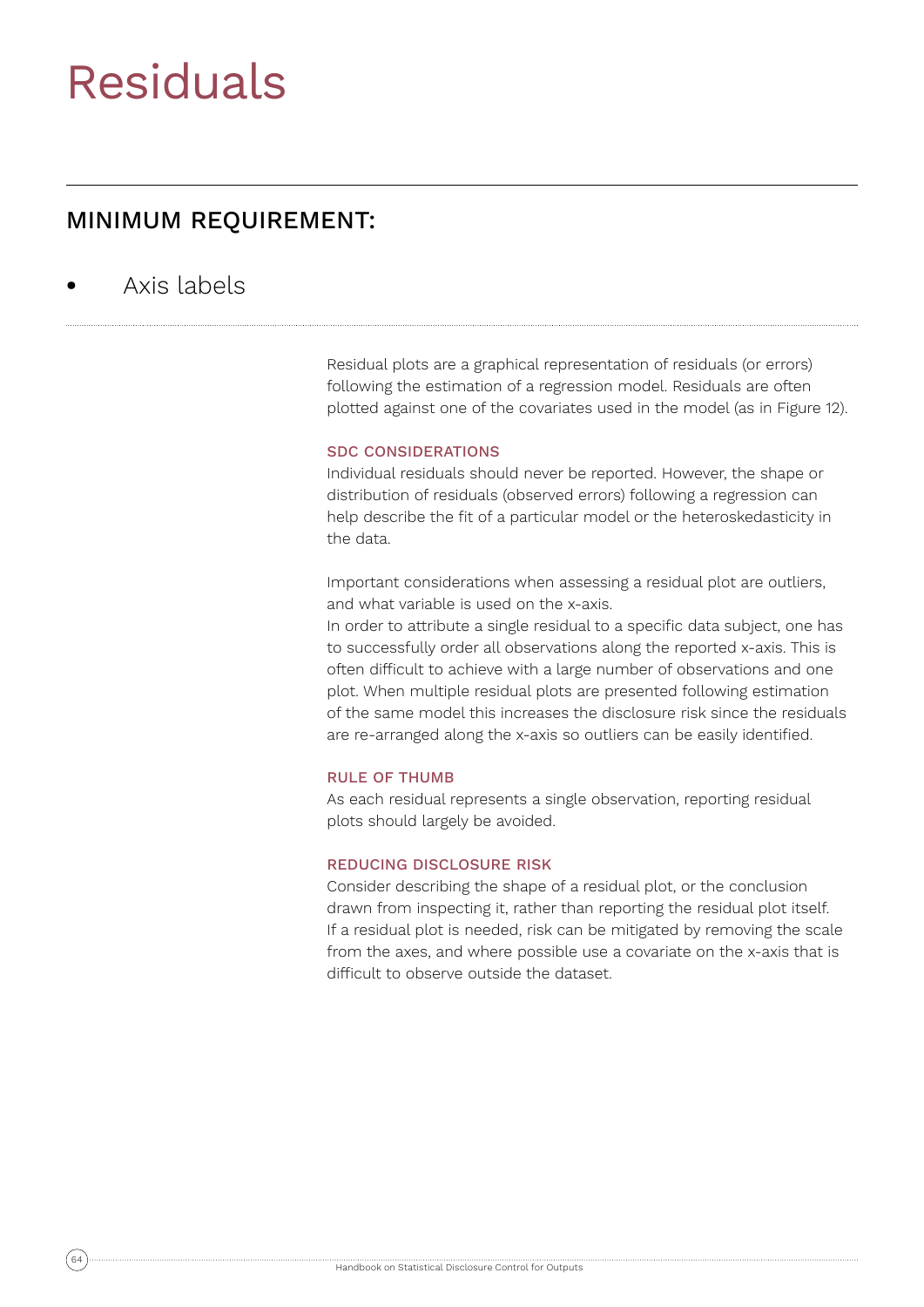# Residuals

## MINIMUM REQUIREMENT:

- Axis labels

Residual plots are a graphical representation of residuals (or errors) following the estimation of a regression model. Residuals are often plotted against one of the covariates used in the model (as in Figure 12).

### SDC CONSIDERATIONS

Individual residuals should never be reported. However, the shape or distribution of residuals (observed errors) following a regression can help describe the fit of a particular model or the heteroskedasticity in the data.

Important considerations when assessing a residual plot are outliers, and what variable is used on the x-axis.

In order to attribute a single residual to a specific data subject, one has to successfully order all observations along the reported x-axis. This is often difficult to achieve with a large number of observations and one plot. When multiple residual plots are presented following estimation of the same model this increases the disclosure risk since the residuals are re-arranged along the x-axis so outliers can be easily identified.

### RULE OF THUMB

As each residual represents a single observation, reporting residual plots should largely be avoided.

### REDUCING DISCLOSURE RISK

Consider describing the shape of a residual plot, or the conclusion drawn from inspecting it, rather than reporting the residual plot itself. If a residual plot is needed, risk can be mitigated by removing the scale from the axes, and where possible use a covariate on the x-axis that is difficult to observe outside the dataset.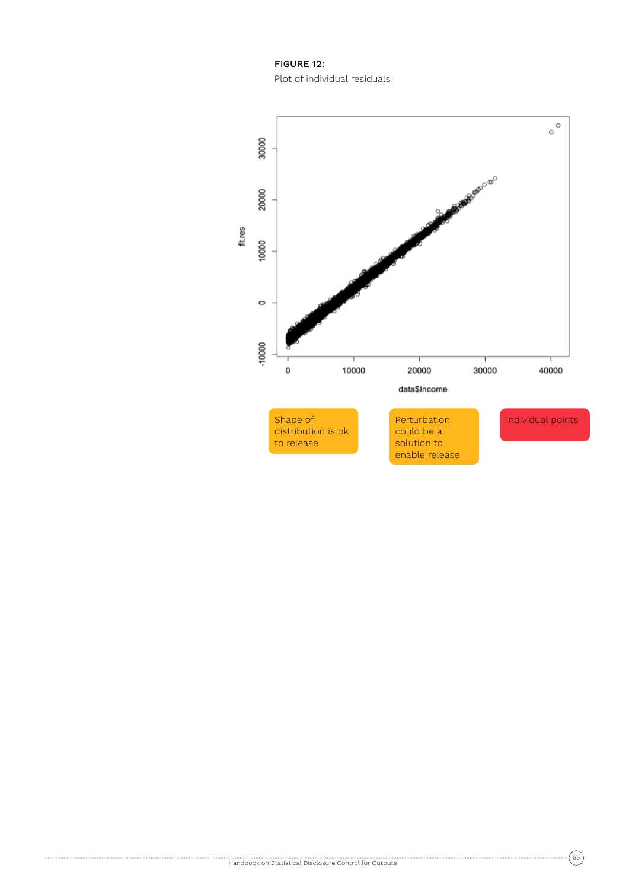**FIGURE 12:**
Plot of individual residuals

Shape of distribution is ok to release

Perturbation could be a solution to enable release

Individual points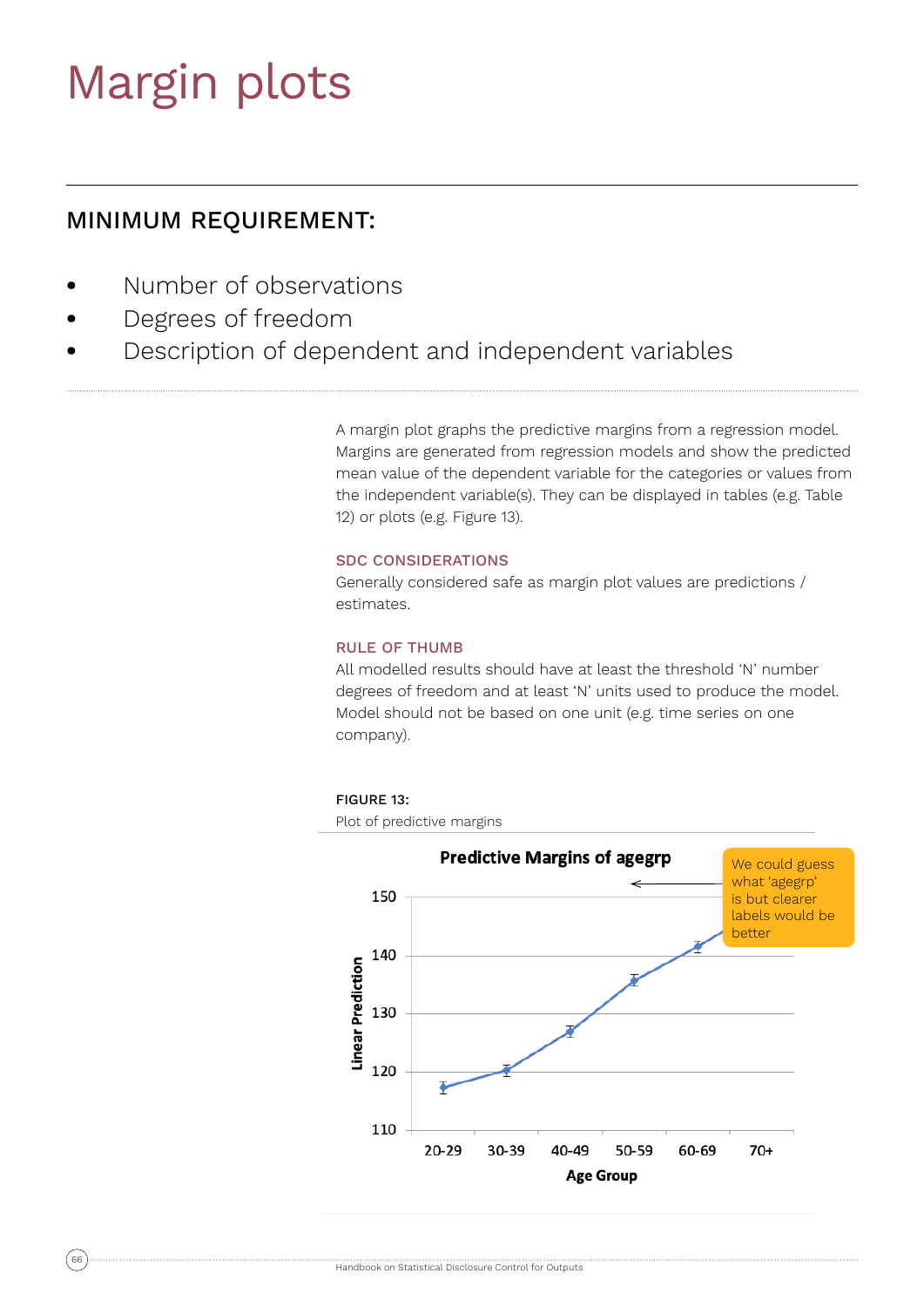# Margin plots

## MINIMUM REQUIREMENT:

- Number of observations
- Degrees of freedom
- Description of dependent and independent variables

A margin plot graphs the predictive margins from a regression model. Margins are generated from regression models and show the predicted mean value of the dependent variable for the categories or values from the independent variable(s). They can be displayed in tables (e.g. Table 12) or plots (e.g. Figure 13).

### SDC CONSIDERATIONS

Generally considered safe as margin plot values are predictions / estimates.

### RULE OF THUMB

All modelled results should have at least the threshold 'N' number degrees of freedom and at least 'N' units used to produce the model. Model should not be based on one unit (e.g. time series on one company).

FIGURE 13:

Plot of predictive margins

**Predictive Margins of agegrp**

We could guess what 'agegrp' is but clearer labels would be better

Linear Prediction: 150, 140, 130, 120, 110

Age Group: 20-29, 30-39, 40-49, 50-59, 60-69, 70+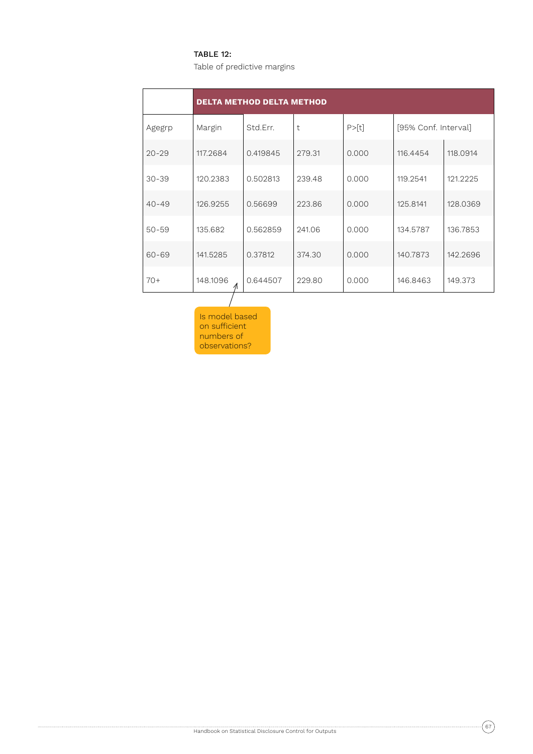**TABLE 12:**
Table of predictive margins

| | DELTA METHOD DELTA METHOD | | | | | |
|---|---|---|---|---|---|---|
| Agegrp | Margin | Std.Err. | t | P>[t] | [95% Conf. Interval] | |
| 20-29 | 117.2684 | 0.419845 | 279.31 | 0.000 | 116.4454 | 118.0914 |
| 30-39 | 120.2383 | 0.502813 | 239.48 | 0.000 | 119.2541 | 121.2225 |
| 40-49 | 126.9255 | 0.56699 | 223.86 | 0.000 | 125.8141 | 128.0369 |
| 50-59 | 135.682 | 0.562859 | 241.06 | 0.000 | 134.5787 | 136.7853 |
| 60-69 | 141.5285 | 0.37812 | 374.30 | 0.000 | 140.7873 | 142.2696 |
| 70+ | 148.1096 | 0.644507 | 229.80 | 0.000 | 146.8463 | 149.373 |

Is model based on sufficient numbers of observations?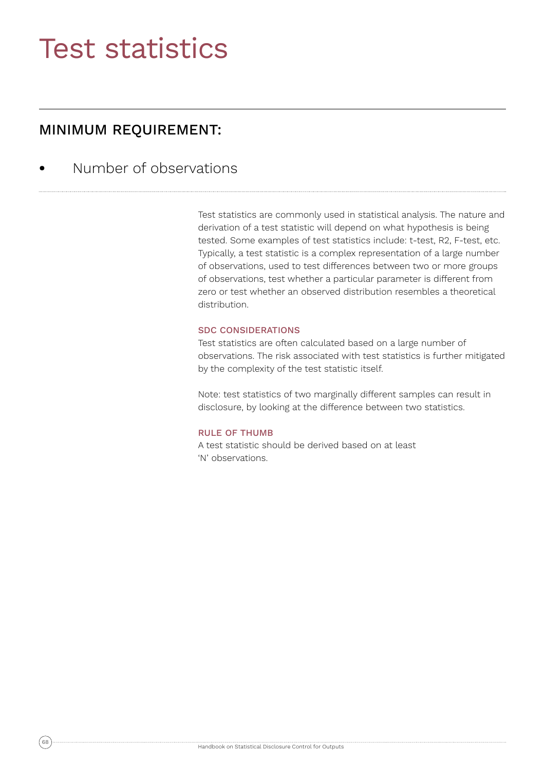# Test statistics

## MINIMUM REQUIREMENT:

- Number of observations

Test statistics are commonly used in statistical analysis. The nature and derivation of a test statistic will depend on what hypothesis is being tested. Some examples of test statistics include: t-test, R2, F-test, etc. Typically, a test statistic is a complex representation of a large number of observations, used to test differences between two or more groups of observations, test whether a particular parameter is different from zero or test whether an observed distribution resembles a theoretical distribution.

### SDC CONSIDERATIONS

Test statistics are often calculated based on a large number of observations. The risk associated with test statistics is further mitigated by the complexity of the test statistic itself.

Note: test statistics of two marginally different samples can result in disclosure, by looking at the difference between two statistics.

### RULE OF THUMB

A test statistic should be derived based on at least 'N' observations.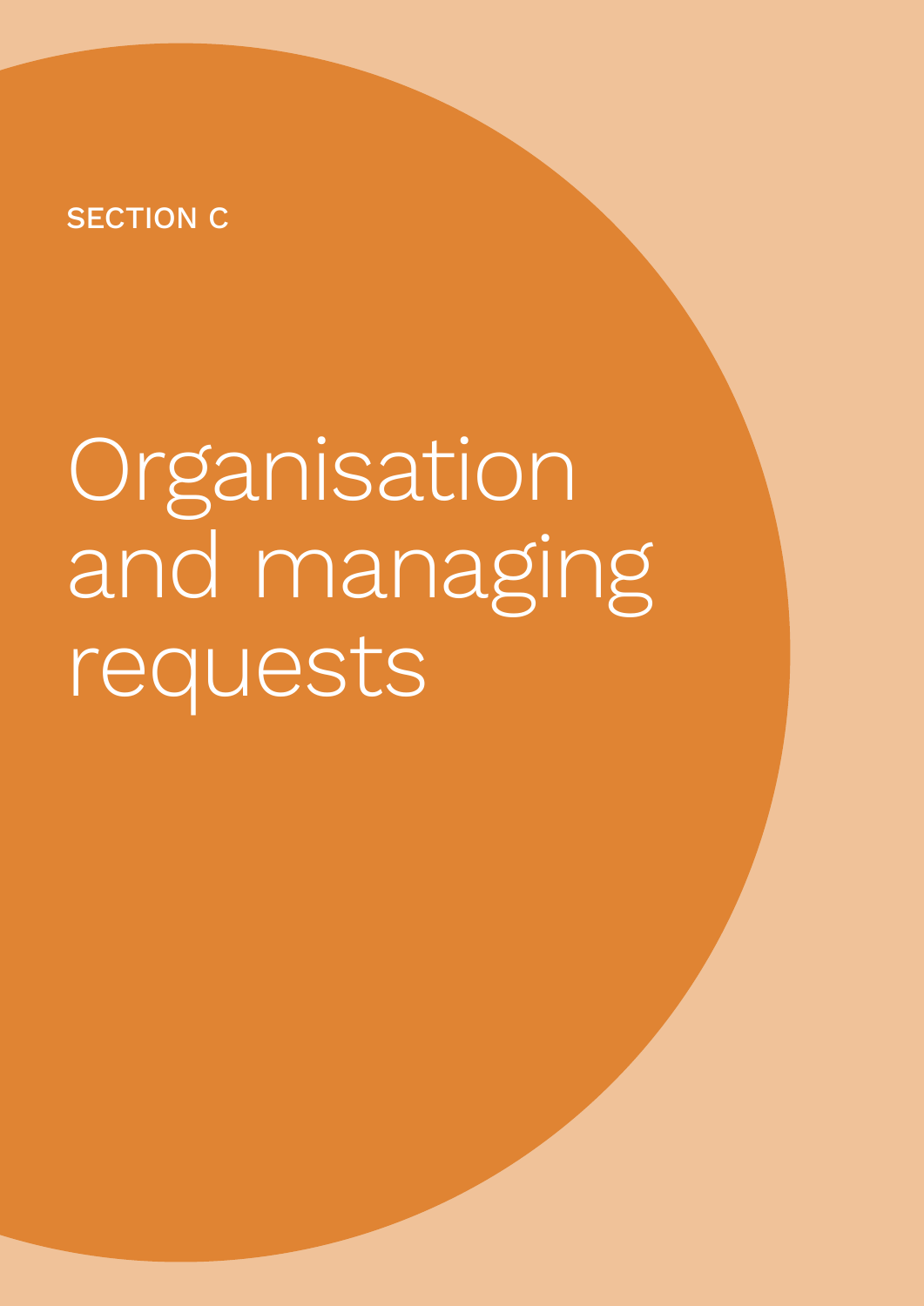SECTION C

# Organisation and managing requests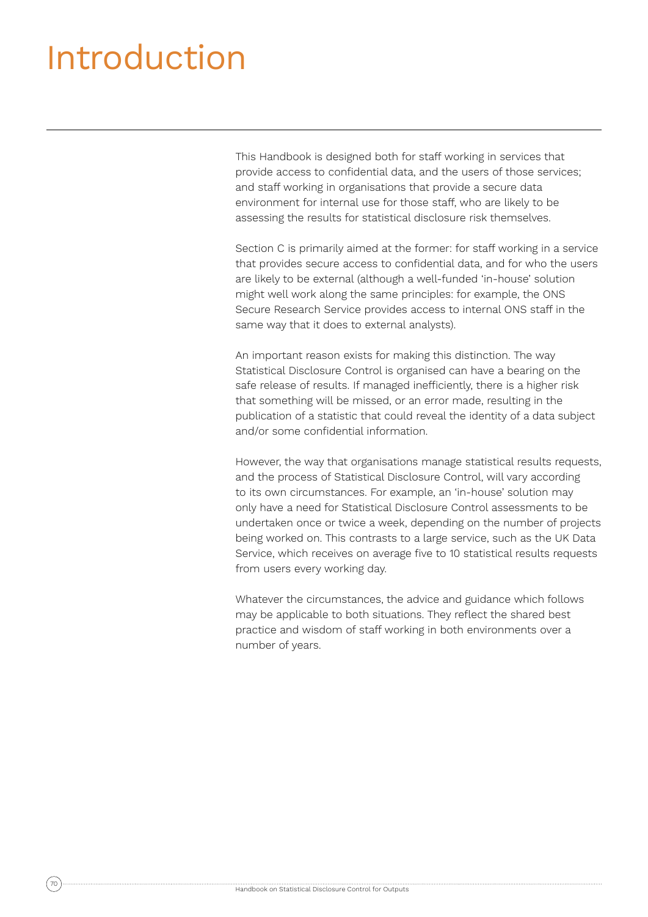# Introduction

This Handbook is designed both for staff working in services that provide access to confidential data, and the users of those services; and staff working in organisations that provide a secure data environment for internal use for those staff, who are likely to be assessing the results for statistical disclosure risk themselves.

Section C is primarily aimed at the former: for staff working in a service that provides secure access to confidential data, and for who the users are likely to be external (although a well-funded 'in-house' solution might well work along the same principles: for example, the ONS Secure Research Service provides access to internal ONS staff in the same way that it does to external analysts).

An important reason exists for making this distinction. The way Statistical Disclosure Control is organised can have a bearing on the safe release of results. If managed inefficiently, there is a higher risk that something will be missed, or an error made, resulting in the publication of a statistic that could reveal the identity of a data subject and/or some confidential information.

However, the way that organisations manage statistical results requests, and the process of Statistical Disclosure Control, will vary according to its own circumstances. For example, an 'in-house' solution may only have a need for Statistical Disclosure Control assessments to be undertaken once or twice a week, depending on the number of projects being worked on. This contrasts to a large service, such as the UK Data Service, which receives on average five to 10 statistical results requests from users every working day.

Whatever the circumstances, the advice and guidance which follows may be applicable to both situations. They reflect the shared best practice and wisdom of staff working in both environments over a number of years.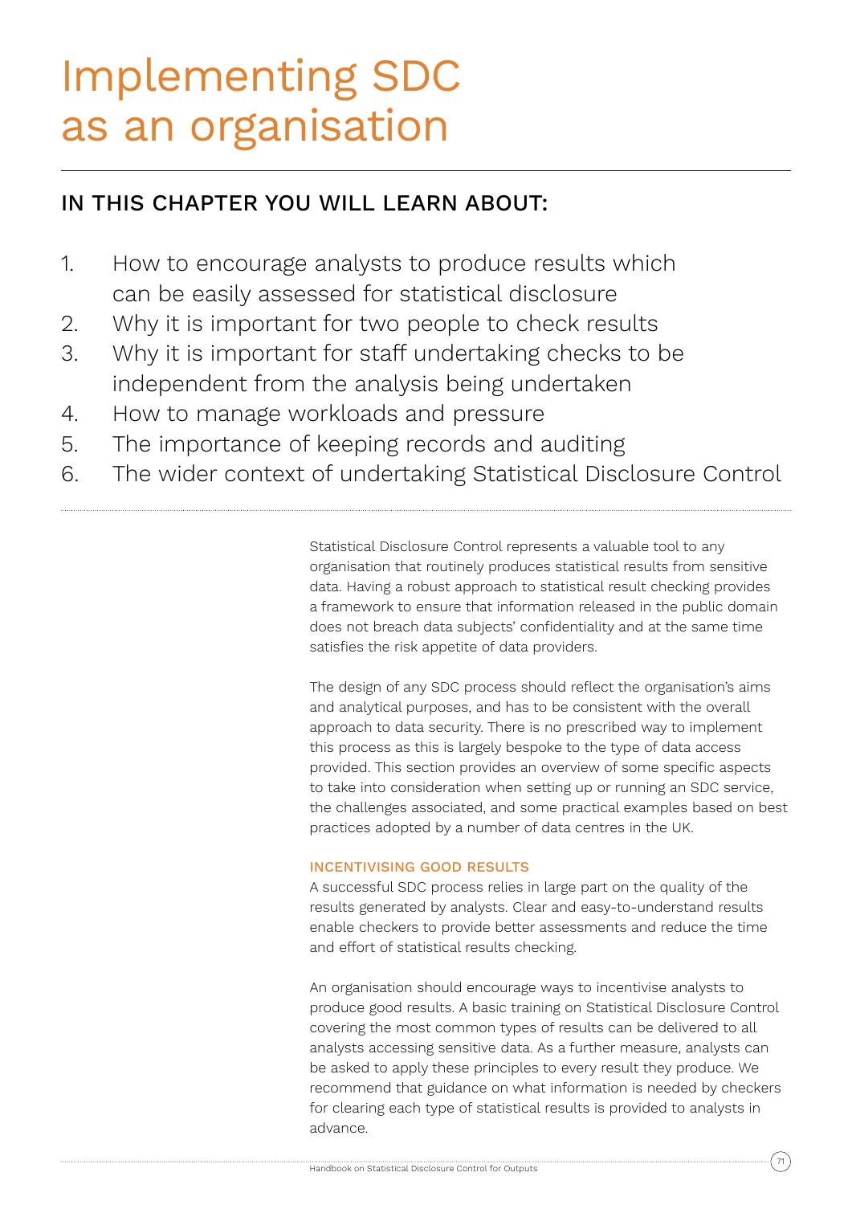# Implementing SDC as an organisation

## IN THIS CHAPTER YOU WILL LEARN ABOUT:

1. How to encourage analysts to produce results which can be easily assessed for statistical disclosure
2. Why it is important for two people to check results
3. Why it is important for staff undertaking checks to be independent from the analysis being undertaken
4. How to manage workloads and pressure
5. The importance of keeping records and auditing
6. The wider context of undertaking Statistical Disclosure Control

Statistical Disclosure Control represents a valuable tool to any organisation that routinely produces statistical results from sensitive data. Having a robust approach to statistical result checking provides a framework to ensure that information released in the public domain does not breach data subjects' confidentiality and at the same time satisfies the risk appetite of data providers.

The design of any SDC process should reflect the organisation's aims and analytical purposes, and has to be consistent with the overall approach to data security. There is no prescribed way to implement this process as this is largely bespoke to the type of data access provided. This section provides an overview of some specific aspects to take into consideration when setting up or running an SDC service, the challenges associated, and some practical examples based on best practices adopted by a number of data centres in the UK.

### INCENTIVISING GOOD RESULTS

A successful SDC process relies in large part on the quality of the results generated by analysts. Clear and easy-to-understand results enable checkers to provide better assessments and reduce the time and effort of statistical results checking.

An organisation should encourage ways to incentivise analysts to produce good results. A basic training on Statistical Disclosure Control covering the most common types of results can be delivered to all analysts accessing sensitive data. As a further measure, analysts can be asked to apply these principles to every result they produce. We recommend that guidance on what information is needed by checkers for clearing each type of statistical results is provided to analysts in advance.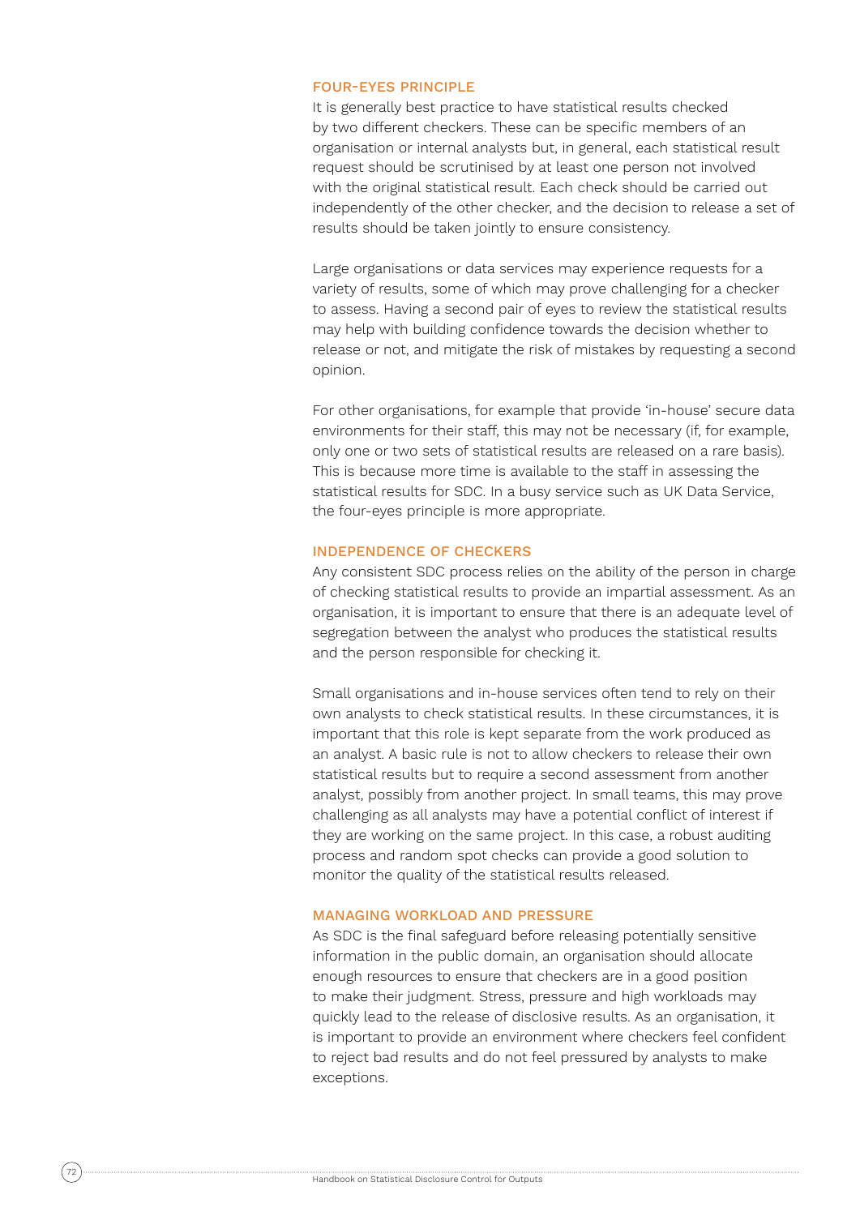### FOUR-EYES PRINCIPLE

It is generally best practice to have statistical results checked by two different checkers. These can be specific members of an organisation or internal analysts but, in general, each statistical result request should be scrutinised by at least one person not involved with the original statistical result. Each check should be carried out independently of the other checker, and the decision to release a set of results should be taken jointly to ensure consistency.

Large organisations or data services may experience requests for a variety of results, some of which may prove challenging for a checker to assess. Having a second pair of eyes to review the statistical results may help with building confidence towards the decision whether to release or not, and mitigate the risk of mistakes by requesting a second opinion.

For other organisations, for example that provide 'in-house' secure data environments for their staff, this may not be necessary (if, for example, only one or two sets of statistical results are released on a rare basis). This is because more time is available to the staff in assessing the statistical results for SDC. In a busy service such as UK Data Service, the four-eyes principle is more appropriate.

### INDEPENDENCE OF CHECKERS

Any consistent SDC process relies on the ability of the person in charge of checking statistical results to provide an impartial assessment. As an organisation, it is important to ensure that there is an adequate level of segregation between the analyst who produces the statistical results and the person responsible for checking it.

Small organisations and in-house services often tend to rely on their own analysts to check statistical results. In these circumstances, it is important that this role is kept separate from the work produced as an analyst. A basic rule is not to allow checkers to release their own statistical results but to require a second assessment from another analyst, possibly from another project. In small teams, this may prove challenging as all analysts may have a potential conflict of interest if they are working on the same project. In this case, a robust auditing process and random spot checks can provide a good solution to monitor the quality of the statistical results released.

### MANAGING WORKLOAD AND PRESSURE

As SDC is the final safeguard before releasing potentially sensitive information in the public domain, an organisation should allocate enough resources to ensure that checkers are in a good position to make their judgment. Stress, pressure and high workloads may quickly lead to the release of disclosive results. As an organisation, it is important to provide an environment where checkers feel confident to reject bad results and do not feel pressured by analysts to make exceptions.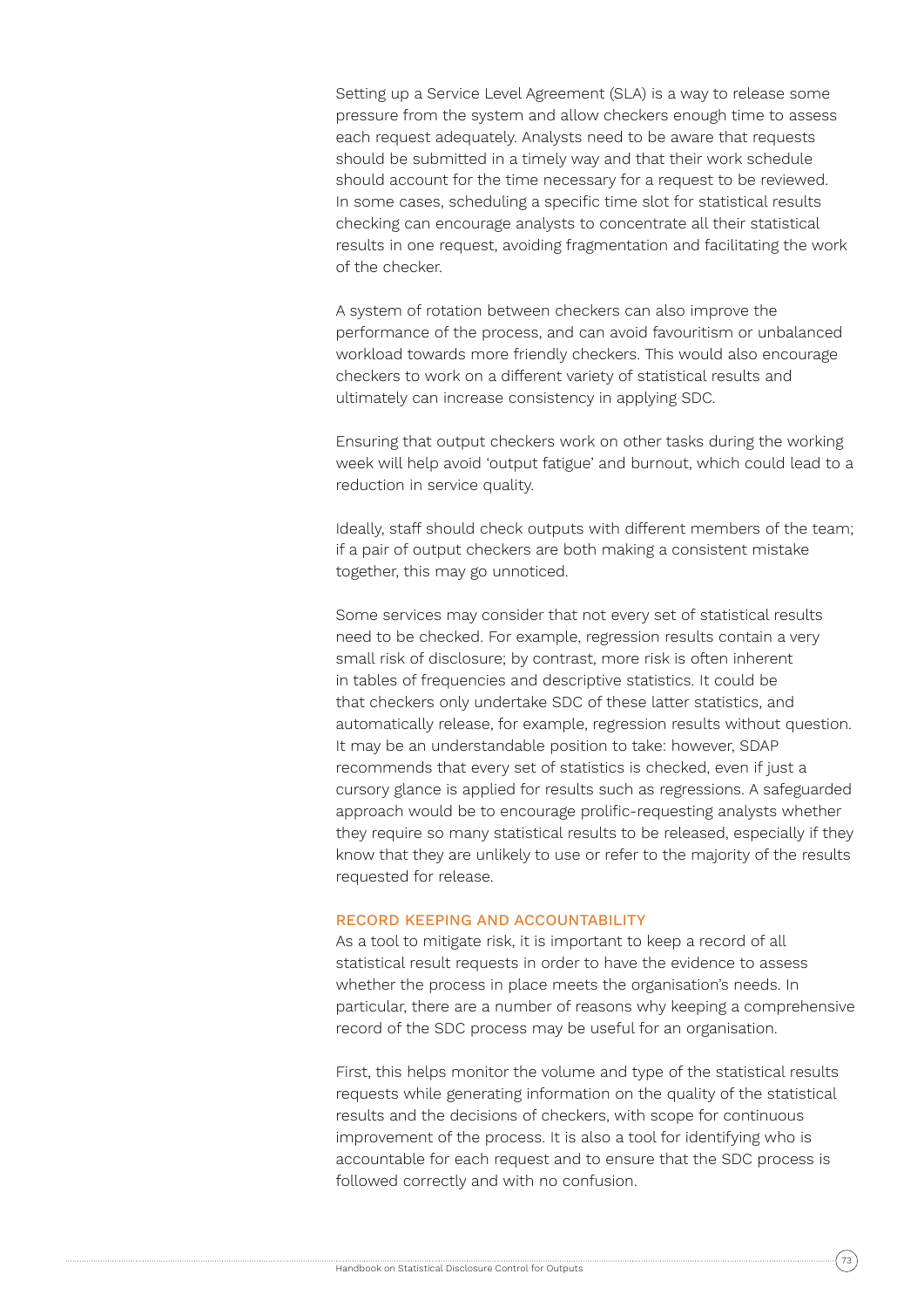Setting up a Service Level Agreement (SLA) is a way to release some pressure from the system and allow checkers enough time to assess each request adequately. Analysts need to be aware that requests should be submitted in a timely way and that their work schedule should account for the time necessary for a request to be reviewed. In some cases, scheduling a specific time slot for statistical results checking can encourage analysts to concentrate all their statistical results in one request, avoiding fragmentation and facilitating the work of the checker.

A system of rotation between checkers can also improve the performance of the process, and can avoid favouritism or unbalanced workload towards more friendly checkers. This would also encourage checkers to work on a different variety of statistical results and ultimately can increase consistency in applying SDC.

Ensuring that output checkers work on other tasks during the working week will help avoid 'output fatigue' and burnout, which could lead to a reduction in service quality.

Ideally, staff should check outputs with different members of the team; if a pair of output checkers are both making a consistent mistake together, this may go unnoticed.

Some services may consider that not every set of statistical results need to be checked. For example, regression results contain a very small risk of disclosure; by contrast, more risk is often inherent in tables of frequencies and descriptive statistics. It could be that checkers only undertake SDC of these latter statistics, and automatically release, for example, regression results without question. It may be an understandable position to take: however, SDAP recommends that every set of statistics is checked, even if just a cursory glance is applied for results such as regressions. A safeguarded approach would be to encourage prolific-requesting analysts whether they require so many statistical results to be released, especially if they know that they are unlikely to use or refer to the majority of the results requested for release.

### RECORD KEEPING AND ACCOUNTABILITY

As a tool to mitigate risk, it is important to keep a record of all statistical result requests in order to have the evidence to assess whether the process in place meets the organisation's needs. In particular, there are a number of reasons why keeping a comprehensive record of the SDC process may be useful for an organisation.

First, this helps monitor the volume and type of the statistical results requests while generating information on the quality of the statistical results and the decisions of checkers, with scope for continuous improvement of the process. It is also a tool for identifying who is accountable for each request and to ensure that the SDC process is followed correctly and with no confusion.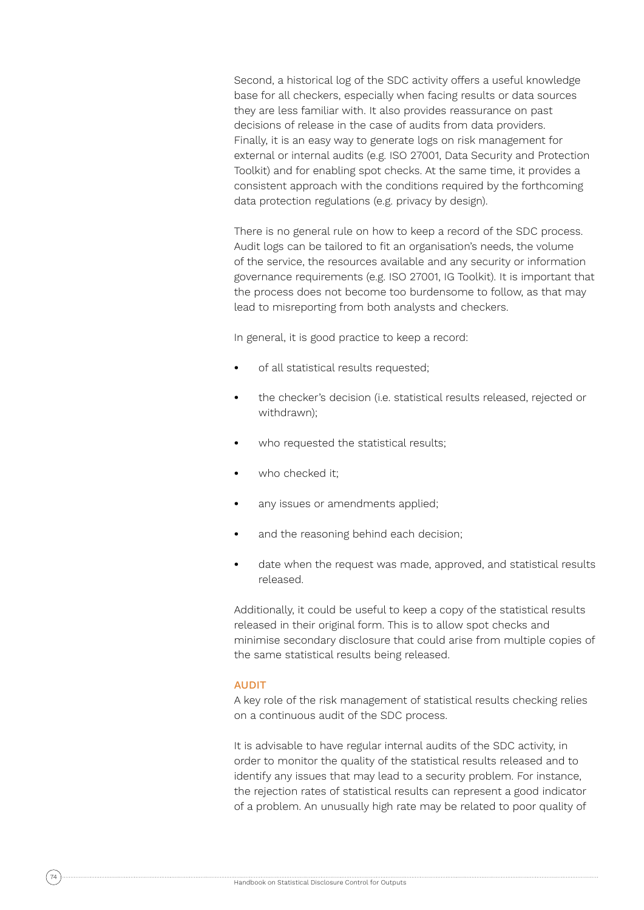Second, a historical log of the SDC activity offers a useful knowledge base for all checkers, especially when facing results or data sources they are less familiar with. It also provides reassurance on past decisions of release in the case of audits from data providers. Finally, it is an easy way to generate logs on risk management for external or internal audits (e.g. ISO 27001, Data Security and Protection Toolkit) and for enabling spot checks. At the same time, it provides a consistent approach with the conditions required by the forthcoming data protection regulations (e.g. privacy by design).

There is no general rule on how to keep a record of the SDC process. Audit logs can be tailored to fit an organisation's needs, the volume of the service, the resources available and any security or information governance requirements (e.g. ISO 27001, IG Toolkit). It is important that the process does not become too burdensome to follow, as that may lead to misreporting from both analysts and checkers.

In general, it is good practice to keep a record:

- of all statistical results requested;
- the checker's decision (i.e. statistical results released, rejected or withdrawn);
- who requested the statistical results;
- who checked it;
- any issues or amendments applied;
- and the reasoning behind each decision;
- date when the request was made, approved, and statistical results released.

Additionally, it could be useful to keep a copy of the statistical results released in their original form. This is to allow spot checks and minimise secondary disclosure that could arise from multiple copies of the same statistical results being released.

### AUDIT

A key role of the risk management of statistical results checking relies on a continuous audit of the SDC process.

It is advisable to have regular internal audits of the SDC activity, in order to monitor the quality of the statistical results released and to identify any issues that may lead to a security problem. For instance, the rejection rates of statistical results can represent a good indicator of a problem. An unusually high rate may be related to poor quality of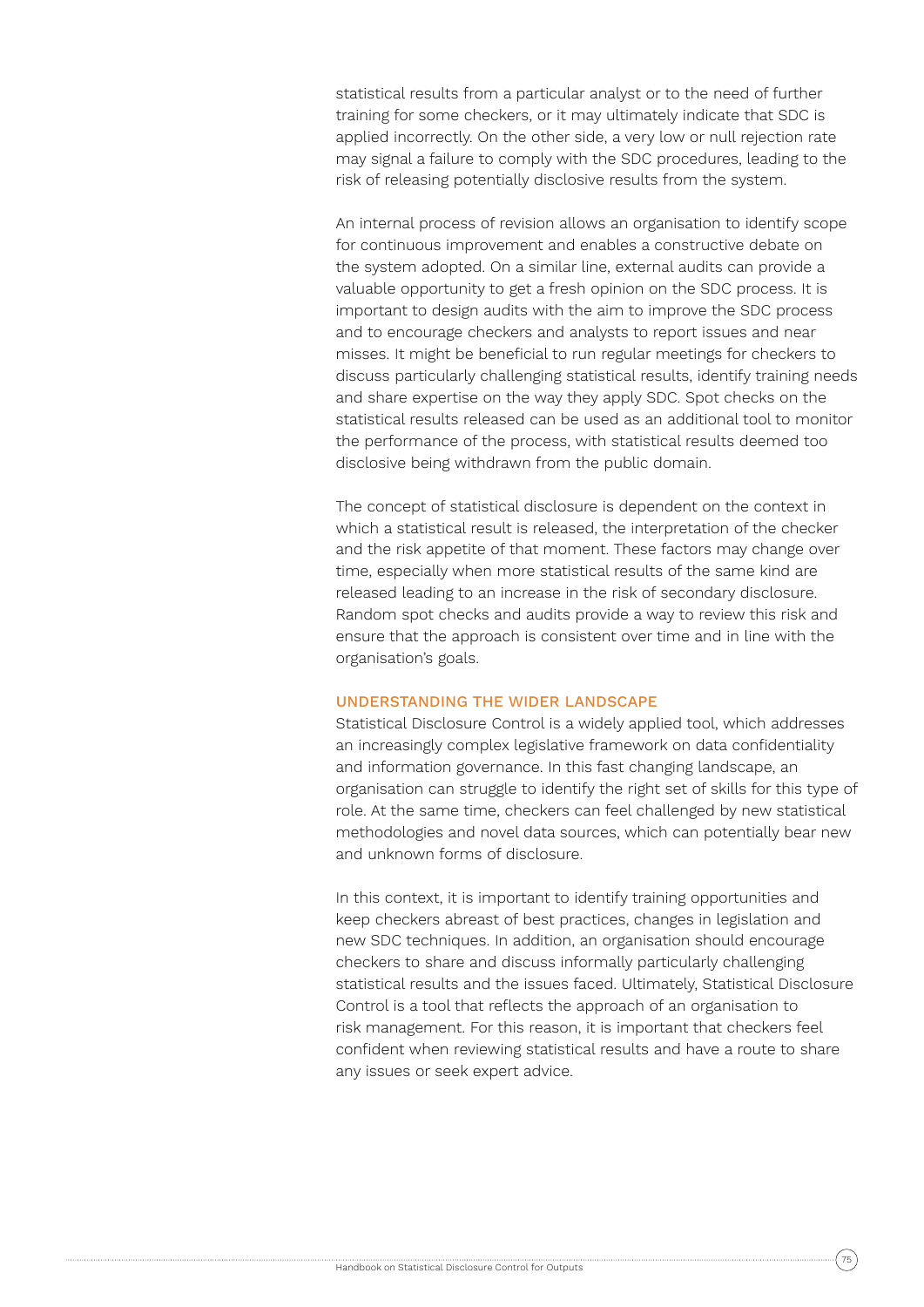statistical results from a particular analyst or to the need of further training for some checkers, or it may ultimately indicate that SDC is applied incorrectly. On the other side, a very low or null rejection rate may signal a failure to comply with the SDC procedures, leading to the risk of releasing potentially disclosive results from the system.

An internal process of revision allows an organisation to identify scope for continuous improvement and enables a constructive debate on the system adopted. On a similar line, external audits can provide a valuable opportunity to get a fresh opinion on the SDC process. It is important to design audits with the aim to improve the SDC process and to encourage checkers and analysts to report issues and near misses. It might be beneficial to run regular meetings for checkers to discuss particularly challenging statistical results, identify training needs and share expertise on the way they apply SDC. Spot checks on the statistical results released can be used as an additional tool to monitor the performance of the process, with statistical results deemed too disclosive being withdrawn from the public domain.

The concept of statistical disclosure is dependent on the context in which a statistical result is released, the interpretation of the checker and the risk appetite of that moment. These factors may change over time, especially when more statistical results of the same kind are released leading to an increase in the risk of secondary disclosure. Random spot checks and audits provide a way to review this risk and ensure that the approach is consistent over time and in line with the organisation's goals.

## UNDERSTANDING THE WIDER LANDSCAPE

Statistical Disclosure Control is a widely applied tool, which addresses an increasingly complex legislative framework on data confidentiality and information governance. In this fast changing landscape, an organisation can struggle to identify the right set of skills for this type of role. At the same time, checkers can feel challenged by new statistical methodologies and novel data sources, which can potentially bear new and unknown forms of disclosure.

In this context, it is important to identify training opportunities and keep checkers abreast of best practices, changes in legislation and new SDC techniques. In addition, an organisation should encourage checkers to share and discuss informally particularly challenging statistical results and the issues faced. Ultimately, Statistical Disclosure Control is a tool that reflects the approach of an organisation to risk management. For this reason, it is important that checkers feel confident when reviewing statistical results and have a route to share any issues or seek expert advice.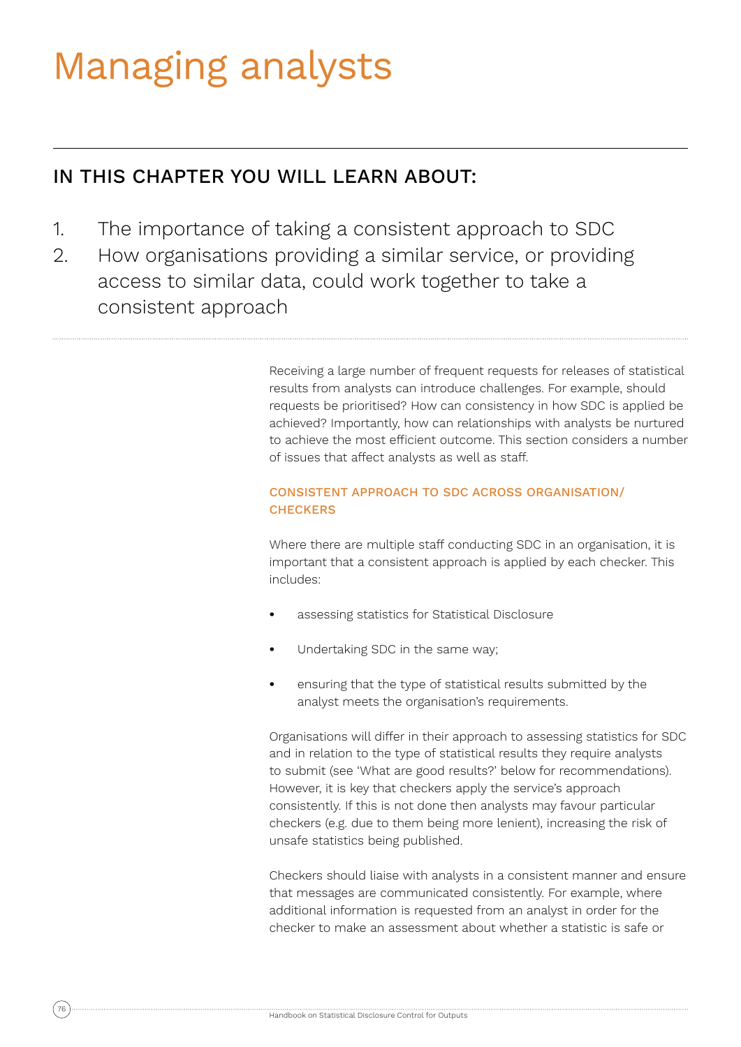# Managing analysts

## IN THIS CHAPTER YOU WILL LEARN ABOUT:

1. The importance of taking a consistent approach to SDC
2. How organisations providing a similar service, or providing access to similar data, could work together to take a consistent approach

Receiving a large number of frequent requests for releases of statistical results from analysts can introduce challenges. For example, should requests be prioritised? How can consistency in how SDC is applied be achieved? Importantly, how can relationships with analysts be nurtured to achieve the most efficient outcome. This section considers a number of issues that affect analysts as well as staff.

### CONSISTENT APPROACH TO SDC ACROSS ORGANISATION/ CHECKERS

Where there are multiple staff conducting SDC in an organisation, it is important that a consistent approach is applied by each checker. This includes:

- assessing statistics for Statistical Disclosure
- Undertaking SDC in the same way;
- ensuring that the type of statistical results submitted by the analyst meets the organisation's requirements.

Organisations will differ in their approach to assessing statistics for SDC and in relation to the type of statistical results they require analysts to submit (see 'What are good results?' below for recommendations). However, it is key that checkers apply the service's approach consistently. If this is not done then analysts may favour particular checkers (e.g. due to them being more lenient), increasing the risk of unsafe statistics being published.

Checkers should liaise with analysts in a consistent manner and ensure that messages are communicated consistently. For example, where additional information is requested from an analyst in order for the checker to make an assessment about whether a statistic is safe or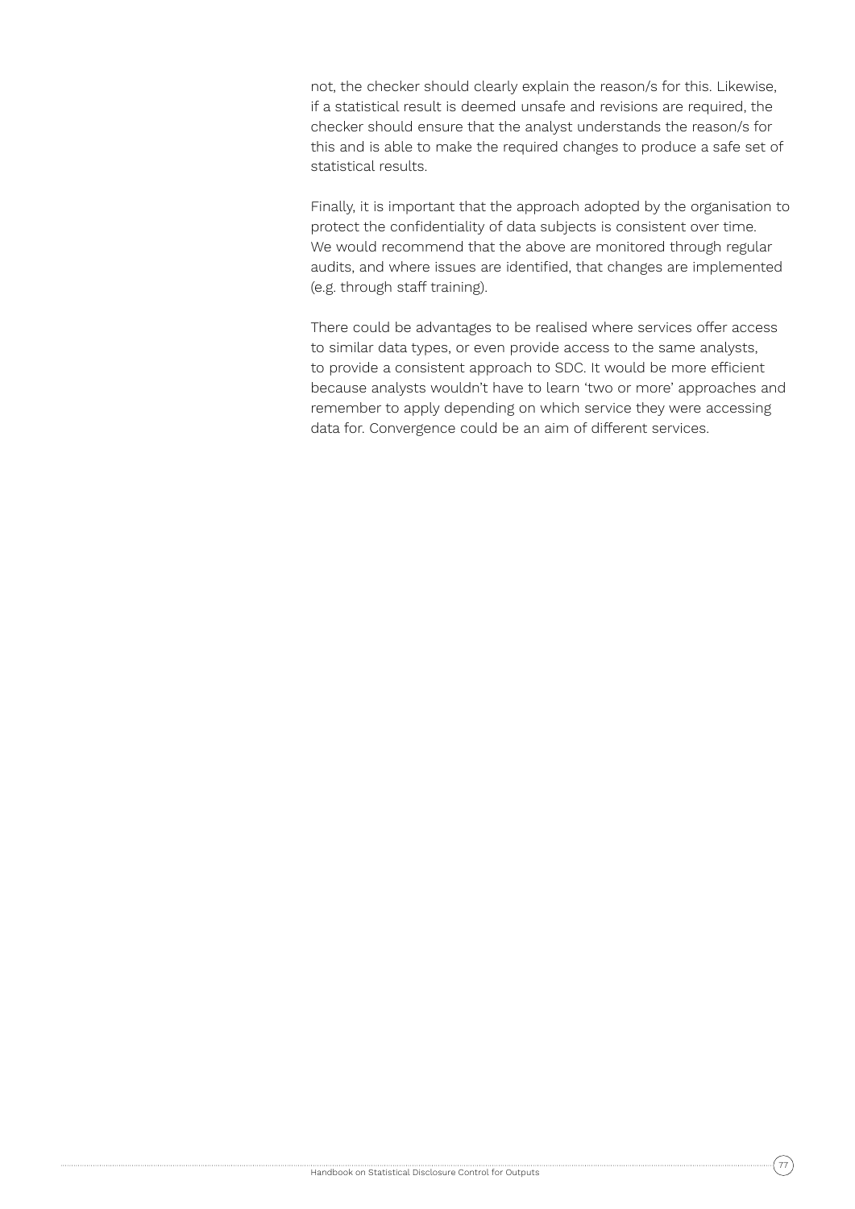not, the checker should clearly explain the reason/s for this. Likewise, if a statistical result is deemed unsafe and revisions are required, the checker should ensure that the analyst understands the reason/s for this and is able to make the required changes to produce a safe set of statistical results.

Finally, it is important that the approach adopted by the organisation to protect the confidentiality of data subjects is consistent over time. We would recommend that the above are monitored through regular audits, and where issues are identified, that changes are implemented (e.g. through staff training).

There could be advantages to be realised where services offer access to similar data types, or even provide access to the same analysts, to provide a consistent approach to SDC. It would be more efficient because analysts wouldn't have to learn 'two or more' approaches and remember to apply depending on which service they were accessing data for. Convergence could be an aim of different services.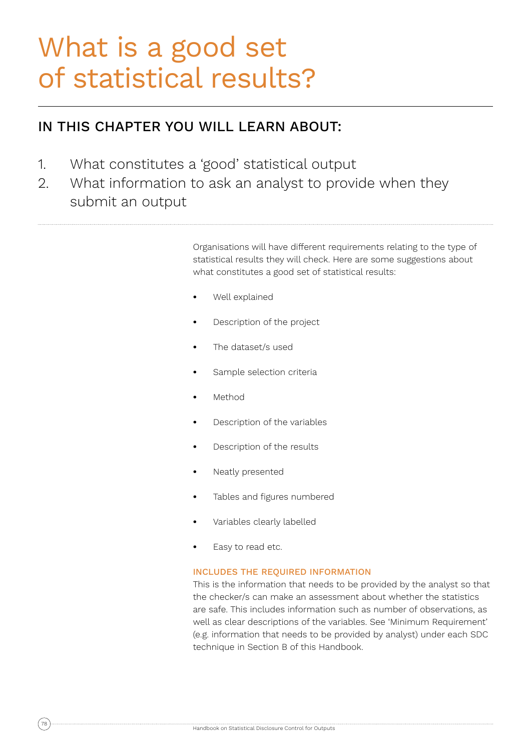# What is a good set of statistical results?

## IN THIS CHAPTER YOU WILL LEARN ABOUT:

1. What constitutes a 'good' statistical output
2. What information to ask an analyst to provide when they submit an output

Organisations will have different requirements relating to the type of statistical results they will check. Here are some suggestions about what constitutes a good set of statistical results:

- Well explained
- Description of the project
- The dataset/s used
- Sample selection criteria
- Method
- Description of the variables
- Description of the results
- Neatly presented
- Tables and figures numbered
- Variables clearly labelled
- Easy to read etc.

### INCLUDES THE REQUIRED INFORMATION

This is the information that needs to be provided by the analyst so that the checker/s can make an assessment about whether the statistics are safe. This includes information such as number of observations, as well as clear descriptions of the variables. See 'Minimum Requirement' (e.g. information that needs to be provided by analyst) under each SDC technique in Section B of this Handbook.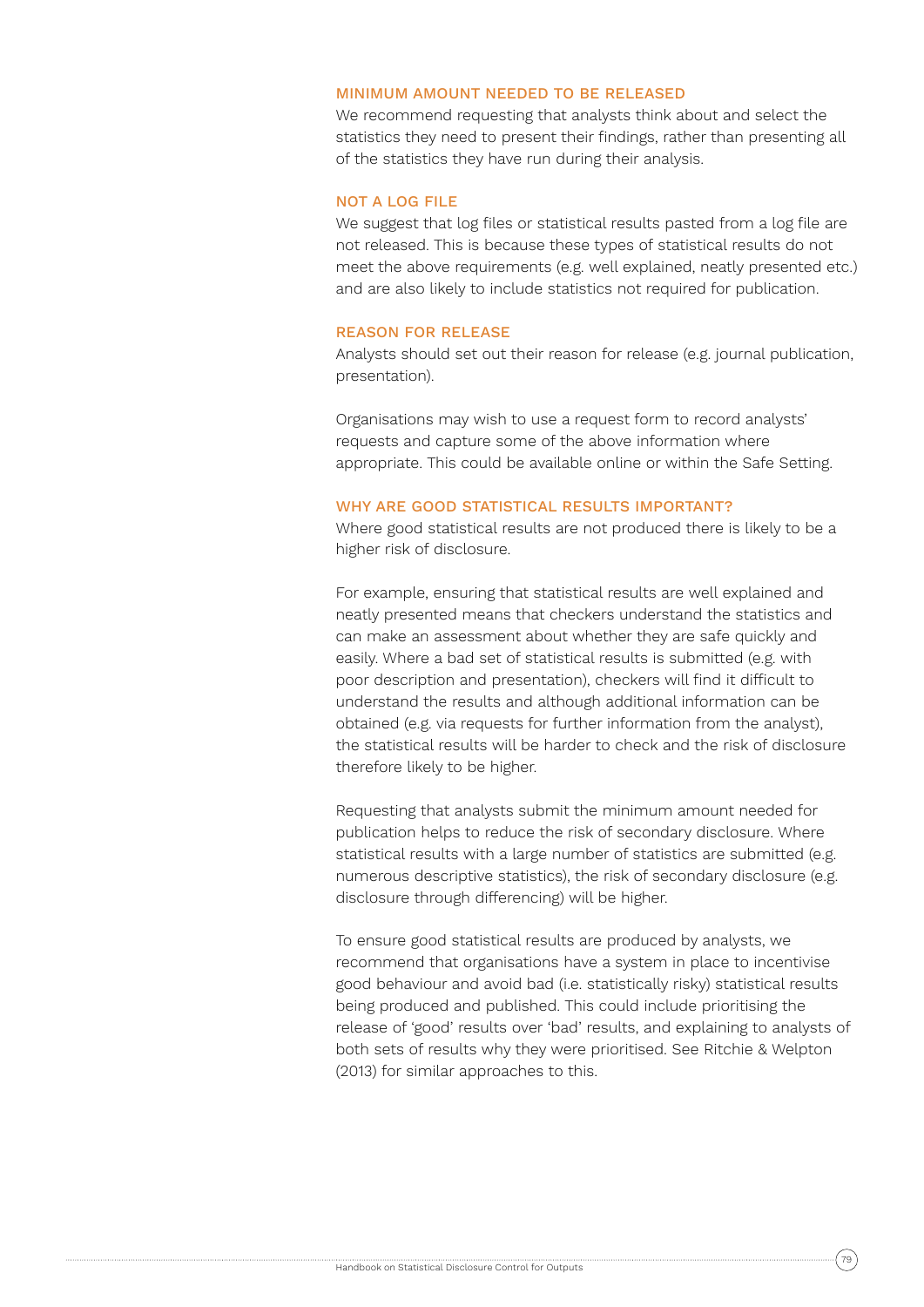### MINIMUM AMOUNT NEEDED TO BE RELEASED

We recommend requesting that analysts think about and select the statistics they need to present their findings, rather than presenting all of the statistics they have run during their analysis.

### NOT A LOG FILE

We suggest that log files or statistical results pasted from a log file are not released. This is because these types of statistical results do not meet the above requirements (e.g. well explained, neatly presented etc.) and are also likely to include statistics not required for publication.

### REASON FOR RELEASE

Analysts should set out their reason for release (e.g. journal publication, presentation).

Organisations may wish to use a request form to record analysts' requests and capture some of the above information where appropriate. This could be available online or within the Safe Setting.

### WHY ARE GOOD STATISTICAL RESULTS IMPORTANT?

Where good statistical results are not produced there is likely to be a higher risk of disclosure.

For example, ensuring that statistical results are well explained and neatly presented means that checkers understand the statistics and can make an assessment about whether they are safe quickly and easily. Where a bad set of statistical results is submitted (e.g. with poor description and presentation), checkers will find it difficult to understand the results and although additional information can be obtained (e.g. via requests for further information from the analyst), the statistical results will be harder to check and the risk of disclosure therefore likely to be higher.

Requesting that analysts submit the minimum amount needed for publication helps to reduce the risk of secondary disclosure. Where statistical results with a large number of statistics are submitted (e.g. numerous descriptive statistics), the risk of secondary disclosure (e.g. disclosure through differencing) will be higher.

To ensure good statistical results are produced by analysts, we recommend that organisations have a system in place to incentivise good behaviour and avoid bad (i.e. statistically risky) statistical results being produced and published. This could include prioritising the release of 'good' results over 'bad' results, and explaining to analysts of both sets of results why they were prioritised. See Ritchie & Welpton (2013) for similar approaches to this.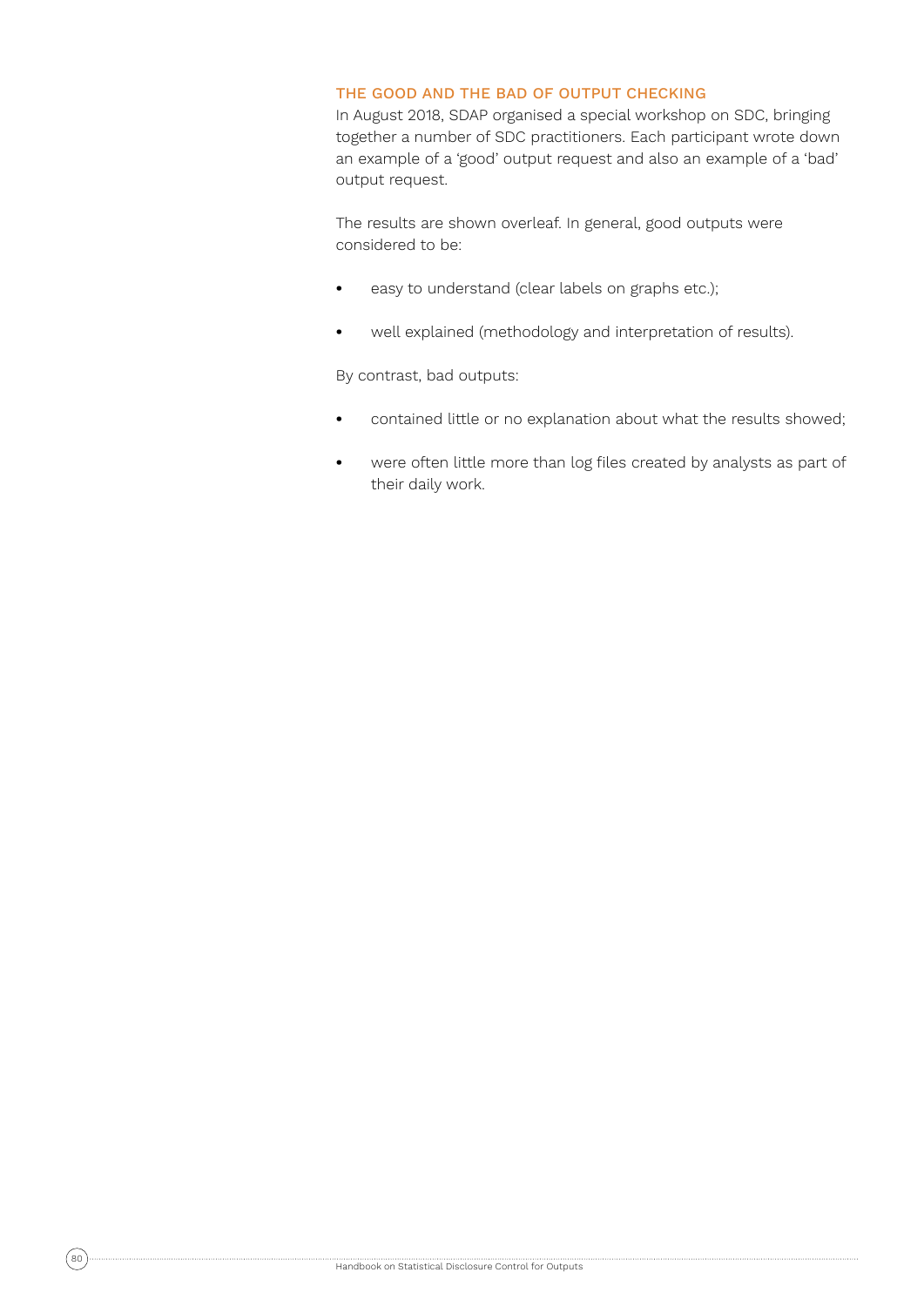## THE GOOD AND THE BAD OF OUTPUT CHECKING

In August 2018, SDAP organised a special workshop on SDC, bringing together a number of SDC practitioners. Each participant wrote down an example of a 'good' output request and also an example of a 'bad' output request.

The results are shown overleaf. In general, good outputs were considered to be:

- easy to understand (clear labels on graphs etc.);
- well explained (methodology and interpretation of results).

By contrast, bad outputs:

- contained little or no explanation about what the results showed;
- were often little more than log files created by analysts as part of their daily work.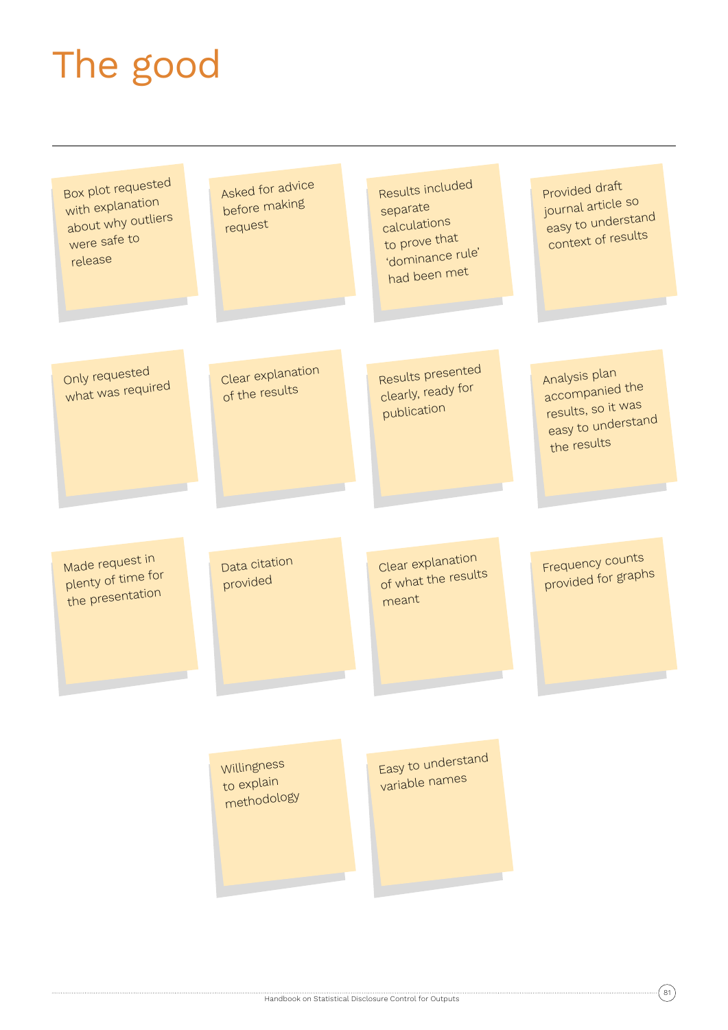# The good

- Box plot requested with explanation about why outliers were safe to release
- Asked for advice before making request
- Results included separate calculations to prove that 'dominance rule' had been met
- Provided draft journal article so easy to understand context of results
- Only requested what was required
- Clear explanation of the results
- Results presented clearly, ready for publication
- Analysis plan accompanied the results, so it was easy to understand the results
- Made request in plenty of time for the presentation
- Data citation provided
- Clear explanation of what the results meant
- Frequency counts provided for graphs
- Willingness to explain methodology
- Easy to understand variable names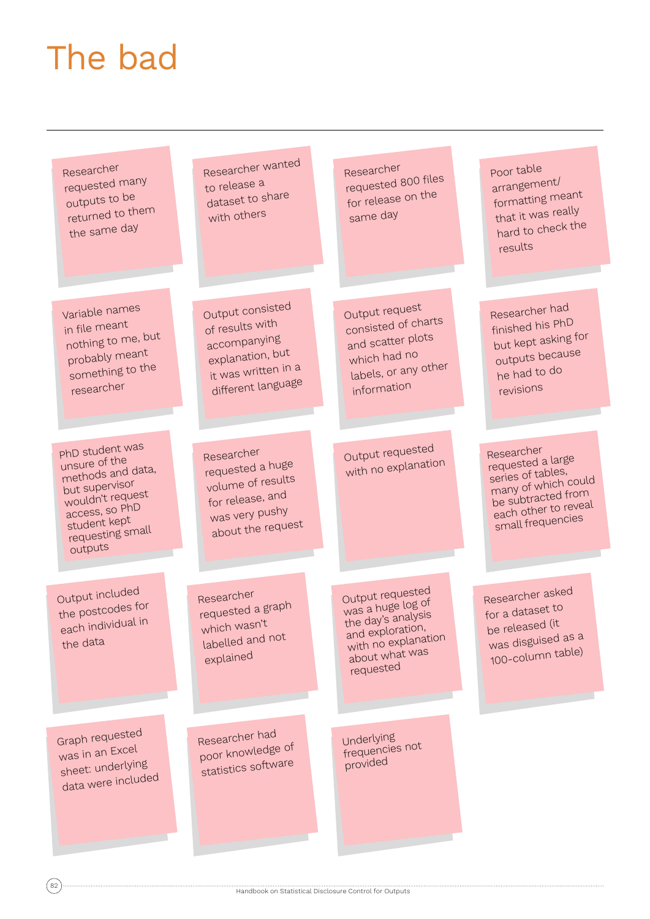# The bad

- Researcher requested many outputs to be returned to them the same day
- Researcher wanted to release a dataset to share with others
- Researcher requested 800 files for release on the same day
- Poor table arrangement/ formatting meant that it was really hard to check the results
- Variable names in file meant nothing to me, but probably meant something to the researcher
- Output consisted of results with accompanying explanation, but it was written in a different language
- Output request consisted of charts and scatter plots which had no labels, or any other information
- Researcher had finished his PhD but kept asking for outputs because he had to do revisions
- PhD student was unsure of the methods and data, but supervisor wouldn't request access, so PhD student kept requesting small outputs
- Researcher requested a huge volume of results for release, and was very pushy about the request
- Output requested with no explanation
- Researcher requested a large series of tables, many of which could be subtracted from each other to reveal small frequencies
- Output included the postcodes for each individual in the data
- Researcher requested a graph which wasn't labelled and not explained
- Output requested was a huge log of the day's analysis and exploration, with no explanation about what was requested
- Researcher asked for a dataset to be released (it was disguised as a 100-column table)
- Graph requested was in an Excel sheet: underlying data were included
- Researcher had poor knowledge of statistics software
- Underlying frequencies not provided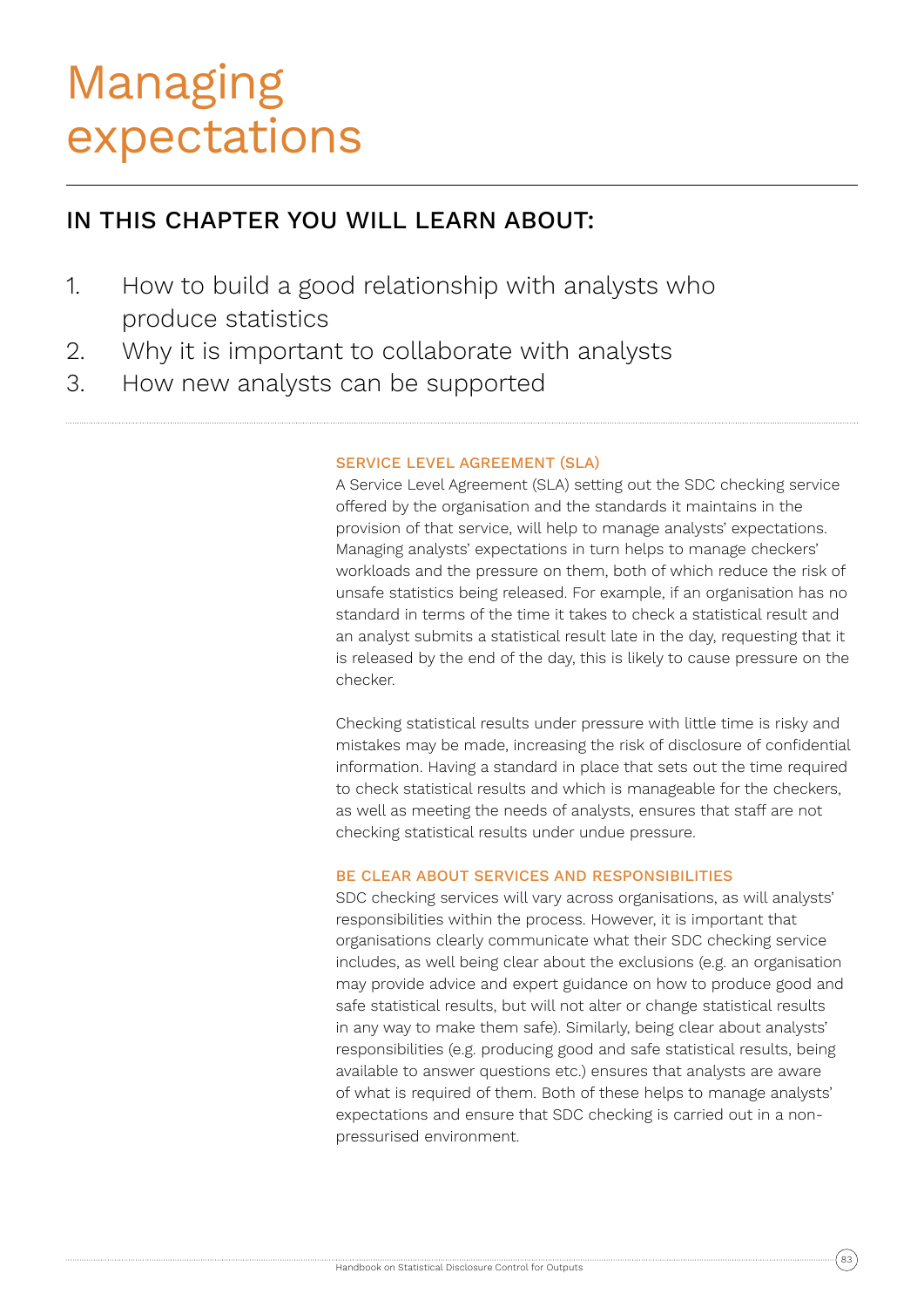# Managing expectations

## IN THIS CHAPTER YOU WILL LEARN ABOUT:

1. How to build a good relationship with analysts who produce statistics
2. Why it is important to collaborate with analysts
3. How new analysts can be supported

### SERVICE LEVEL AGREEMENT (SLA)

A Service Level Agreement (SLA) setting out the SDC checking service offered by the organisation and the standards it maintains in the provision of that service, will help to manage analysts' expectations. Managing analysts' expectations in turn helps to manage checkers' workloads and the pressure on them, both of which reduce the risk of unsafe statistics being released. For example, if an organisation has no standard in terms of the time it takes to check a statistical result and an analyst submits a statistical result late in the day, requesting that it is released by the end of the day, this is likely to cause pressure on the checker.

Checking statistical results under pressure with little time is risky and mistakes may be made, increasing the risk of disclosure of confidential information. Having a standard in place that sets out the time required to check statistical results and which is manageable for the checkers, as well as meeting the needs of analysts, ensures that staff are not checking statistical results under undue pressure.

### BE CLEAR ABOUT SERVICES AND RESPONSIBILITIES

SDC checking services will vary across organisations, as will analysts' responsibilities within the process. However, it is important that organisations clearly communicate what their SDC checking service includes, as well being clear about the exclusions (e.g. an organisation may provide advice and expert guidance on how to produce good and safe statistical results, but will not alter or change statistical results in any way to make them safe). Similarly, being clear about analysts' responsibilities (e.g. producing good and safe statistical results, being available to answer questions etc.) ensures that analysts are aware of what is required of them. Both of these helps to manage analysts' expectations and ensure that SDC checking is carried out in a non-pressurised environment.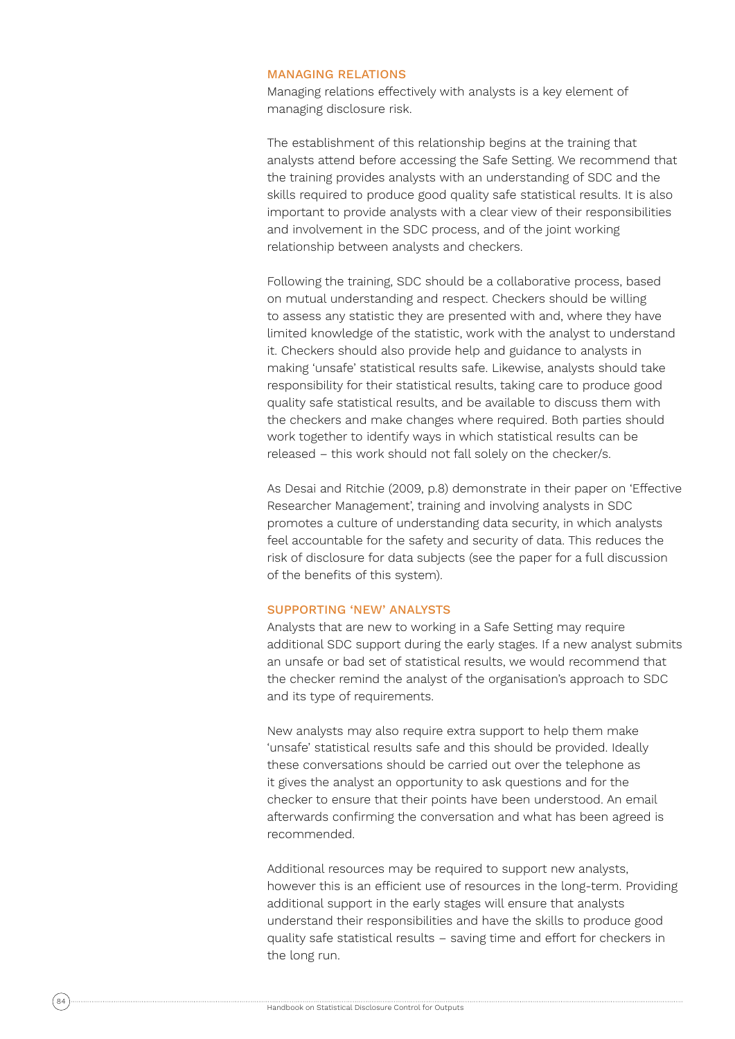### MANAGING RELATIONS

Managing relations effectively with analysts is a key element of managing disclosure risk.

The establishment of this relationship begins at the training that analysts attend before accessing the Safe Setting. We recommend that the training provides analysts with an understanding of SDC and the skills required to produce good quality safe statistical results. It is also important to provide analysts with a clear view of their responsibilities and involvement in the SDC process, and of the joint working relationship between analysts and checkers.

Following the training, SDC should be a collaborative process, based on mutual understanding and respect. Checkers should be willing to assess any statistic they are presented with and, where they have limited knowledge of the statistic, work with the analyst to understand it. Checkers should also provide help and guidance to analysts in making 'unsafe' statistical results safe. Likewise, analysts should take responsibility for their statistical results, taking care to produce good quality safe statistical results, and be available to discuss them with the checkers and make changes where required. Both parties should work together to identify ways in which statistical results can be released – this work should not fall solely on the checker/s.

As Desai and Ritchie (2009, p.8) demonstrate in their paper on 'Effective Researcher Management', training and involving analysts in SDC promotes a culture of understanding data security, in which analysts feel accountable for the safety and security of data. This reduces the risk of disclosure for data subjects (see the paper for a full discussion of the benefits of this system).

### SUPPORTING 'NEW' ANALYSTS

Analysts that are new to working in a Safe Setting may require additional SDC support during the early stages. If a new analyst submits an unsafe or bad set of statistical results, we would recommend that the checker remind the analyst of the organisation's approach to SDC and its type of requirements.

New analysts may also require extra support to help them make 'unsafe' statistical results safe and this should be provided. Ideally these conversations should be carried out over the telephone as it gives the analyst an opportunity to ask questions and for the checker to ensure that their points have been understood. An email afterwards confirming the conversation and what has been agreed is recommended.

Additional resources may be required to support new analysts, however this is an efficient use of resources in the long-term. Providing additional support in the early stages will ensure that analysts understand their responsibilities and have the skills to produce good quality safe statistical results – saving time and effort for checkers in the long run.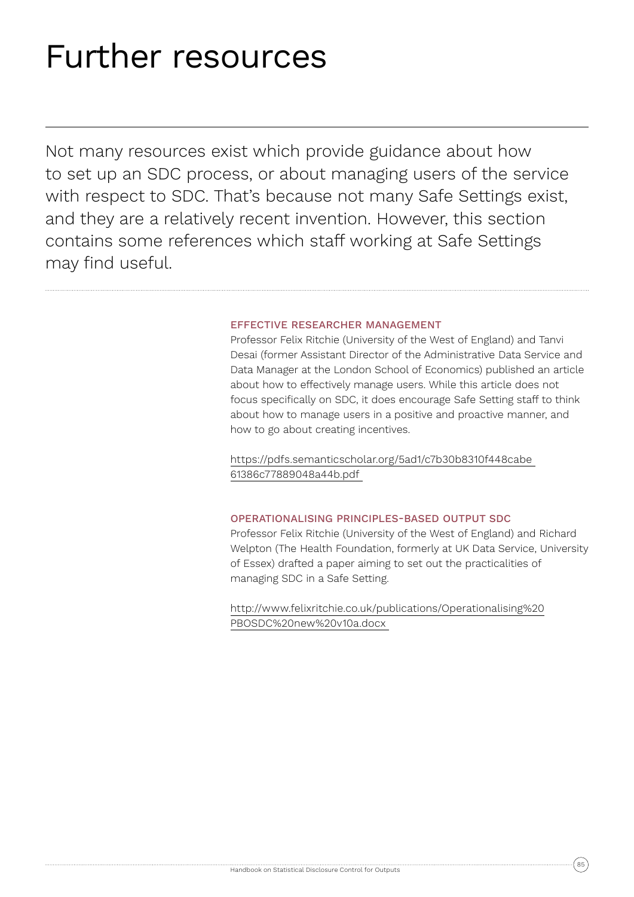# Further resources

Not many resources exist which provide guidance about how to set up an SDC process, or about managing users of the service with respect to SDC. That's because not many Safe Settings exist, and they are a relatively recent invention. However, this section contains some references which staff working at Safe Settings may find useful.

### EFFECTIVE RESEARCHER MANAGEMENT

Professor Felix Ritchie (University of the West of England) and Tanvi Desai (former Assistant Director of the Administrative Data Service and Data Manager at the London School of Economics) published an article about how to effectively manage users. While this article does not focus specifically on SDC, it does encourage Safe Setting staff to think about how to manage users in a positive and proactive manner, and how to go about creating incentives.

https://pdfs.semanticscholar.org/5ad1/c7b30b8310f448cabe61386c77889048a44b.pdf

### OPERATIONALISING PRINCIPLES-BASED OUTPUT SDC

Professor Felix Ritchie (University of the West of England) and Richard Welpton (The Health Foundation, formerly at UK Data Service, University of Essex) drafted a paper aiming to set out the practicalities of managing SDC in a Safe Setting.

http://www.felixritchie.co.uk/publications/Operationalising%20PBOSDC%20new%20v10a.docx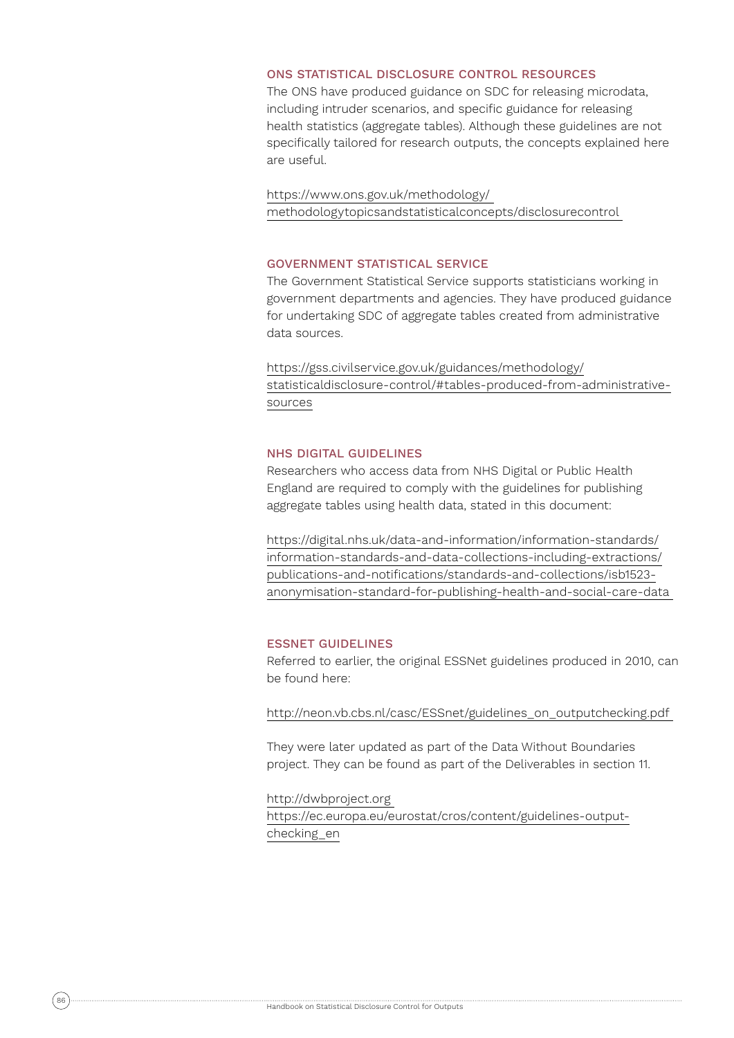### ONS STATISTICAL DISCLOSURE CONTROL RESOURCES

The ONS have produced guidance on SDC for releasing microdata, including intruder scenarios, and specific guidance for releasing health statistics (aggregate tables). Although these guidelines are not specifically tailored for research outputs, the concepts explained here are useful.

https://www.ons.gov.uk/methodology/methodologytopicsandstatisticalconcepts/disclosurecontrol

### GOVERNMENT STATISTICAL SERVICE

The Government Statistical Service supports statisticians working in government departments and agencies. They have produced guidance for undertaking SDC of aggregate tables created from administrative data sources.

https://gss.civilservice.gov.uk/guidances/methodology/statisticaldisclosure-control/#tables-produced-from-administrative-sources

### NHS DIGITAL GUIDELINES

Researchers who access data from NHS Digital or Public Health England are required to comply with the guidelines for publishing aggregate tables using health data, stated in this document:

https://digital.nhs.uk/data-and-information/information-standards/information-standards-and-data-collections-including-extractions/publications-and-notifications/standards-and-collections/isb1523-anonymisation-standard-for-publishing-health-and-social-care-data

### ESSNET GUIDELINES

Referred to earlier, the original ESSNet guidelines produced in 2010, can be found here:

http://neon.vb.cbs.nl/casc/ESSnet/guidelines_on_outputchecking.pdf

They were later updated as part of the Data Without Boundaries project. They can be found as part of the Deliverables in section 11.

http://dwbproject.org
https://ec.europa.eu/eurostat/cros/content/guidelines-output-checking_en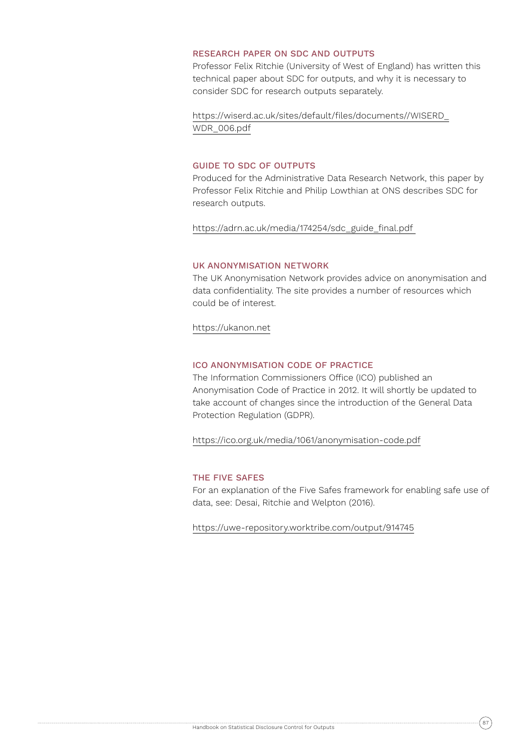### RESEARCH PAPER ON SDC AND OUTPUTS

Professor Felix Ritchie (University of West of England) has written this technical paper about SDC for outputs, and why it is necessary to consider SDC for research outputs separately.

https://wiserd.ac.uk/sites/default/files/documents//WISERD_WDR_006.pdf

### GUIDE TO SDC OF OUTPUTS

Produced for the Administrative Data Research Network, this paper by Professor Felix Ritchie and Philip Lowthian at ONS describes SDC for research outputs.

https://adrn.ac.uk/media/174254/sdc_guide_final.pdf

### UK ANONYMISATION NETWORK

The UK Anonymisation Network provides advice on anonymisation and data confidentiality. The site provides a number of resources which could be of interest.

https://ukanon.net

### ICO ANONYMISATION CODE OF PRACTICE

The Information Commissioners Office (ICO) published an Anonymisation Code of Practice in 2012. It will shortly be updated to take account of changes since the introduction of the General Data Protection Regulation (GDPR).

https://ico.org.uk/media/1061/anonymisation-code.pdf

### THE FIVE SAFES

For an explanation of the Five Safes framework for enabling safe use of data, see: Desai, Ritchie and Welpton (2016).

https://uwe-repository.worktribe.com/output/914745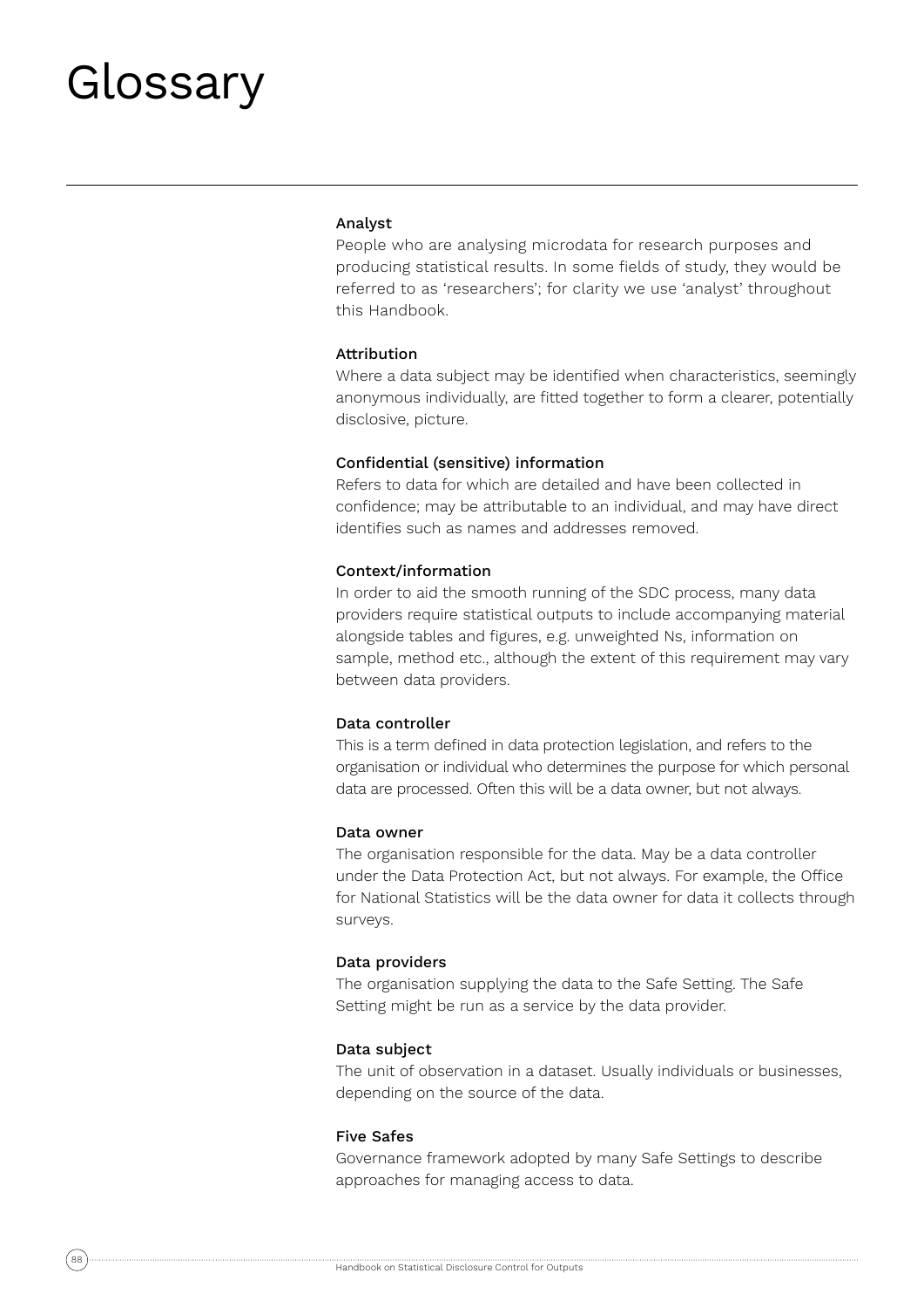# Glossary

**Analyst**
People who are analysing microdata for research purposes and producing statistical results. In some fields of study, they would be referred to as 'researchers'; for clarity we use 'analyst' throughout this Handbook.

**Attribution**
Where a data subject may be identified when characteristics, seemingly anonymous individually, are fitted together to form a clearer, potentially disclosive, picture.

**Confidential (sensitive) information**
Refers to data for which are detailed and have been collected in confidence; may be attributable to an individual, and may have direct identifies such as names and addresses removed.

**Context/information**
In order to aid the smooth running of the SDC process, many data providers require statistical outputs to include accompanying material alongside tables and figures, e.g. unweighted Ns, information on sample, method etc., although the extent of this requirement may vary between data providers.

**Data controller**
This is a term defined in data protection legislation, and refers to the organisation or individual who determines the purpose for which personal data are processed. Often this will be a data owner, but not always.

**Data owner**
The organisation responsible for the data. May be a data controller under the Data Protection Act, but not always. For example, the Office for National Statistics will be the data owner for data it collects through surveys.

**Data providers**
The organisation supplying the data to the Safe Setting. The Safe Setting might be run as a service by the data provider.

**Data subject**
The unit of observation in a dataset. Usually individuals or businesses, depending on the source of the data.

**Five Safes**
Governance framework adopted by many Safe Settings to describe approaches for managing access to data.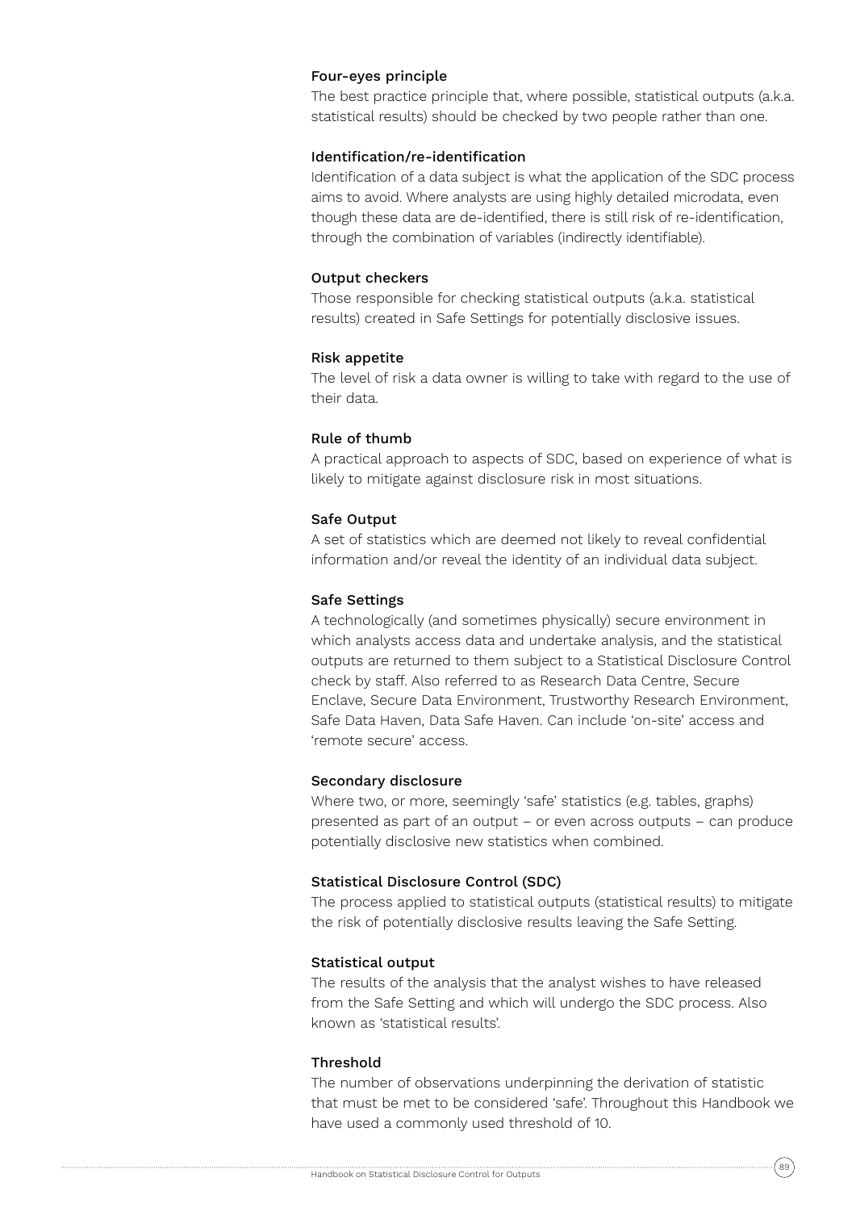**Four-eyes principle**

The best practice principle that, where possible, statistical outputs (a.k.a. statistical results) should be checked by two people rather than one.

**Identification/re-identification**

Identification of a data subject is what the application of the SDC process aims to avoid. Where analysts are using highly detailed microdata, even though these data are de-identified, there is still risk of re-identification, through the combination of variables (indirectly identifiable).

**Output checkers**

Those responsible for checking statistical outputs (a.k.a. statistical results) created in Safe Settings for potentially disclosive issues.

**Risk appetite**

The level of risk a data owner is willing to take with regard to the use of their data.

**Rule of thumb**

A practical approach to aspects of SDC, based on experience of what is likely to mitigate against disclosure risk in most situations.

**Safe Output**

A set of statistics which are deemed not likely to reveal confidential information and/or reveal the identity of an individual data subject.

**Safe Settings**

A technologically (and sometimes physically) secure environment in which analysts access data and undertake analysis, and the statistical outputs are returned to them subject to a Statistical Disclosure Control check by staff. Also referred to as Research Data Centre, Secure Enclave, Secure Data Environment, Trustworthy Research Environment, Safe Data Haven, Data Safe Haven. Can include 'on-site' access and 'remote secure' access.

**Secondary disclosure**

Where two, or more, seemingly 'safe' statistics (e.g. tables, graphs) presented as part of an output – or even across outputs – can produce potentially disclosive new statistics when combined.

**Statistical Disclosure Control (SDC)**

The process applied to statistical outputs (statistical results) to mitigate the risk of potentially disclosive results leaving the Safe Setting.

**Statistical output**

The results of the analysis that the analyst wishes to have released from the Safe Setting and which will undergo the SDC process. Also known as 'statistical results'.

**Threshold**

The number of observations underpinning the derivation of statistic that must be met to be considered 'safe'. Throughout this Handbook we have used a commonly used threshold of 10.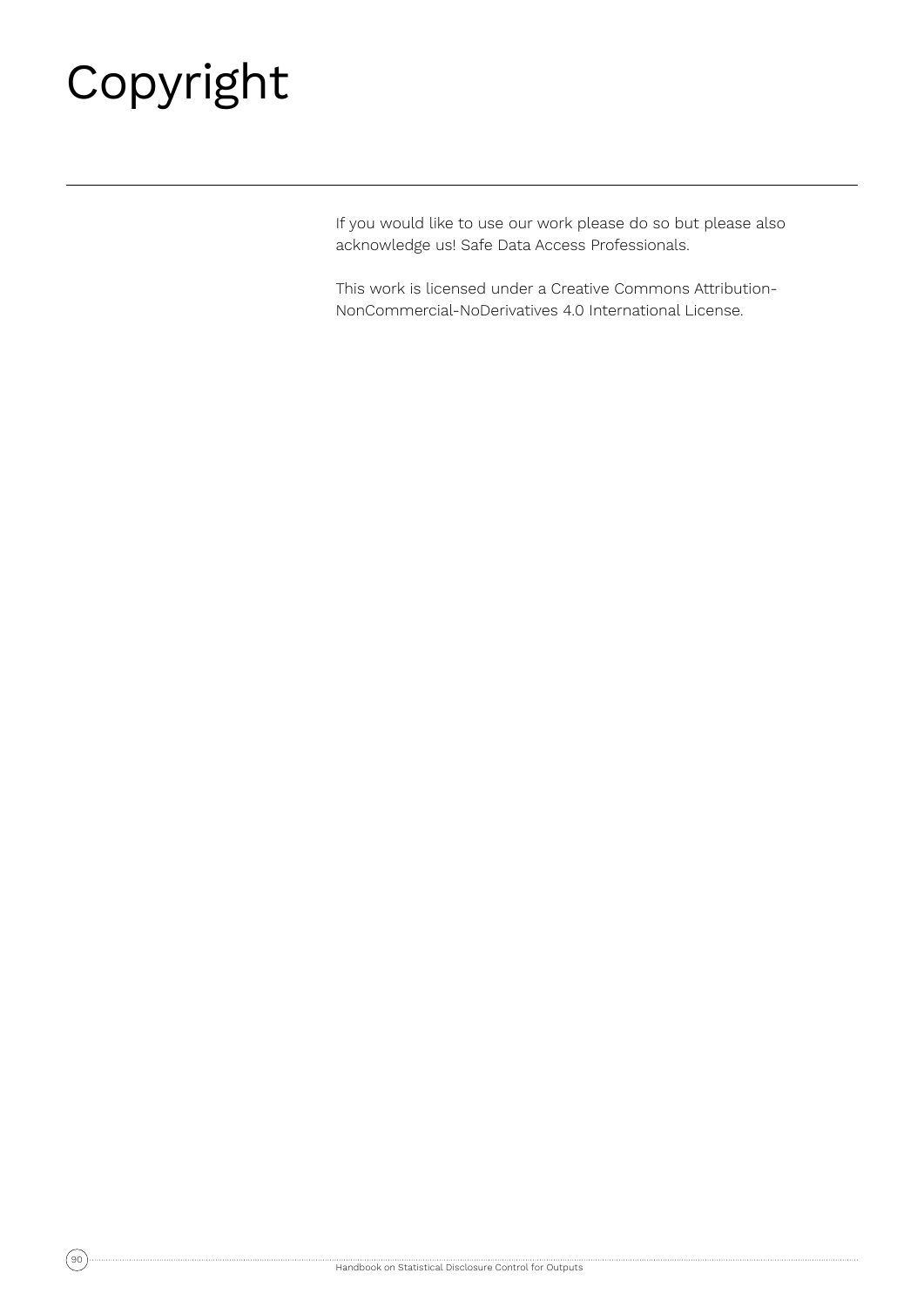# Copyright

If you would like to use our work please do so but please also acknowledge us! Safe Data Access Professionals.

This work is licensed under a Creative Commons Attribution-NonCommercial-NoDerivatives 4.0 International License.